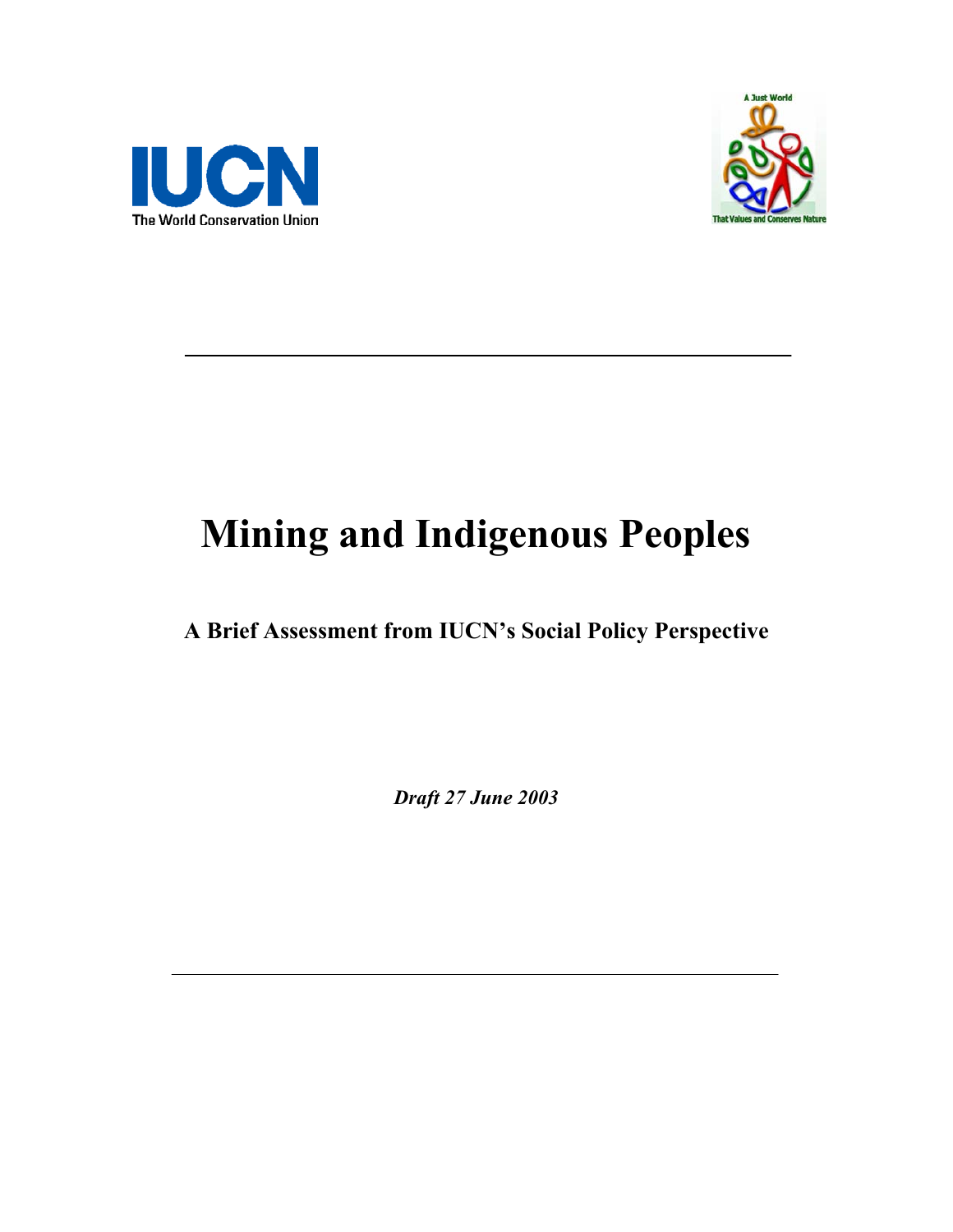IUCN
The World Conservation Union

A Just World
That Values and Conserves Nature

# Mining and Indigenous Peoples

## A Brief Assessment from IUCN's Social Policy Perspective

***Draft 27 June 2003***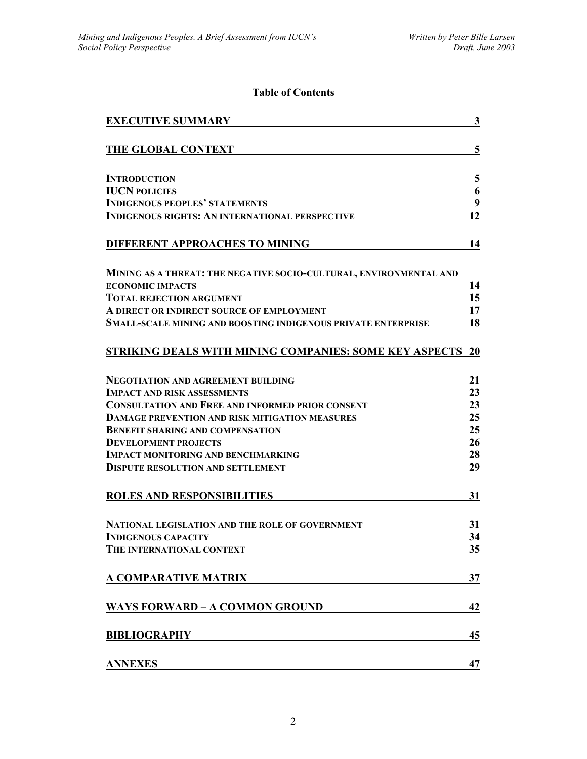# Table of Contents

| | |
|---|---|
| **EXECUTIVE SUMMARY** | **3** |
| **THE GLOBAL CONTEXT** | **5** |
| **INTRODUCTION** | **5** |
| **IUCN POLICIES** | **6** |
| **INDIGENOUS PEOPLES' STATEMENTS** | **9** |
| **INDIGENOUS RIGHTS: AN INTERNATIONAL PERSPECTIVE** | **12** |
| **DIFFERENT APPROACHES TO MINING** | **14** |
| **MINING AS A THREAT: THE NEGATIVE SOCIO-CULTURAL, ENVIRONMENTAL AND ECONOMIC IMPACTS** | **14** |
| **TOTAL REJECTION ARGUMENT** | **15** |
| **A DIRECT OR INDIRECT SOURCE OF EMPLOYMENT** | **17** |
| **SMALL-SCALE MINING AND BOOSTING INDIGENOUS PRIVATE ENTERPRISE** | **18** |
| **STRIKING DEALS WITH MINING COMPANIES: SOME KEY ASPECTS** | **20** |
| **NEGOTIATION AND AGREEMENT BUILDING** | **21** |
| **IMPACT AND RISK ASSESSMENTS** | **23** |
| **CONSULTATION AND FREE AND INFORMED PRIOR CONSENT** | **23** |
| **DAMAGE PREVENTION AND RISK MITIGATION MEASURES** | **25** |
| **BENEFIT SHARING AND COMPENSATION** | **25** |
| **DEVELOPMENT PROJECTS** | **26** |
| **IMPACT MONITORING AND BENCHMARKING** | **28** |
| **DISPUTE RESOLUTION AND SETTLEMENT** | **29** |
| **ROLES AND RESPONSIBILITIES** | **31** |
| **NATIONAL LEGISLATION AND THE ROLE OF GOVERNMENT** | **31** |
| **INDIGENOUS CAPACITY** | **34** |
| **THE INTERNATIONAL CONTEXT** | **35** |
| **A COMPARATIVE MATRIX** | **37** |
| **WAYS FORWARD – A COMMON GROUND** | **42** |
| **BIBLIOGRAPHY** | **45** |
| **ANNEXES** | **47** |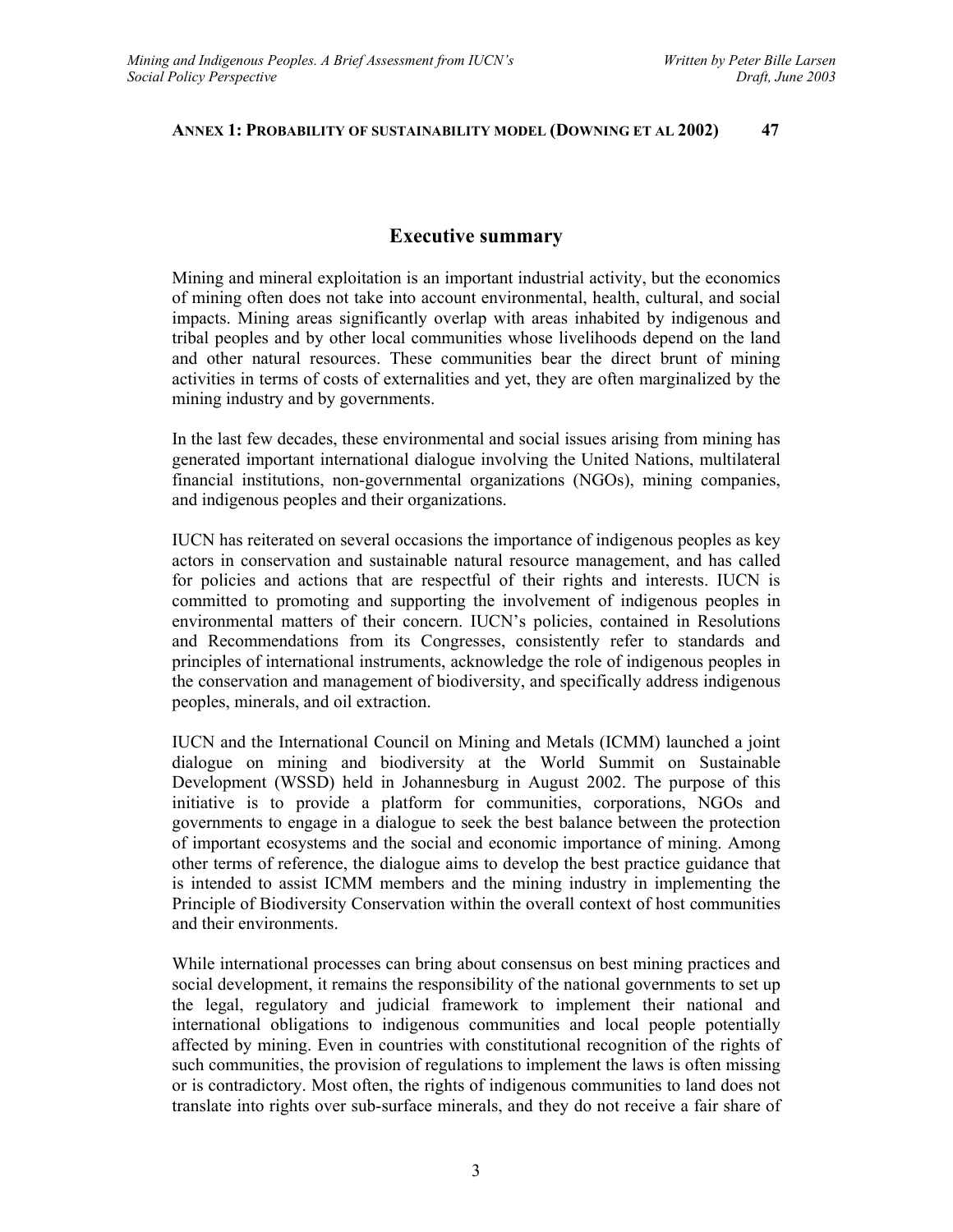**ANNEX 1: PROBABILITY OF SUSTAINABILITY MODEL (DOWNING ET AL 2002) 47**

## Executive summary

Mining and mineral exploitation is an important industrial activity, but the economics of mining often does not take into account environmental, health, cultural, and social impacts. Mining areas significantly overlap with areas inhabited by indigenous and tribal peoples and by other local communities whose livelihoods depend on the land and other natural resources. These communities bear the direct brunt of mining activities in terms of costs of externalities and yet, they are often marginalized by the mining industry and by governments.

In the last few decades, these environmental and social issues arising from mining has generated important international dialogue involving the United Nations, multilateral financial institutions, non-governmental organizations (NGOs), mining companies, and indigenous peoples and their organizations.

IUCN has reiterated on several occasions the importance of indigenous peoples as key actors in conservation and sustainable natural resource management, and has called for policies and actions that are respectful of their rights and interests. IUCN is committed to promoting and supporting the involvement of indigenous peoples in environmental matters of their concern. IUCN's policies, contained in Resolutions and Recommendations from its Congresses, consistently refer to standards and principles of international instruments, acknowledge the role of indigenous peoples in the conservation and management of biodiversity, and specifically address indigenous peoples, minerals, and oil extraction.

IUCN and the International Council on Mining and Metals (ICMM) launched a joint dialogue on mining and biodiversity at the World Summit on Sustainable Development (WSSD) held in Johannesburg in August 2002. The purpose of this initiative is to provide a platform for communities, corporations, NGOs and governments to engage in a dialogue to seek the best balance between the protection of important ecosystems and the social and economic importance of mining. Among other terms of reference, the dialogue aims to develop the best practice guidance that is intended to assist ICMM members and the mining industry in implementing the Principle of Biodiversity Conservation within the overall context of host communities and their environments.

While international processes can bring about consensus on best mining practices and social development, it remains the responsibility of the national governments to set up the legal, regulatory and judicial framework to implement their national and international obligations to indigenous communities and local people potentially affected by mining. Even in countries with constitutional recognition of the rights of such communities, the provision of regulations to implement the laws is often missing or is contradictory. Most often, the rights of indigenous communities to land does not translate into rights over sub-surface minerals, and they do not receive a fair share of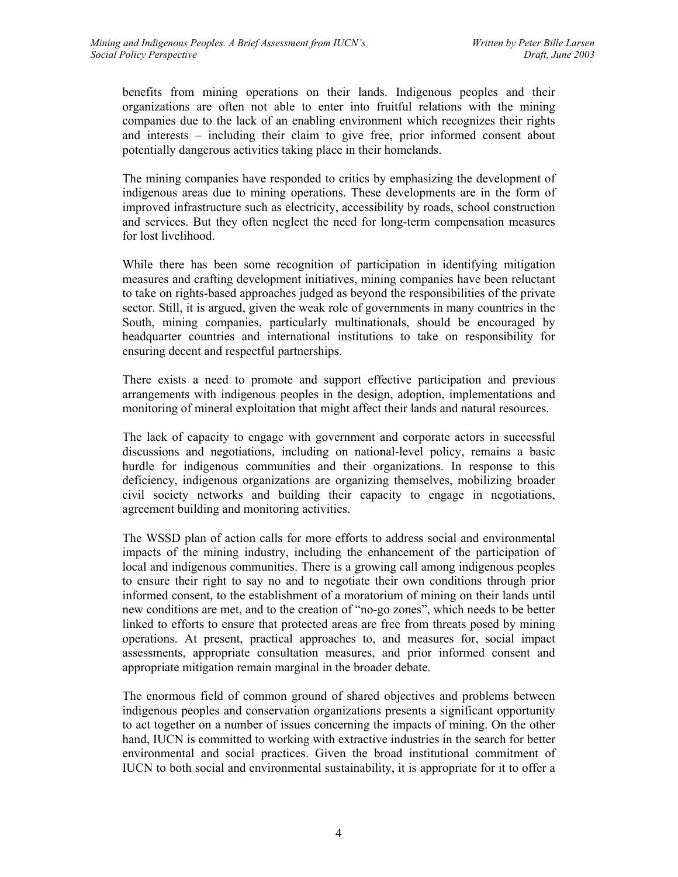benefits from mining operations on their lands. Indigenous peoples and their organizations are often not able to enter into fruitful relations with the mining companies due to the lack of an enabling environment which recognizes their rights and interests – including their claim to give free, prior informed consent about potentially dangerous activities taking place in their homelands.

The mining companies have responded to critics by emphasizing the development of indigenous areas due to mining operations. These developments are in the form of improved infrastructure such as electricity, accessibility by roads, school construction and services. But they often neglect the need for long-term compensation measures for lost livelihood.

While there has been some recognition of participation in identifying mitigation measures and crafting development initiatives, mining companies have been reluctant to take on rights-based approaches judged as beyond the responsibilities of the private sector. Still, it is argued, given the weak role of governments in many countries in the South, mining companies, particularly multinationals, should be encouraged by headquarter countries and international institutions to take on responsibility for ensuring decent and respectful partnerships.

There exists a need to promote and support effective participation and previous arrangements with indigenous peoples in the design, adoption, implementations and monitoring of mineral exploitation that might affect their lands and natural resources.

The lack of capacity to engage with government and corporate actors in successful discussions and negotiations, including on national-level policy, remains a basic hurdle for indigenous communities and their organizations. In response to this deficiency, indigenous organizations are organizing themselves, mobilizing broader civil society networks and building their capacity to engage in negotiations, agreement building and monitoring activities.

The WSSD plan of action calls for more efforts to address social and environmental impacts of the mining industry, including the enhancement of the participation of local and indigenous communities. There is a growing call among indigenous peoples to ensure their right to say no and to negotiate their own conditions through prior informed consent, to the establishment of a moratorium of mining on their lands until new conditions are met, and to the creation of "no-go zones", which needs to be better linked to efforts to ensure that protected areas are free from threats posed by mining operations. At present, practical approaches to, and measures for, social impact assessments, appropriate consultation measures, and prior informed consent and appropriate mitigation remain marginal in the broader debate.

The enormous field of common ground of shared objectives and problems between indigenous peoples and conservation organizations presents a significant opportunity to act together on a number of issues concerning the impacts of mining. On the other hand, IUCN is committed to working with extractive industries in the search for better environmental and social practices. Given the broad institutional commitment of IUCN to both social and environmental sustainability, it is appropriate for it to offer a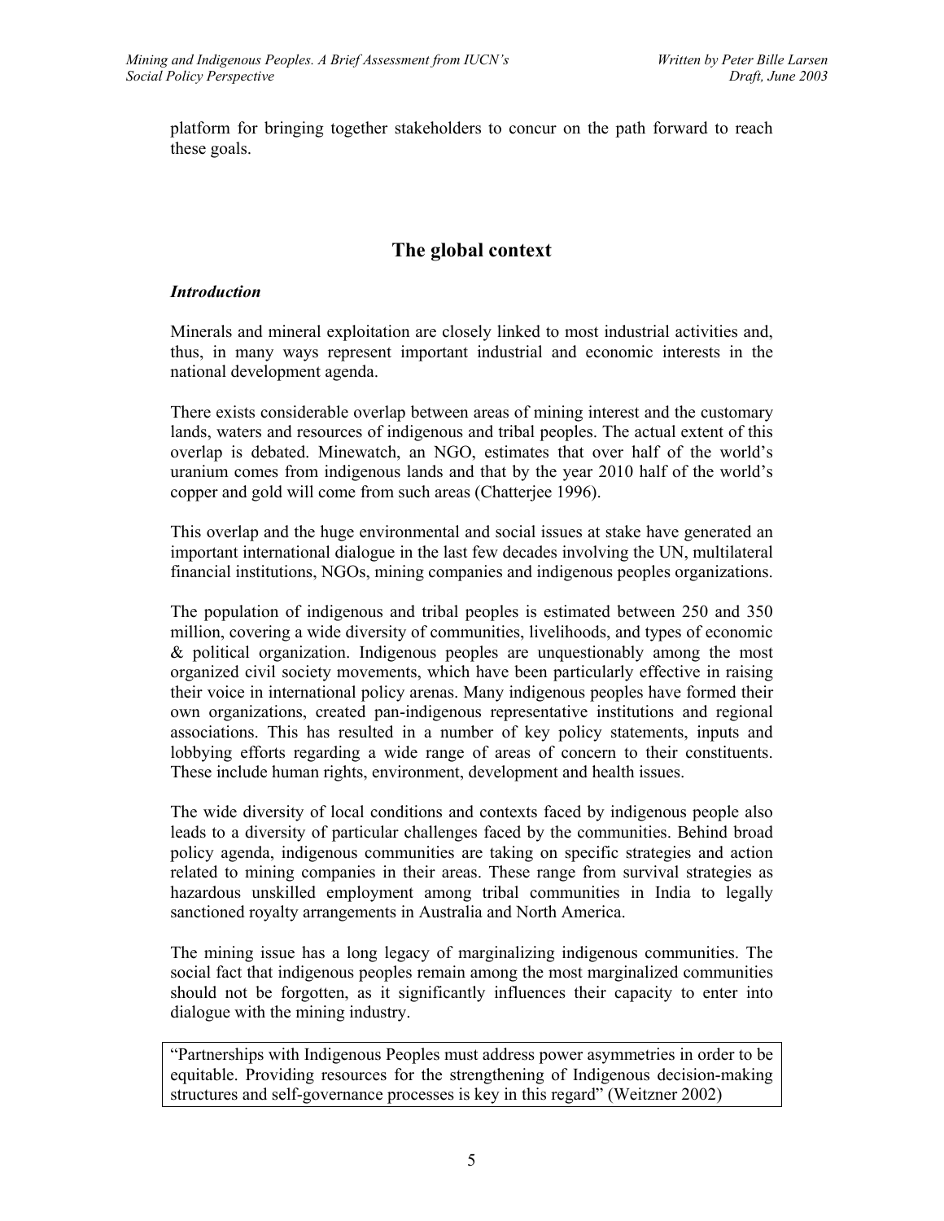platform for bringing together stakeholders to concur on the path forward to reach these goals.

## The global context

### *Introduction*

Minerals and mineral exploitation are closely linked to most industrial activities and, thus, in many ways represent important industrial and economic interests in the national development agenda.

There exists considerable overlap between areas of mining interest and the customary lands, waters and resources of indigenous and tribal peoples. The actual extent of this overlap is debated. Minewatch, an NGO, estimates that over half of the world's uranium comes from indigenous lands and that by the year 2010 half of the world's copper and gold will come from such areas (Chatterjee 1996).

This overlap and the huge environmental and social issues at stake have generated an important international dialogue in the last few decades involving the UN, multilateral financial institutions, NGOs, mining companies and indigenous peoples organizations.

The population of indigenous and tribal peoples is estimated between 250 and 350 million, covering a wide diversity of communities, livelihoods, and types of economic & political organization. Indigenous peoples are unquestionably among the most organized civil society movements, which have been particularly effective in raising their voice in international policy arenas. Many indigenous peoples have formed their own organizations, created pan-indigenous representative institutions and regional associations. This has resulted in a number of key policy statements, inputs and lobbying efforts regarding a wide range of areas of concern to their constituents. These include human rights, environment, development and health issues.

The wide diversity of local conditions and contexts faced by indigenous people also leads to a diversity of particular challenges faced by the communities. Behind broad policy agenda, indigenous communities are taking on specific strategies and action related to mining companies in their areas. These range from survival strategies as hazardous unskilled employment among tribal communities in India to legally sanctioned royalty arrangements in Australia and North America.

The mining issue has a long legacy of marginalizing indigenous communities. The social fact that indigenous peoples remain among the most marginalized communities should not be forgotten, as it significantly influences their capacity to enter into dialogue with the mining industry.

> "Partnerships with Indigenous Peoples must address power asymmetries in order to be equitable. Providing resources for the strengthening of Indigenous decision-making structures and self-governance processes is key in this regard" (Weitzner 2002)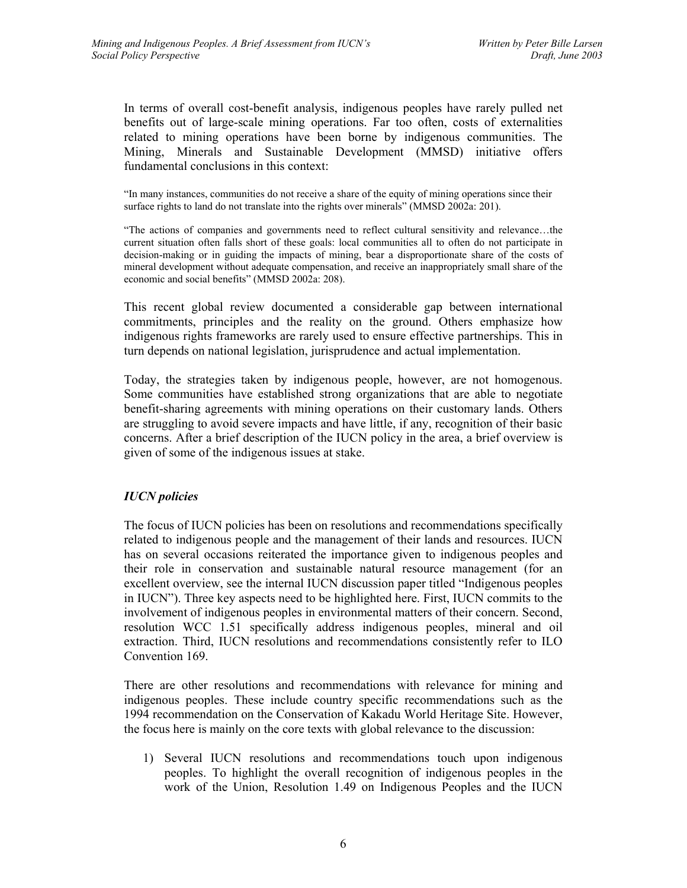In terms of overall cost-benefit analysis, indigenous peoples have rarely pulled net benefits out of large-scale mining operations. Far too often, costs of externalities related to mining operations have been borne by indigenous communities. The Mining, Minerals and Sustainable Development (MMSD) initiative offers fundamental conclusions in this context:

> "In many instances, communities do not receive a share of the equity of mining operations since their surface rights to land do not translate into the rights over minerals" (MMSD 2002a: 201).
>
> "The actions of companies and governments need to reflect cultural sensitivity and relevance…the current situation often falls short of these goals: local communities all to often do not participate in decision-making or in guiding the impacts of mining, bear a disproportionate share of the costs of mineral development without adequate compensation, and receive an inappropriately small share of the economic and social benefits" (MMSD 2002a: 208).

This recent global review documented a considerable gap between international commitments, principles and the reality on the ground. Others emphasize how indigenous rights frameworks are rarely used to ensure effective partnerships. This in turn depends on national legislation, jurisprudence and actual implementation.

Today, the strategies taken by indigenous people, however, are not homogenous. Some communities have established strong organizations that are able to negotiate benefit-sharing agreements with mining operations on their customary lands. Others are struggling to avoid severe impacts and have little, if any, recognition of their basic concerns. After a brief description of the IUCN policy in the area, a brief overview is given of some of the indigenous issues at stake.

### *IUCN policies*

The focus of IUCN policies has been on resolutions and recommendations specifically related to indigenous people and the management of their lands and resources. IUCN has on several occasions reiterated the importance given to indigenous peoples and their role in conservation and sustainable natural resource management (for an excellent overview, see the internal IUCN discussion paper titled "Indigenous peoples in IUCN"). Three key aspects need to be highlighted here. First, IUCN commits to the involvement of indigenous peoples in environmental matters of their concern. Second, resolution WCC 1.51 specifically address indigenous peoples, mineral and oil extraction. Third, IUCN resolutions and recommendations consistently refer to ILO Convention 169.

There are other resolutions and recommendations with relevance for mining and indigenous peoples. These include country specific recommendations such as the 1994 recommendation on the Conservation of Kakadu World Heritage Site. However, the focus here is mainly on the core texts with global relevance to the discussion:

1) Several IUCN resolutions and recommendations touch upon indigenous peoples. To highlight the overall recognition of indigenous peoples in the work of the Union, Resolution 1.49 on Indigenous Peoples and the IUCN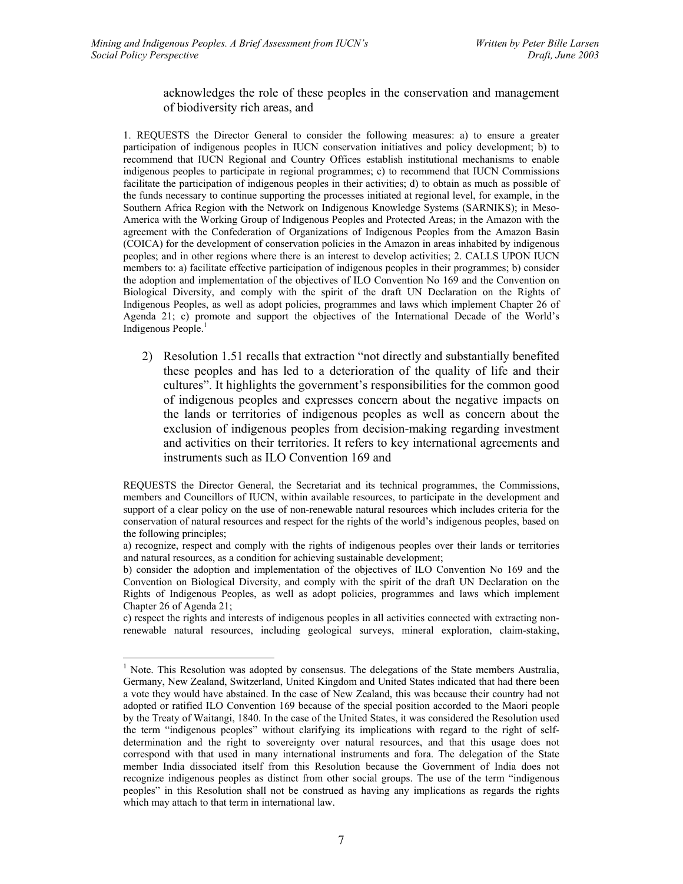acknowledges the role of these peoples in the conservation and management of biodiversity rich areas, and

1. REQUESTS the Director General to consider the following measures: a) to ensure a greater participation of indigenous peoples in IUCN conservation initiatives and policy development; b) to recommend that IUCN Regional and Country Offices establish institutional mechanisms to enable indigenous peoples to participate in regional programmes; c) to recommend that IUCN Commissions facilitate the participation of indigenous peoples in their activities; d) to obtain as much as possible of the funds necessary to continue supporting the processes initiated at regional level, for example, in the Southern Africa Region with the Network on Indigenous Knowledge Systems (SARNIKS); in Meso-America with the Working Group of Indigenous Peoples and Protected Areas; in the Amazon with the agreement with the Confederation of Organizations of Indigenous Peoples from the Amazon Basin (COICA) for the development of conservation policies in the Amazon in areas inhabited by indigenous peoples; and in other regions where there is an interest to develop activities; 2. CALLS UPON IUCN members to: a) facilitate effective participation of indigenous peoples in their programmes; b) consider the adoption and implementation of the objectives of ILO Convention No 169 and the Convention on Biological Diversity, and comply with the spirit of the draft UN Declaration on the Rights of Indigenous Peoples, as well as adopt policies, programmes and laws which implement Chapter 26 of Agenda 21; c) promote and support the objectives of the International Decade of the World's Indigenous People.[1]

2) Resolution 1.51 recalls that extraction "not directly and substantially benefited these peoples and has led to a deterioration of the quality of life and their cultures". It highlights the government's responsibilities for the common good of indigenous peoples and expresses concern about the negative impacts on the lands or territories of indigenous peoples as well as concern about the exclusion of indigenous peoples from decision-making regarding investment and activities on their territories. It refers to key international agreements and instruments such as ILO Convention 169 and

REQUESTS the Director General, the Secretariat and its technical programmes, the Commissions, members and Councillors of IUCN, within available resources, to participate in the development and support of a clear policy on the use of non-renewable natural resources which includes criteria for the conservation of natural resources and respect for the rights of the world's indigenous peoples, based on the following principles;

a) recognize, respect and comply with the rights of indigenous peoples over their lands or territories and natural resources, as a condition for achieving sustainable development;

b) consider the adoption and implementation of the objectives of ILO Convention No 169 and the Convention on Biological Diversity, and comply with the spirit of the draft UN Declaration on the Rights of Indigenous Peoples, as well as adopt policies, programmes and laws which implement Chapter 26 of Agenda 21;

c) respect the rights and interests of indigenous peoples in all activities connected with extracting non-renewable natural resources, including geological surveys, mineral exploration, claim-staking,

---

[1] Note. This Resolution was adopted by consensus. The delegations of the State members Australia, Germany, New Zealand, Switzerland, United Kingdom and United States indicated that had there been a vote they would have abstained. In the case of New Zealand, this was because their country had not adopted or ratified ILO Convention 169 because of the special position accorded to the Maori people by the Treaty of Waitangi, 1840. In the case of the United States, it was considered the Resolution used the term "indigenous peoples" without clarifying its implications with regard to the right of self-determination and the right to sovereignty over natural resources, and that this usage does not correspond with that used in many international instruments and fora. The delegation of the State member India dissociated itself from this Resolution because the Government of India does not recognize indigenous peoples as distinct from other social groups. The use of the term "indigenous peoples" in this Resolution shall not be construed as having any implications as regards the rights which may attach to that term in international law.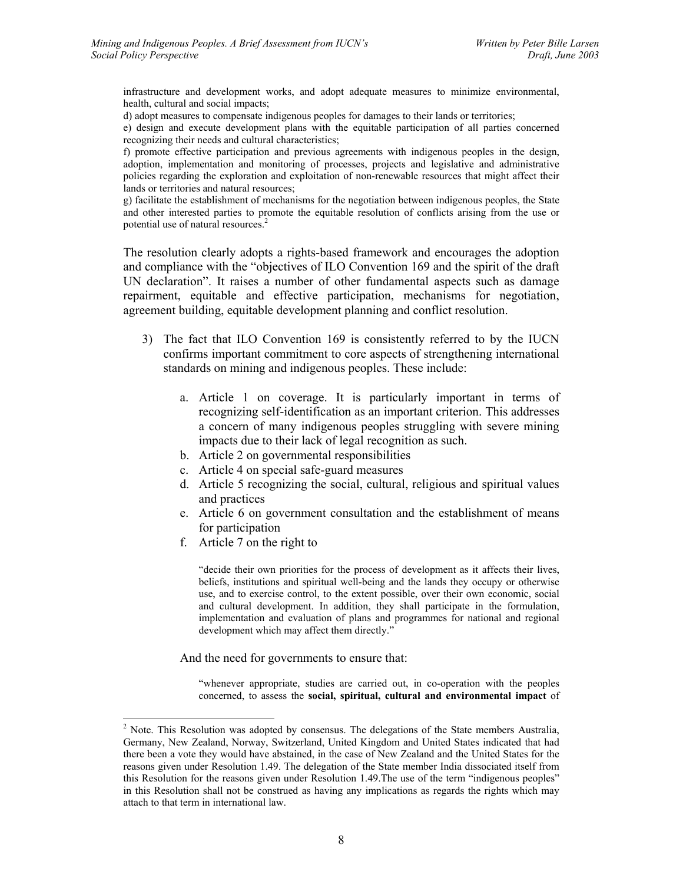infrastructure and development works, and adopt adequate measures to minimize environmental, health, cultural and social impacts;

d) adopt measures to compensate indigenous peoples for damages to their lands or territories;

e) design and execute development plans with the equitable participation of all parties concerned recognizing their needs and cultural characteristics;

f) promote effective participation and previous agreements with indigenous peoples in the design, adoption, implementation and monitoring of processes, projects and legislative and administrative policies regarding the exploration and exploitation of non-renewable resources that might affect their lands or territories and natural resources;

g) facilitate the establishment of mechanisms for the negotiation between indigenous peoples, the State and other interested parties to promote the equitable resolution of conflicts arising from the use or potential use of natural resources.[2]

The resolution clearly adopts a rights-based framework and encourages the adoption and compliance with the "objectives of ILO Convention 169 and the spirit of the draft UN declaration". It raises a number of other fundamental aspects such as damage repairment, equitable and effective participation, mechanisms for negotiation, agreement building, equitable development planning and conflict resolution.

3) The fact that ILO Convention 169 is consistently referred to by the IUCN confirms important commitment to core aspects of strengthening international standards on mining and indigenous peoples. These include:

   a. Article 1 on coverage. It is particularly important in terms of recognizing self-identification as an important criterion. This addresses a concern of many indigenous peoples struggling with severe mining impacts due to their lack of legal recognition as such.
   b. Article 2 on governmental responsibilities
   c. Article 4 on special safe-guard measures
   d. Article 5 recognizing the social, cultural, religious and spiritual values and practices
   e. Article 6 on government consultation and the establishment of means for participation
   f. Article 7 on the right to

      "decide their own priorities for the process of development as it affects their lives, beliefs, institutions and spiritual well-being and the lands they occupy or otherwise use, and to exercise control, to the extent possible, over their own economic, social and cultural development. In addition, they shall participate in the formulation, implementation and evaluation of plans and programmes for national and regional development which may affect them directly."

   And the need for governments to ensure that:

      "whenever appropriate, studies are carried out, in co-operation with the peoples concerned, to assess the **social, spiritual, cultural and environmental impact** of

---

[2] Note. This Resolution was adopted by consensus. The delegations of the State members Australia, Germany, New Zealand, Norway, Switzerland, United Kingdom and United States indicated that had there been a vote they would have abstained, in the case of New Zealand and the United States for the reasons given under Resolution 1.49. The delegation of the State member India dissociated itself from this Resolution for the reasons given under Resolution 1.49.The use of the term "indigenous peoples" in this Resolution shall not be construed as having any implications as regards the rights which may attach to that term in international law.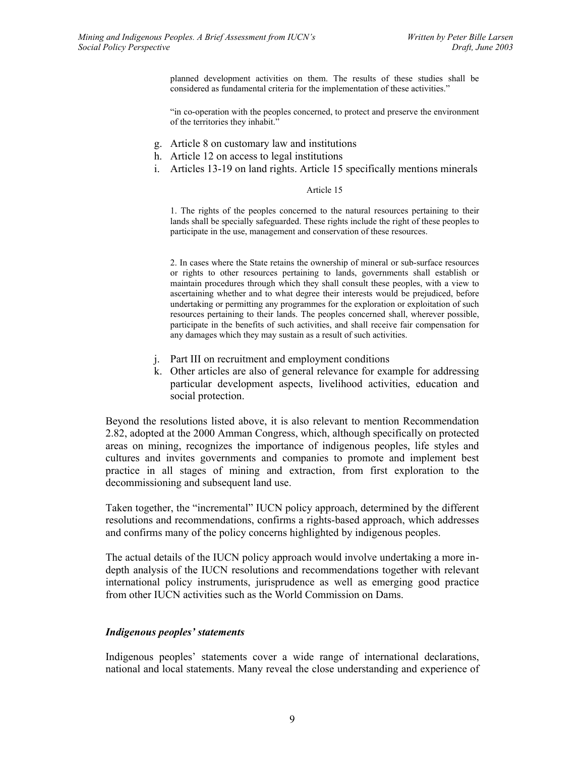> planned development activities on them. The results of these studies shall be considered as fundamental criteria for the implementation of these activities."
>
> "in co-operation with the peoples concerned, to protect and preserve the environment of the territories they inhabit."

g. Article 8 on customary law and institutions
h. Article 12 on access to legal institutions
i. Articles 13-19 on land rights. Article 15 specifically mentions minerals

> Article 15
>
> 1. The rights of the peoples concerned to the natural resources pertaining to their lands shall be specially safeguarded. These rights include the right of these peoples to participate in the use, management and conservation of these resources.
>
> 2. In cases where the State retains the ownership of mineral or sub-surface resources or rights to other resources pertaining to lands, governments shall establish or maintain procedures through which they shall consult these peoples, with a view to ascertaining whether and to what degree their interests would be prejudiced, before undertaking or permitting any programmes for the exploration or exploitation of such resources pertaining to their lands. The peoples concerned shall, wherever possible, participate in the benefits of such activities, and shall receive fair compensation for any damages which they may sustain as a result of such activities.

j. Part III on recruitment and employment conditions
k. Other articles are also of general relevance for example for addressing particular development aspects, livelihood activities, education and social protection.

Beyond the resolutions listed above, it is also relevant to mention Recommendation 2.82, adopted at the 2000 Amman Congress, which, although specifically on protected areas on mining, recognizes the importance of indigenous peoples, life styles and cultures and invites governments and companies to promote and implement best practice in all stages of mining and extraction, from first exploration to the decommissioning and subsequent land use.

Taken together, the "incremental" IUCN policy approach, determined by the different resolutions and recommendations, confirms a rights-based approach, which addresses and confirms many of the policy concerns highlighted by indigenous peoples.

The actual details of the IUCN policy approach would involve undertaking a more in-depth analysis of the IUCN resolutions and recommendations together with relevant international policy instruments, jurisprudence as well as emerging good practice from other IUCN activities such as the World Commission on Dams.

### *Indigenous peoples' statements*

Indigenous peoples' statements cover a wide range of international declarations, national and local statements. Many reveal the close understanding and experience of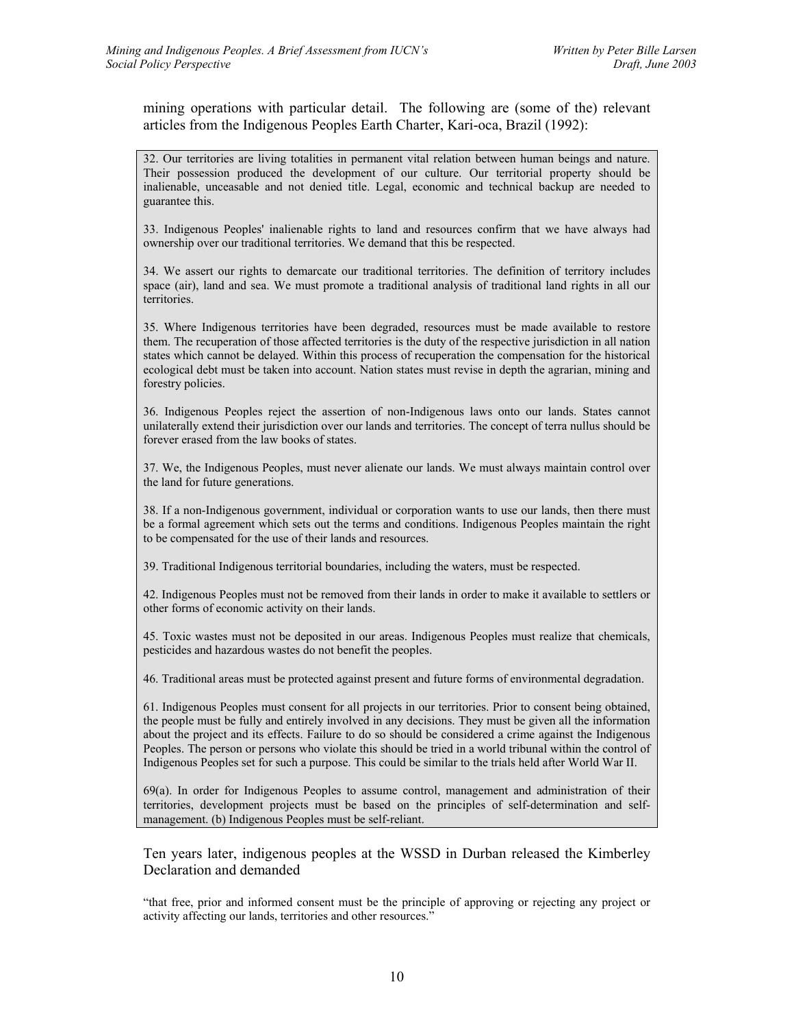mining operations with particular detail. The following are (some of the) relevant articles from the Indigenous Peoples Earth Charter, Kari-oca, Brazil (1992):

> 32. Our territories are living totalities in permanent vital relation between human beings and nature. Their possession produced the development of our culture. Our territorial property should be inalienable, unceasable and not denied title. Legal, economic and technical backup are needed to guarantee this.
>
> 33. Indigenous Peoples' inalienable rights to land and resources confirm that we have always had ownership over our traditional territories. We demand that this be respected.
>
> 34. We assert our rights to demarcate our traditional territories. The definition of territory includes space (air), land and sea. We must promote a traditional analysis of traditional land rights in all our territories.
>
> 35. Where Indigenous territories have been degraded, resources must be made available to restore them. The recuperation of those affected territories is the duty of the respective jurisdiction in all nation states which cannot be delayed. Within this process of recuperation the compensation for the historical ecological debt must be taken into account. Nation states must revise in depth the agrarian, mining and forestry policies.
>
> 36. Indigenous Peoples reject the assertion of non-Indigenous laws onto our lands. States cannot unilaterally extend their jurisdiction over our lands and territories. The concept of terra nullus should be forever erased from the law books of states.
>
> 37. We, the Indigenous Peoples, must never alienate our lands. We must always maintain control over the land for future generations.
>
> 38. If a non-Indigenous government, individual or corporation wants to use our lands, then there must be a formal agreement which sets out the terms and conditions. Indigenous Peoples maintain the right to be compensated for the use of their lands and resources.
>
> 39. Traditional Indigenous territorial boundaries, including the waters, must be respected.
>
> 42. Indigenous Peoples must not be removed from their lands in order to make it available to settlers or other forms of economic activity on their lands.
>
> 45. Toxic wastes must not be deposited in our areas. Indigenous Peoples must realize that chemicals, pesticides and hazardous wastes do not benefit the peoples.
>
> 46. Traditional areas must be protected against present and future forms of environmental degradation.
>
> 61. Indigenous Peoples must consent for all projects in our territories. Prior to consent being obtained, the people must be fully and entirely involved in any decisions. They must be given all the information about the project and its effects. Failure to do so should be considered a crime against the Indigenous Peoples. The person or persons who violate this should be tried in a world tribunal within the control of Indigenous Peoples set for such a purpose. This could be similar to the trials held after World War II.
>
> 69(a). In order for Indigenous Peoples to assume control, management and administration of their territories, development projects must be based on the principles of self-determination and self-management. (b) Indigenous Peoples must be self-reliant.

Ten years later, indigenous peoples at the WSSD in Durban released the Kimberley Declaration and demanded

"that free, prior and informed consent must be the principle of approving or rejecting any project or activity affecting our lands, territories and other resources."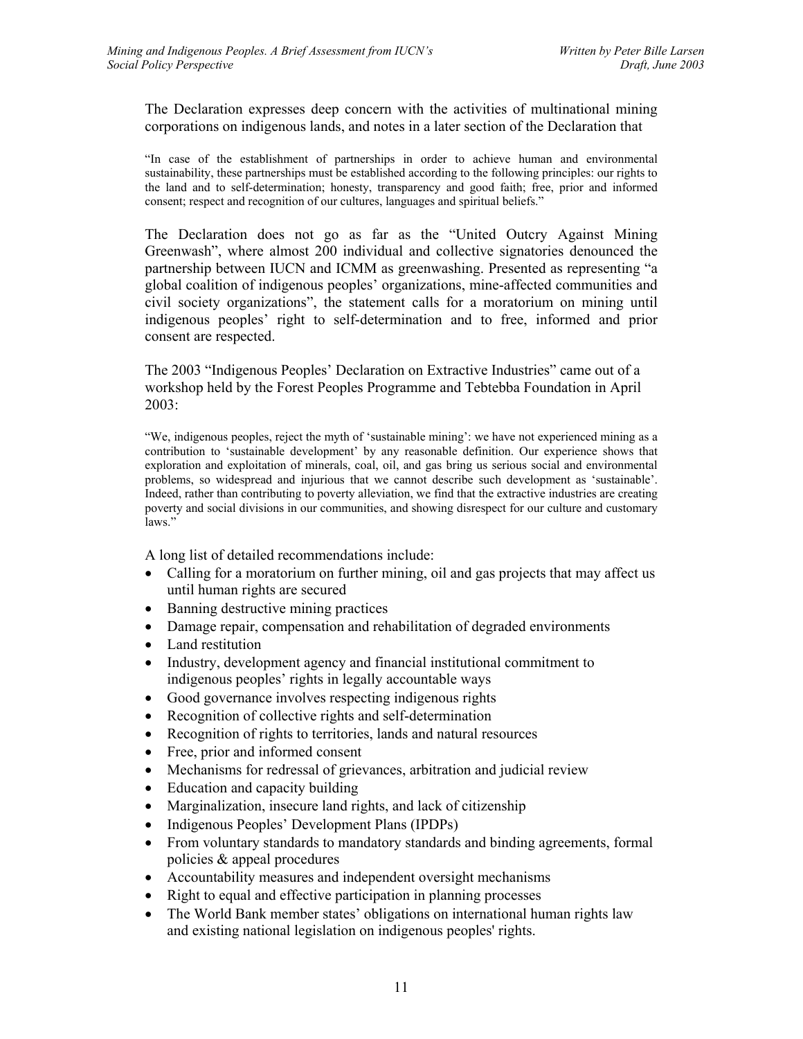The Declaration expresses deep concern with the activities of multinational mining corporations on indigenous lands, and notes in a later section of the Declaration that

> "In case of the establishment of partnerships in order to achieve human and environmental sustainability, these partnerships must be established according to the following principles: our rights to the land and to self-determination; honesty, transparency and good faith; free, prior and informed consent; respect and recognition of our cultures, languages and spiritual beliefs."

The Declaration does not go as far as the "United Outcry Against Mining Greenwash", where almost 200 individual and collective signatories denounced the partnership between IUCN and ICMM as greenwashing. Presented as representing "a global coalition of indigenous peoples' organizations, mine-affected communities and civil society organizations", the statement calls for a moratorium on mining until indigenous peoples' right to self-determination and to free, informed and prior consent are respected.

The 2003 "Indigenous Peoples' Declaration on Extractive Industries" came out of a workshop held by the Forest Peoples Programme and Tebtebba Foundation in April 2003:

> "We, indigenous peoples, reject the myth of 'sustainable mining': we have not experienced mining as a contribution to 'sustainable development' by any reasonable definition. Our experience shows that exploration and exploitation of minerals, coal, oil, and gas bring us serious social and environmental problems, so widespread and injurious that we cannot describe such development as 'sustainable'. Indeed, rather than contributing to poverty alleviation, we find that the extractive industries are creating poverty and social divisions in our communities, and showing disrespect for our culture and customary laws."

A long list of detailed recommendations include:

- Calling for a moratorium on further mining, oil and gas projects that may affect us until human rights are secured
- Banning destructive mining practices
- Damage repair, compensation and rehabilitation of degraded environments
- Land restitution
- Industry, development agency and financial institutional commitment to indigenous peoples' rights in legally accountable ways
- Good governance involves respecting indigenous rights
- Recognition of collective rights and self-determination
- Recognition of rights to territories, lands and natural resources
- Free, prior and informed consent
- Mechanisms for redressal of grievances, arbitration and judicial review
- Education and capacity building
- Marginalization, insecure land rights, and lack of citizenship
- Indigenous Peoples' Development Plans (IPDPs)
- From voluntary standards to mandatory standards and binding agreements, formal policies & appeal procedures
- Accountability measures and independent oversight mechanisms
- Right to equal and effective participation in planning processes
- The World Bank member states' obligations on international human rights law and existing national legislation on indigenous peoples' rights.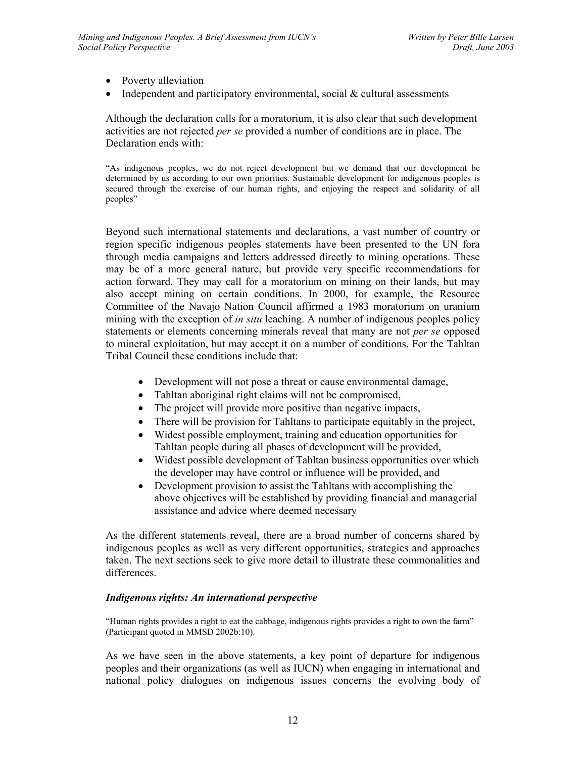- Poverty alleviation
- Independent and participatory environmental, social & cultural assessments

Although the declaration calls for a moratorium, it is also clear that such development activities are not rejected *per se* provided a number of conditions are in place. The Declaration ends with:

> "As indigenous peoples, we do not reject development but we demand that our development be determined by us according to our own priorities. Sustainable development for indigenous peoples is secured through the exercise of our human rights, and enjoying the respect and solidarity of all peoples"

Beyond such international statements and declarations, a vast number of country or region specific indigenous peoples statements have been presented to the UN fora through media campaigns and letters addressed directly to mining operations. These may be of a more general nature, but provide very specific recommendations for action forward. They may call for a moratorium on mining on their lands, but may also accept mining on certain conditions. In 2000, for example, the Resource Committee of the Navajo Nation Council affirmed a 1983 moratorium on uranium mining with the exception of *in situ* leaching. A number of indigenous peoples policy statements or elements concerning minerals reveal that many are not *per se* opposed to mineral exploitation, but may accept it on a number of conditions. For the Tahltan Tribal Council these conditions include that:

- Development will not pose a threat or cause environmental damage,
- Tahltan aboriginal right claims will not be compromised,
- The project will provide more positive than negative impacts,
- There will be provision for Tahltans to participate equitably in the project,
- Widest possible employment, training and education opportunities for Tahltan people during all phases of development will be provided,
- Widest possible development of Tahltan business opportunities over which the developer may have control or influence will be provided, and
- Development provision to assist the Tahltans with accomplishing the above objectives will be established by providing financial and managerial assistance and advice where deemed necessary

As the different statements reveal, there are a broad number of concerns shared by indigenous peoples as well as very different opportunities, strategies and approaches taken. The next sections seek to give more detail to illustrate these commonalities and differences.

### *Indigenous rights: An international perspective*

> "Human rights provides a right to eat the cabbage, indigenous rights provides a right to own the farm" (Participant quoted in MMSD 2002b:10).

As we have seen in the above statements, a key point of departure for indigenous peoples and their organizations (as well as IUCN) when engaging in international and national policy dialogues on indigenous issues concerns the evolving body of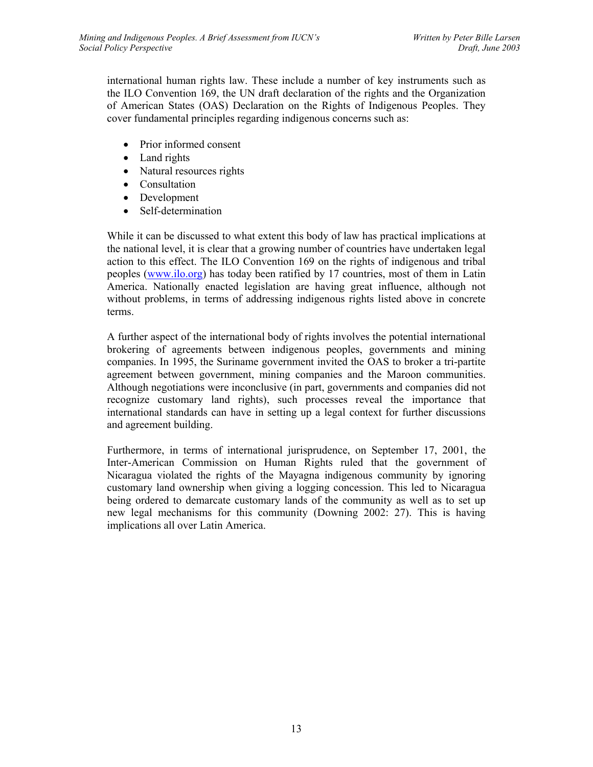international human rights law. These include a number of key instruments such as the ILO Convention 169, the UN draft declaration of the rights and the Organization of American States (OAS) Declaration on the Rights of Indigenous Peoples. They cover fundamental principles regarding indigenous concerns such as:

- Prior informed consent
- Land rights
- Natural resources rights
- Consultation
- Development
- Self-determination

While it can be discussed to what extent this body of law has practical implications at the national level, it is clear that a growing number of countries have undertaken legal action to this effect. The ILO Convention 169 on the rights of indigenous and tribal peoples (www.ilo.org) has today been ratified by 17 countries, most of them in Latin America. Nationally enacted legislation are having great influence, although not without problems, in terms of addressing indigenous rights listed above in concrete terms.

A further aspect of the international body of rights involves the potential international brokering of agreements between indigenous peoples, governments and mining companies. In 1995, the Suriname government invited the OAS to broker a tri-partite agreement between government, mining companies and the Maroon communities. Although negotiations were inconclusive (in part, governments and companies did not recognize customary land rights), such processes reveal the importance that international standards can have in setting up a legal context for further discussions and agreement building.

Furthermore, in terms of international jurisprudence, on September 17, 2001, the Inter-American Commission on Human Rights ruled that the government of Nicaragua violated the rights of the Mayagna indigenous community by ignoring customary land ownership when giving a logging concession. This led to Nicaragua being ordered to demarcate customary lands of the community as well as to set up new legal mechanisms for this community (Downing 2002: 27). This is having implications all over Latin America.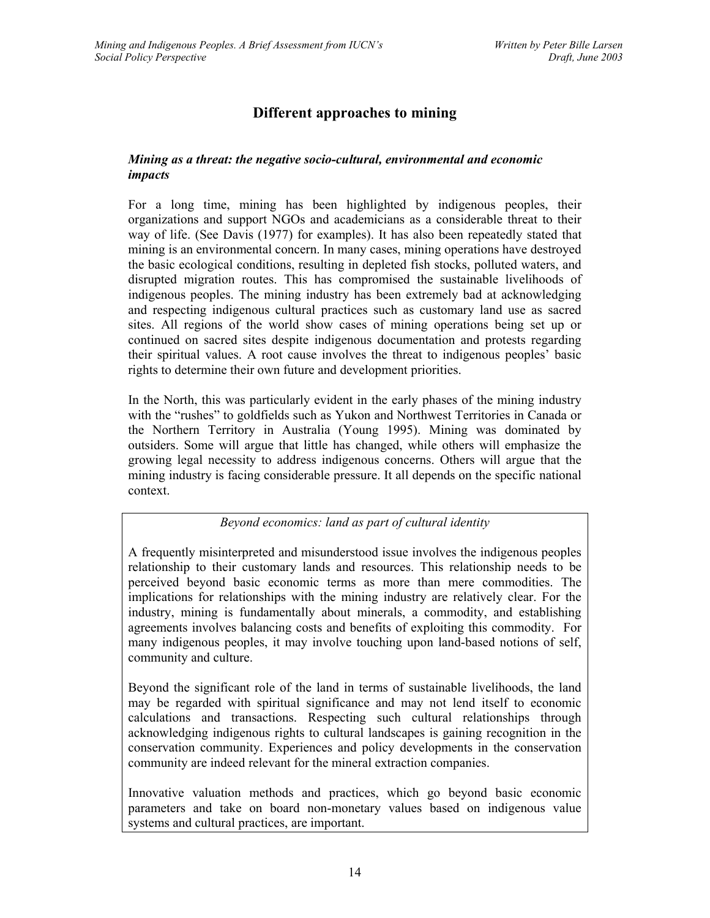## Different approaches to mining

### *Mining as a threat: the negative socio-cultural, environmental and economic impacts*

For a long time, mining has been highlighted by indigenous peoples, their organizations and support NGOs and academicians as a considerable threat to their way of life. (See Davis (1977) for examples). It has also been repeatedly stated that mining is an environmental concern. In many cases, mining operations have destroyed the basic ecological conditions, resulting in depleted fish stocks, polluted waters, and disrupted migration routes. This has compromised the sustainable livelihoods of indigenous peoples. The mining industry has been extremely bad at acknowledging and respecting indigenous cultural practices such as customary land use as sacred sites. All regions of the world show cases of mining operations being set up or continued on sacred sites despite indigenous documentation and protests regarding their spiritual values. A root cause involves the threat to indigenous peoples' basic rights to determine their own future and development priorities.

In the North, this was particularly evident in the early phases of the mining industry with the "rushes" to goldfields such as Yukon and Northwest Territories in Canada or the Northern Territory in Australia (Young 1995). Mining was dominated by outsiders. Some will argue that little has changed, while others will emphasize the growing legal necessity to address indigenous concerns. Others will argue that the mining industry is facing considerable pressure. It all depends on the specific national context.

> *Beyond economics: land as part of cultural identity*
>
> A frequently misinterpreted and misunderstood issue involves the indigenous peoples relationship to their customary lands and resources. This relationship needs to be perceived beyond basic economic terms as more than mere commodities. The implications for relationships with the mining industry are relatively clear. For the industry, mining is fundamentally about minerals, a commodity, and establishing agreements involves balancing costs and benefits of exploiting this commodity. For many indigenous peoples, it may involve touching upon land-based notions of self, community and culture.
>
> Beyond the significant role of the land in terms of sustainable livelihoods, the land may be regarded with spiritual significance and may not lend itself to economic calculations and transactions. Respecting such cultural relationships through acknowledging indigenous rights to cultural landscapes is gaining recognition in the conservation community. Experiences and policy developments in the conservation community are indeed relevant for the mineral extraction companies.
>
> Innovative valuation methods and practices, which go beyond basic economic parameters and take on board non-monetary values based on indigenous value systems and cultural practices, are important.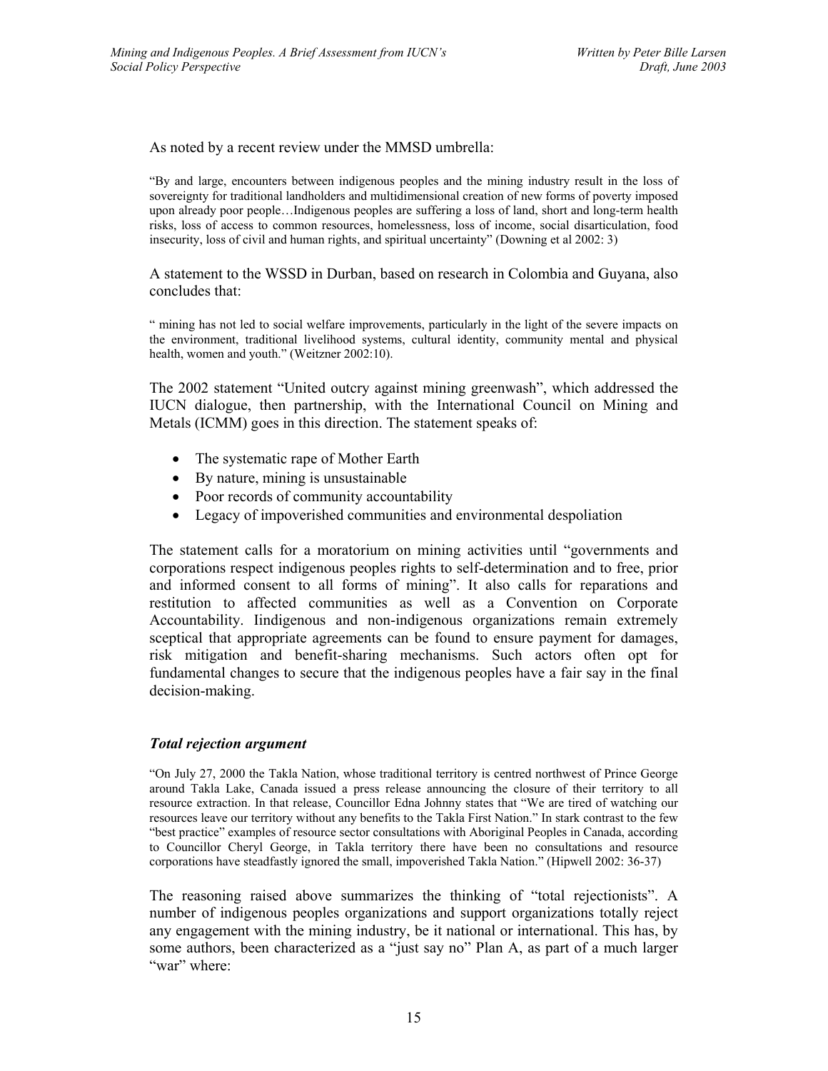As noted by a recent review under the MMSD umbrella:

> "By and large, encounters between indigenous peoples and the mining industry result in the loss of sovereignty for traditional landholders and multidimensional creation of new forms of poverty imposed upon already poor people…Indigenous peoples are suffering a loss of land, short and long-term health risks, loss of access to common resources, homelessness, loss of income, social disarticulation, food insecurity, loss of civil and human rights, and spiritual uncertainty" (Downing et al 2002: 3)

A statement to the WSSD in Durban, based on research in Colombia and Guyana, also concludes that:

> " mining has not led to social welfare improvements, particularly in the light of the severe impacts on the environment, traditional livelihood systems, cultural identity, community mental and physical health, women and youth." (Weitzner 2002:10).

The 2002 statement "United outcry against mining greenwash", which addressed the IUCN dialogue, then partnership, with the International Council on Mining and Metals (ICMM) goes in this direction. The statement speaks of:

- The systematic rape of Mother Earth
- By nature, mining is unsustainable
- Poor records of community accountability
- Legacy of impoverished communities and environmental despoliation

The statement calls for a moratorium on mining activities until "governments and corporations respect indigenous peoples rights to self-determination and to free, prior and informed consent to all forms of mining". It also calls for reparations and restitution to affected communities as well as a Convention on Corporate Accountability. Iindigenous and non-indigenous organizations remain extremely sceptical that appropriate agreements can be found to ensure payment for damages, risk mitigation and benefit-sharing mechanisms. Such actors often opt for fundamental changes to secure that the indigenous peoples have a fair say in the final decision-making.

### *Total rejection argument*

> "On July 27, 2000 the Takla Nation, whose traditional territory is centred northwest of Prince George around Takla Lake, Canada issued a press release announcing the closure of their territory to all resource extraction. In that release, Councillor Edna Johnny states that "We are tired of watching our resources leave our territory without any benefits to the Takla First Nation." In stark contrast to the few "best practice" examples of resource sector consultations with Aboriginal Peoples in Canada, according to Councillor Cheryl George, in Takla territory there have been no consultations and resource corporations have steadfastly ignored the small, impoverished Takla Nation." (Hipwell 2002: 36-37)

The reasoning raised above summarizes the thinking of "total rejectionists". A number of indigenous peoples organizations and support organizations totally reject any engagement with the mining industry, be it national or international. This has, by some authors, been characterized as a "just say no" Plan A, as part of a much larger "war" where: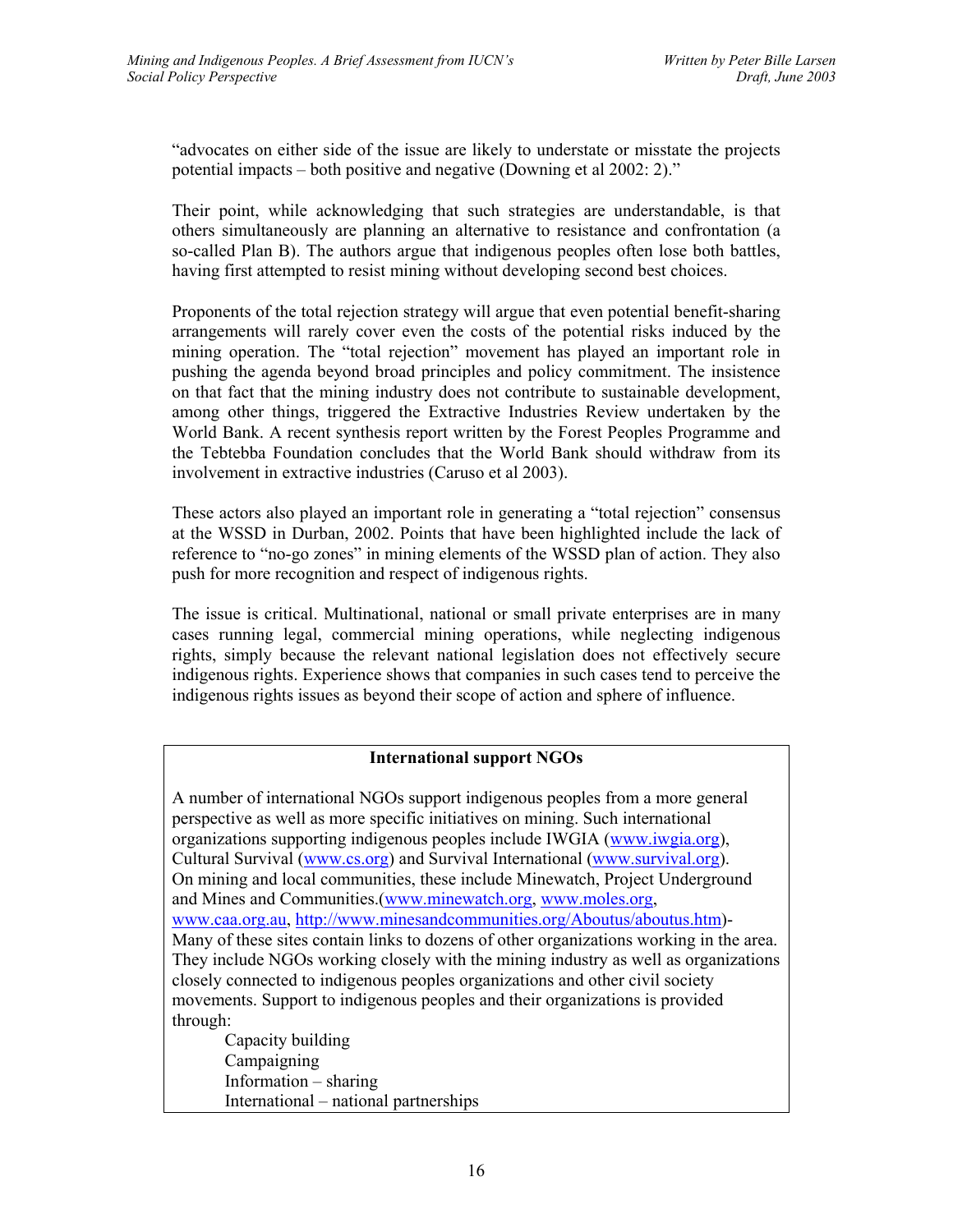"advocates on either side of the issue are likely to understate or misstate the projects potential impacts – both positive and negative (Downing et al 2002: 2)."

Their point, while acknowledging that such strategies are understandable, is that others simultaneously are planning an alternative to resistance and confrontation (a so-called Plan B). The authors argue that indigenous peoples often lose both battles, having first attempted to resist mining without developing second best choices.

Proponents of the total rejection strategy will argue that even potential benefit-sharing arrangements will rarely cover even the costs of the potential risks induced by the mining operation. The "total rejection" movement has played an important role in pushing the agenda beyond broad principles and policy commitment. The insistence on that fact that the mining industry does not contribute to sustainable development, among other things, triggered the Extractive Industries Review undertaken by the World Bank. A recent synthesis report written by the Forest Peoples Programme and the Tebtebba Foundation concludes that the World Bank should withdraw from its involvement in extractive industries (Caruso et al 2003).

These actors also played an important role in generating a "total rejection" consensus at the WSSD in Durban, 2002. Points that have been highlighted include the lack of reference to "no-go zones" in mining elements of the WSSD plan of action. They also push for more recognition and respect of indigenous rights.

The issue is critical. Multinational, national or small private enterprises are in many cases running legal, commercial mining operations, while neglecting indigenous rights, simply because the relevant national legislation does not effectively secure indigenous rights. Experience shows that companies in such cases tend to perceive the indigenous rights issues as beyond their scope of action and sphere of influence.

**International support NGOs**

A number of international NGOs support indigenous peoples from a more general perspective as well as more specific initiatives on mining. Such international organizations supporting indigenous peoples include IWGIA (www.iwgia.org), Cultural Survival (www.cs.org) and Survival International (www.survival.org). On mining and local communities, these include Minewatch, Project Underground and Mines and Communities.(www.minewatch.org, www.moles.org, www.caa.org.au, http://www.minesandcommunities.org/Aboutus/aboutus.htm)- Many of these sites contain links to dozens of other organizations working in the area. They include NGOs working closely with the mining industry as well as organizations closely connected to indigenous peoples organizations and other civil society movements. Support to indigenous peoples and their organizations is provided through:

- Capacity building
- Campaigning
- Information – sharing
- International – national partnerships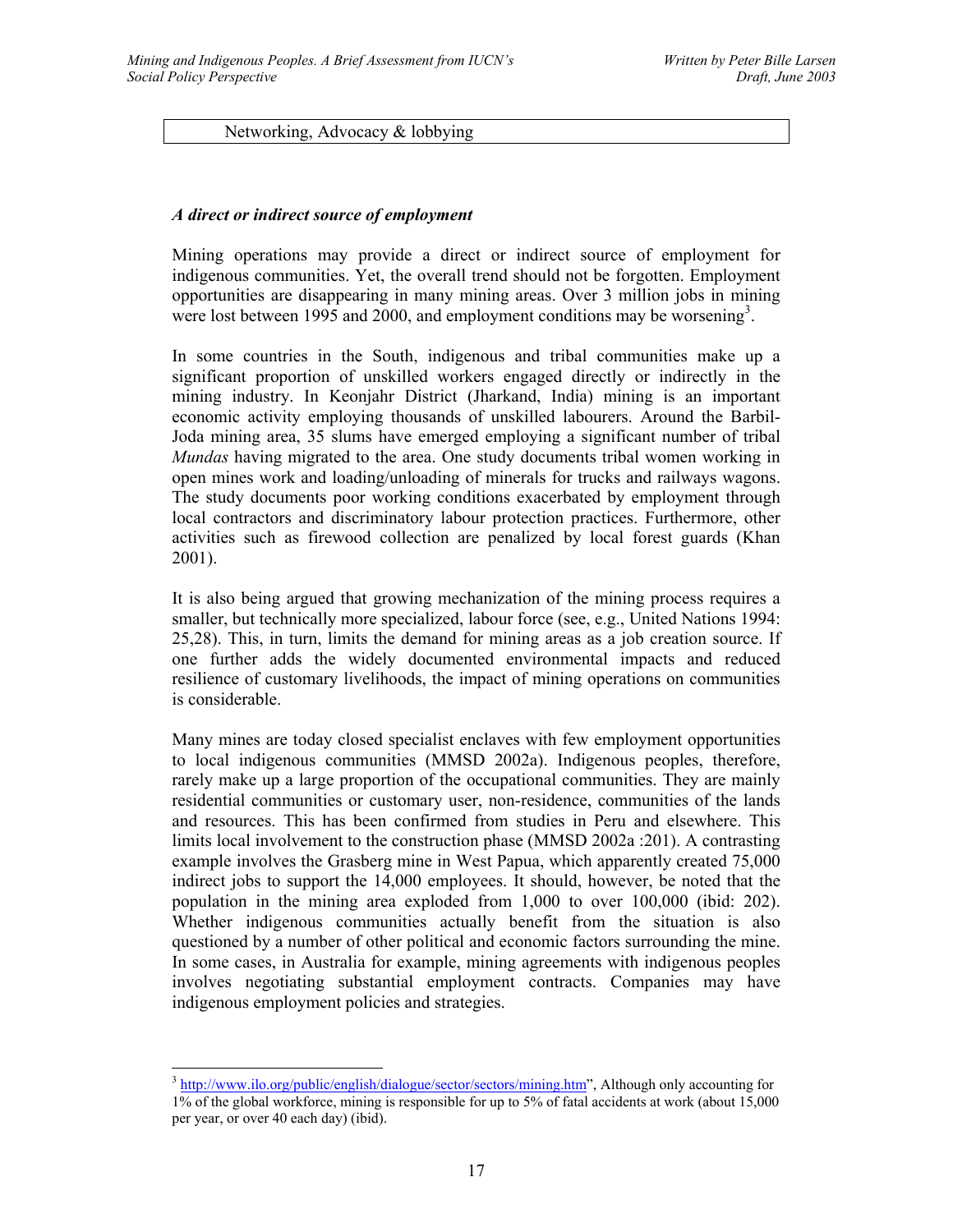| Networking, Advocacy & lobbying |
| --- |

***A direct or indirect source of employment***

Mining operations may provide a direct or indirect source of employment for indigenous communities. Yet, the overall trend should not be forgotten. Employment opportunities are disappearing in many mining areas. Over 3 million jobs in mining were lost between 1995 and 2000, and employment conditions may be worsening[3].

In some countries in the South, indigenous and tribal communities make up a significant proportion of unskilled workers engaged directly or indirectly in the mining industry. In Keonjahr District (Jharkand, India) mining is an important economic activity employing thousands of unskilled labourers. Around the Barbil-Joda mining area, 35 slums have emerged employing a significant number of tribal *Mundas* having migrated to the area. One study documents tribal women working in open mines work and loading/unloading of minerals for trucks and railways wagons. The study documents poor working conditions exacerbated by employment through local contractors and discriminatory labour protection practices. Furthermore, other activities such as firewood collection are penalized by local forest guards (Khan 2001).

It is also being argued that growing mechanization of the mining process requires a smaller, but technically more specialized, labour force (see, e.g., United Nations 1994: 25,28). This, in turn, limits the demand for mining areas as a job creation source. If one further adds the widely documented environmental impacts and reduced resilience of customary livelihoods, the impact of mining operations on communities is considerable.

Many mines are today closed specialist enclaves with few employment opportunities to local indigenous communities (MMSD 2002a). Indigenous peoples, therefore, rarely make up a large proportion of the occupational communities. They are mainly residential communities or customary user, non-residence, communities of the lands and resources. This has been confirmed from studies in Peru and elsewhere. This limits local involvement to the construction phase (MMSD 2002a :201). A contrasting example involves the Grasberg mine in West Papua, which apparently created 75,000 indirect jobs to support the 14,000 employees. It should, however, be noted that the population in the mining area exploded from 1,000 to over 100,000 (ibid: 202). Whether indigenous communities actually benefit from the situation is also questioned by a number of other political and economic factors surrounding the mine. In some cases, in Australia for example, mining agreements with indigenous peoples involves negotiating substantial employment contracts. Companies may have indigenous employment policies and strategies.

---

[3] http://www.ilo.org/public/english/dialogue/sector/sectors/mining.htm", Although only accounting for 1% of the global workforce, mining is responsible for up to 5% of fatal accidents at work (about 15,000 per year, or over 40 each day) (ibid).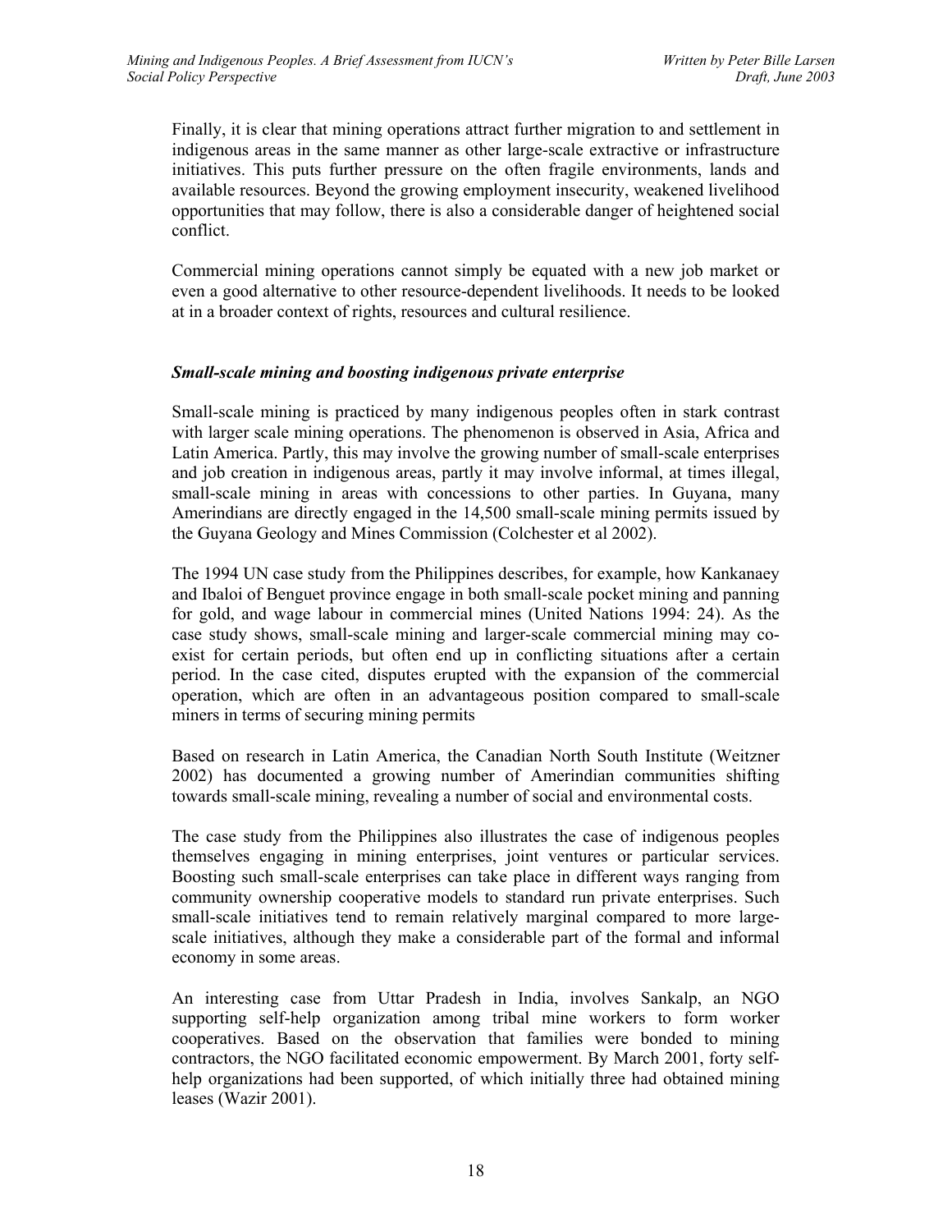Finally, it is clear that mining operations attract further migration to and settlement in indigenous areas in the same manner as other large-scale extractive or infrastructure initiatives. This puts further pressure on the often fragile environments, lands and available resources. Beyond the growing employment insecurity, weakened livelihood opportunities that may follow, there is also a considerable danger of heightened social conflict.

Commercial mining operations cannot simply be equated with a new job market or even a good alternative to other resource-dependent livelihoods. It needs to be looked at in a broader context of rights, resources and cultural resilience.

### *Small-scale mining and boosting indigenous private enterprise*

Small-scale mining is practiced by many indigenous peoples often in stark contrast with larger scale mining operations. The phenomenon is observed in Asia, Africa and Latin America. Partly, this may involve the growing number of small-scale enterprises and job creation in indigenous areas, partly it may involve informal, at times illegal, small-scale mining in areas with concessions to other parties. In Guyana, many Amerindians are directly engaged in the 14,500 small-scale mining permits issued by the Guyana Geology and Mines Commission (Colchester et al 2002).

The 1994 UN case study from the Philippines describes, for example, how Kankanaey and Ibaloi of Benguet province engage in both small-scale pocket mining and panning for gold, and wage labour in commercial mines (United Nations 1994: 24). As the case study shows, small-scale mining and larger-scale commercial mining may co-exist for certain periods, but often end up in conflicting situations after a certain period. In the case cited, disputes erupted with the expansion of the commercial operation, which are often in an advantageous position compared to small-scale miners in terms of securing mining permits

Based on research in Latin America, the Canadian North South Institute (Weitzner 2002) has documented a growing number of Amerindian communities shifting towards small-scale mining, revealing a number of social and environmental costs.

The case study from the Philippines also illustrates the case of indigenous peoples themselves engaging in mining enterprises, joint ventures or particular services. Boosting such small-scale enterprises can take place in different ways ranging from community ownership cooperative models to standard run private enterprises. Such small-scale initiatives tend to remain relatively marginal compared to more large-scale initiatives, although they make a considerable part of the formal and informal economy in some areas.

An interesting case from Uttar Pradesh in India, involves Sankalp, an NGO supporting self-help organization among tribal mine workers to form worker cooperatives. Based on the observation that families were bonded to mining contractors, the NGO facilitated economic empowerment. By March 2001, forty self-help organizations had been supported, of which initially three had obtained mining leases (Wazir 2001).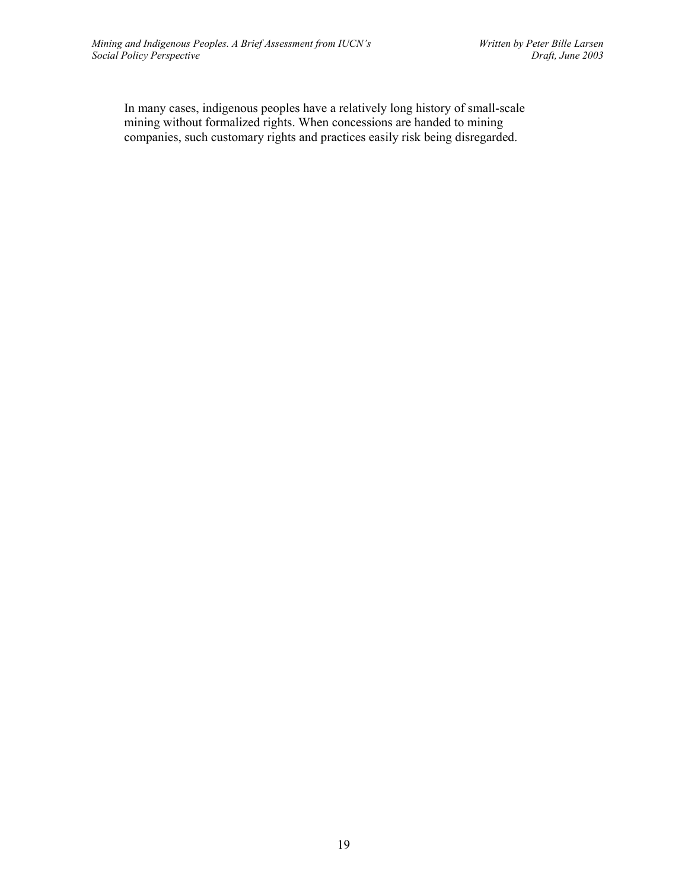In many cases, indigenous peoples have a relatively long history of small-scale mining without formalized rights. When concessions are handed to mining companies, such customary rights and practices easily risk being disregarded.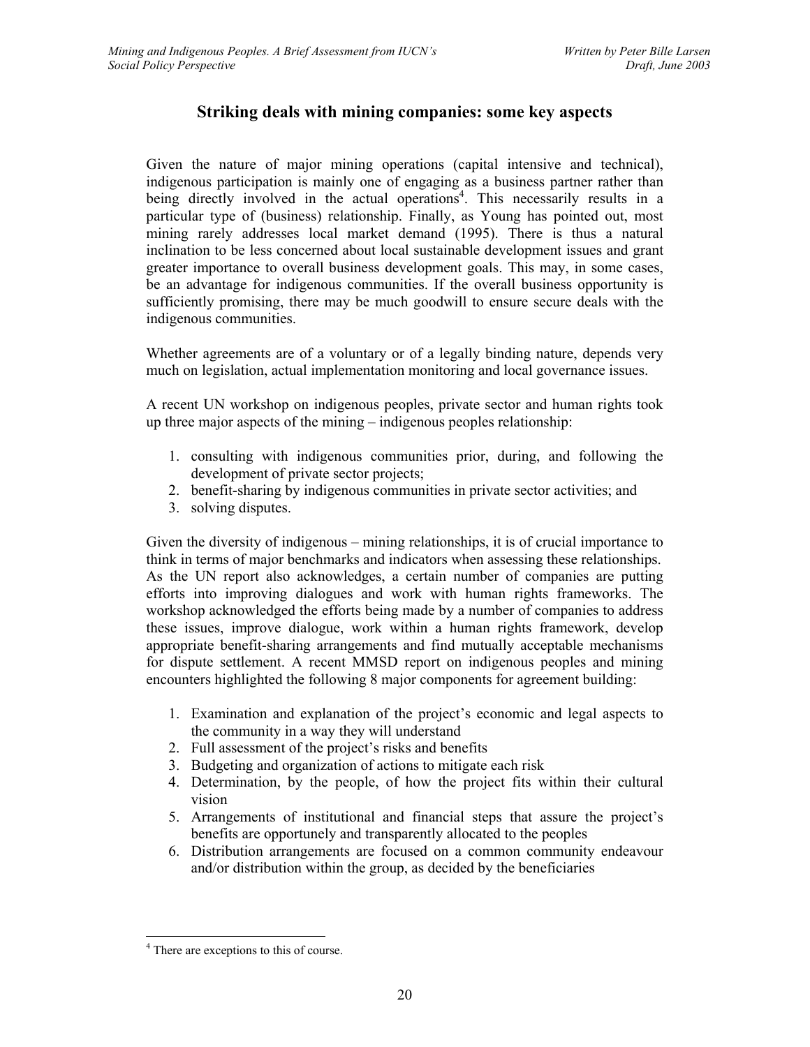## Striking deals with mining companies: some key aspects

Given the nature of major mining operations (capital intensive and technical), indigenous participation is mainly one of engaging as a business partner rather than being directly involved in the actual operations[4]. This necessarily results in a particular type of (business) relationship. Finally, as Young has pointed out, most mining rarely addresses local market demand (1995). There is thus a natural inclination to be less concerned about local sustainable development issues and grant greater importance to overall business development goals. This may, in some cases, be an advantage for indigenous communities. If the overall business opportunity is sufficiently promising, there may be much goodwill to ensure secure deals with the indigenous communities.

Whether agreements are of a voluntary or of a legally binding nature, depends very much on legislation, actual implementation monitoring and local governance issues.

A recent UN workshop on indigenous peoples, private sector and human rights took up three major aspects of the mining – indigenous peoples relationship:

1. consulting with indigenous communities prior, during, and following the development of private sector projects;
2. benefit-sharing by indigenous communities in private sector activities; and
3. solving disputes.

Given the diversity of indigenous – mining relationships, it is of crucial importance to think in terms of major benchmarks and indicators when assessing these relationships. As the UN report also acknowledges, a certain number of companies are putting efforts into improving dialogues and work with human rights frameworks. The workshop acknowledged the efforts being made by a number of companies to address these issues, improve dialogue, work within a human rights framework, develop appropriate benefit-sharing arrangements and find mutually acceptable mechanisms for dispute settlement. A recent MMSD report on indigenous peoples and mining encounters highlighted the following 8 major components for agreement building:

1. Examination and explanation of the project's economic and legal aspects to the community in a way they will understand
2. Full assessment of the project's risks and benefits
3. Budgeting and organization of actions to mitigate each risk
4. Determination, by the people, of how the project fits within their cultural vision
5. Arrangements of institutional and financial steps that assure the project's benefits are opportunely and transparently allocated to the peoples
6. Distribution arrangements are focused on a common community endeavour and/or distribution within the group, as decided by the beneficiaries

[4] There are exceptions to this of course.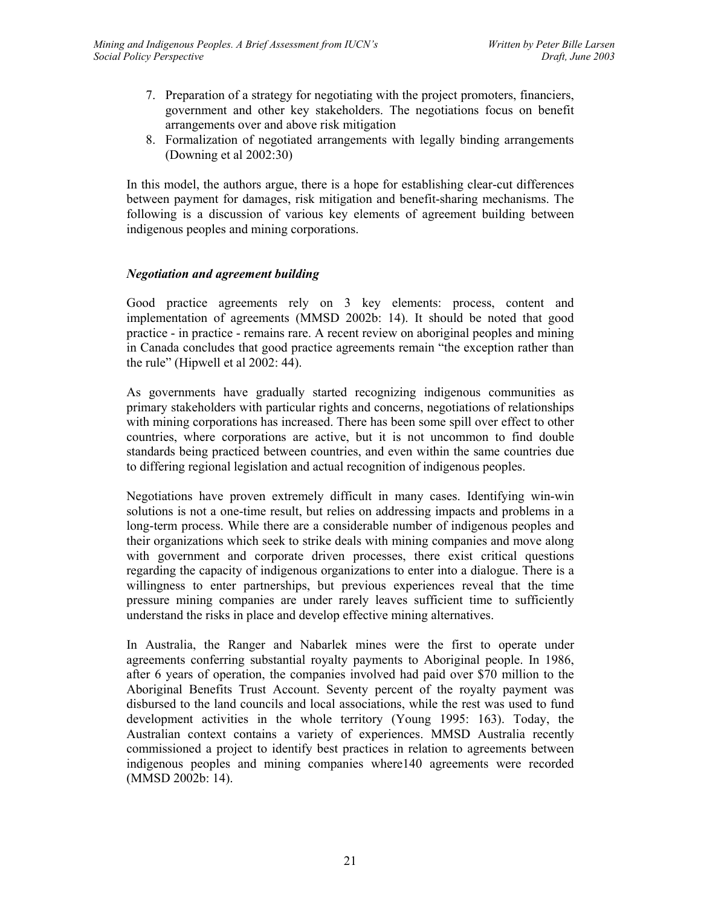7. Preparation of a strategy for negotiating with the project promoters, financiers, government and other key stakeholders. The negotiations focus on benefit arrangements over and above risk mitigation
8. Formalization of negotiated arrangements with legally binding arrangements (Downing et al 2002:30)

In this model, the authors argue, there is a hope for establishing clear-cut differences between payment for damages, risk mitigation and benefit-sharing mechanisms. The following is a discussion of various key elements of agreement building between indigenous peoples and mining corporations.

### *Negotiation and agreement building*

Good practice agreements rely on 3 key elements: process, content and implementation of agreements (MMSD 2002b: 14). It should be noted that good practice - in practice - remains rare. A recent review on aboriginal peoples and mining in Canada concludes that good practice agreements remain "the exception rather than the rule" (Hipwell et al 2002: 44).

As governments have gradually started recognizing indigenous communities as primary stakeholders with particular rights and concerns, negotiations of relationships with mining corporations has increased. There has been some spill over effect to other countries, where corporations are active, but it is not uncommon to find double standards being practiced between countries, and even within the same countries due to differing regional legislation and actual recognition of indigenous peoples.

Negotiations have proven extremely difficult in many cases. Identifying win-win solutions is not a one-time result, but relies on addressing impacts and problems in a long-term process. While there are a considerable number of indigenous peoples and their organizations which seek to strike deals with mining companies and move along with government and corporate driven processes, there exist critical questions regarding the capacity of indigenous organizations to enter into a dialogue. There is a willingness to enter partnerships, but previous experiences reveal that the time pressure mining companies are under rarely leaves sufficient time to sufficiently understand the risks in place and develop effective mining alternatives.

In Australia, the Ranger and Nabarlek mines were the first to operate under agreements conferring substantial royalty payments to Aboriginal people. In 1986, after 6 years of operation, the companies involved had paid over $70 million to the Aboriginal Benefits Trust Account. Seventy percent of the royalty payment was disbursed to the land councils and local associations, while the rest was used to fund development activities in the whole territory (Young 1995: 163). Today, the Australian context contains a variety of experiences. MMSD Australia recently commissioned a project to identify best practices in relation to agreements between indigenous peoples and mining companies where140 agreements were recorded (MMSD 2002b: 14).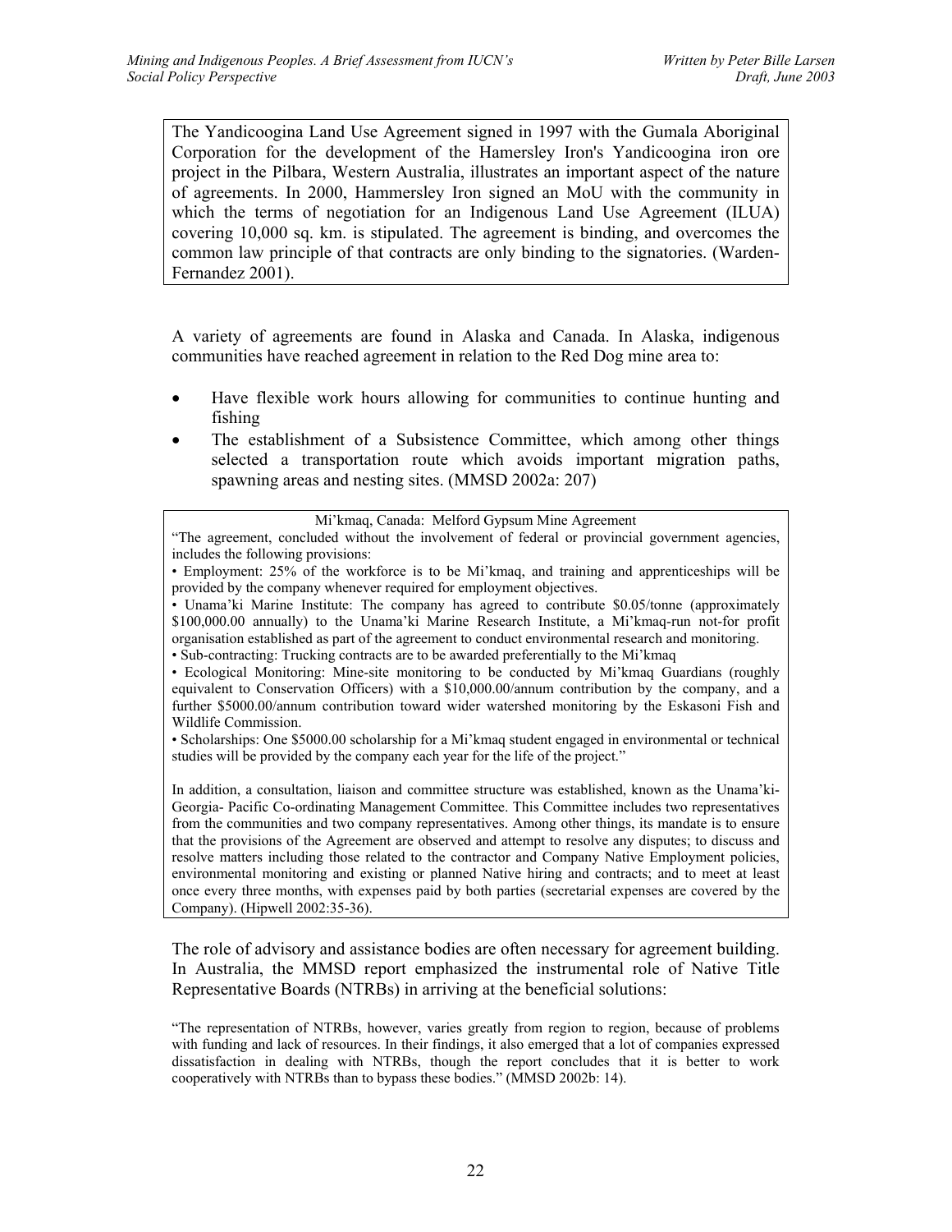The Yandicoogina Land Use Agreement signed in 1997 with the Gumala Aboriginal Corporation for the development of the Hamersley Iron's Yandicoogina iron ore project in the Pilbara, Western Australia, illustrates an important aspect of the nature of agreements. In 2000, Hammersley Iron signed an MoU with the community in which the terms of negotiation for an Indigenous Land Use Agreement (ILUA) covering 10,000 sq. km. is stipulated. The agreement is binding, and overcomes the common law principle of that contracts are only binding to the signatories. (Warden-Fernandez 2001).

A variety of agreements are found in Alaska and Canada. In Alaska, indigenous communities have reached agreement in relation to the Red Dog mine area to:

- Have flexible work hours allowing for communities to continue hunting and fishing
- The establishment of a Subsistence Committee, which among other things selected a transportation route which avoids important migration paths, spawning areas and nesting sites. (MMSD 2002a: 207)

Mi'kmaq, Canada: Melford Gypsum Mine Agreement

"The agreement, concluded without the involvement of federal or provincial government agencies, includes the following provisions:

• Employment: 25% of the workforce is to be Mi'kmaq, and training and apprenticeships will be provided by the company whenever required for employment objectives.

• Unama'ki Marine Institute: The company has agreed to contribute \$0.05/tonne (approximately \$100,000.00 annually) to the Unama'ki Marine Research Institute, a Mi'kmaq-run not-for profit organisation established as part of the agreement to conduct environmental research and monitoring.

• Sub-contracting: Trucking contracts are to be awarded preferentially to the Mi'kmaq

• Ecological Monitoring: Mine-site monitoring to be conducted by Mi'kmaq Guardians (roughly equivalent to Conservation Officers) with a \$10,000.00/annum contribution by the company, and a further \$5000.00/annum contribution toward wider watershed monitoring by the Eskasoni Fish and Wildlife Commission.

• Scholarships: One \$5000.00 scholarship for a Mi'kmaq student engaged in environmental or technical studies will be provided by the company each year for the life of the project."

In addition, a consultation, liaison and committee structure was established, known as the Unama'ki-Georgia- Pacific Co-ordinating Management Committee. This Committee includes two representatives from the communities and two company representatives. Among other things, its mandate is to ensure that the provisions of the Agreement are observed and attempt to resolve any disputes; to discuss and resolve matters including those related to the contractor and Company Native Employment policies, environmental monitoring and existing or planned Native hiring and contracts; and to meet at least once every three months, with expenses paid by both parties (secretarial expenses are covered by the Company). (Hipwell 2002:35-36).

The role of advisory and assistance bodies are often necessary for agreement building. In Australia, the MMSD report emphasized the instrumental role of Native Title Representative Boards (NTRBs) in arriving at the beneficial solutions:

"The representation of NTRBs, however, varies greatly from region to region, because of problems with funding and lack of resources. In their findings, it also emerged that a lot of companies expressed dissatisfaction in dealing with NTRBs, though the report concludes that it is better to work cooperatively with NTRBs than to bypass these bodies." (MMSD 2002b: 14).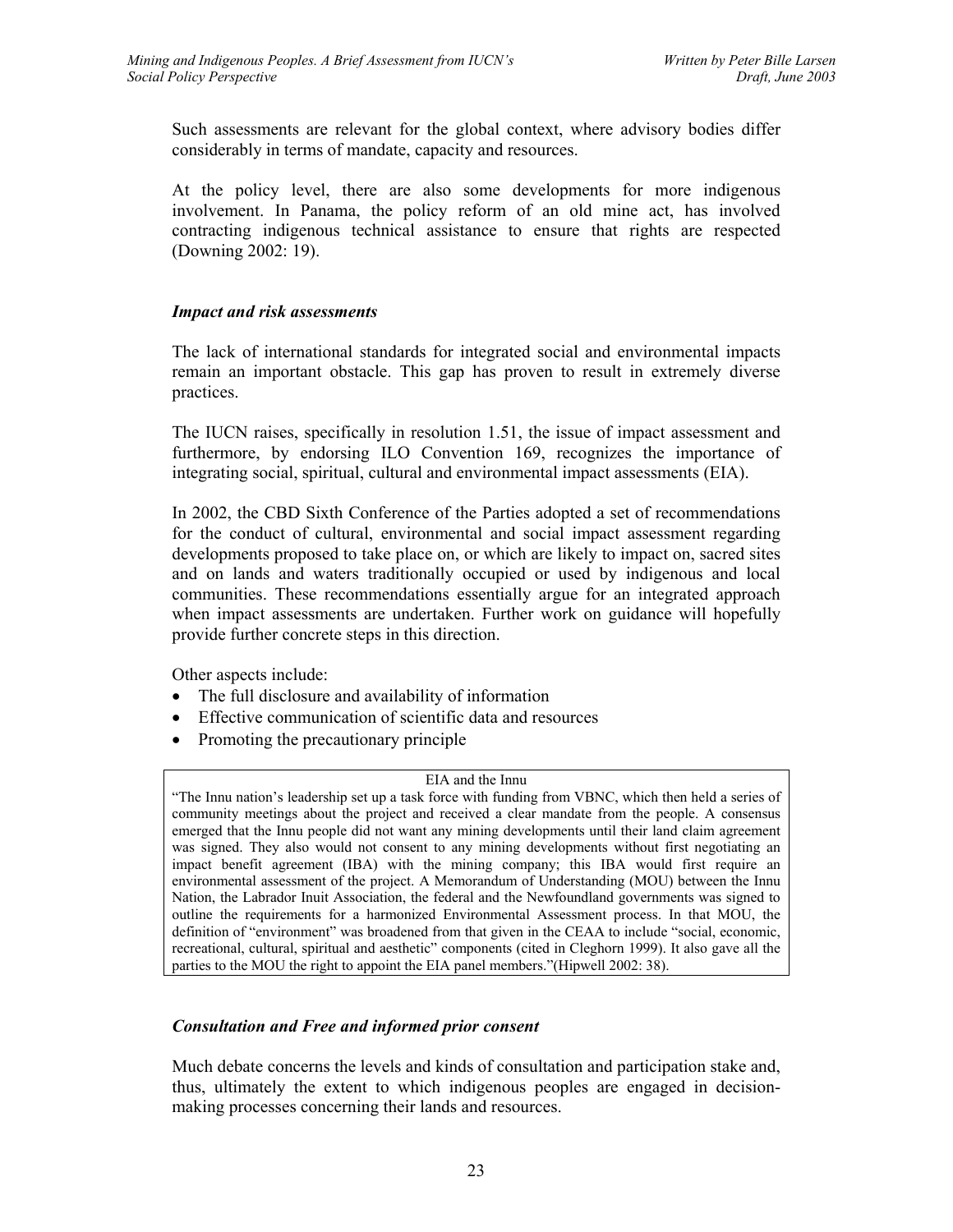Such assessments are relevant for the global context, where advisory bodies differ considerably in terms of mandate, capacity and resources.

At the policy level, there are also some developments for more indigenous involvement. In Panama, the policy reform of an old mine act, has involved contracting indigenous technical assistance to ensure that rights are respected (Downing 2002: 19).

### *Impact and risk assessments*

The lack of international standards for integrated social and environmental impacts remain an important obstacle. This gap has proven to result in extremely diverse practices.

The IUCN raises, specifically in resolution 1.51, the issue of impact assessment and furthermore, by endorsing ILO Convention 169, recognizes the importance of integrating social, spiritual, cultural and environmental impact assessments (EIA).

In 2002, the CBD Sixth Conference of the Parties adopted a set of recommendations for the conduct of cultural, environmental and social impact assessment regarding developments proposed to take place on, or which are likely to impact on, sacred sites and on lands and waters traditionally occupied or used by indigenous and local communities. These recommendations essentially argue for an integrated approach when impact assessments are undertaken. Further work on guidance will hopefully provide further concrete steps in this direction.

Other aspects include:

- The full disclosure and availability of information
- Effective communication of scientific data and resources
- Promoting the precautionary principle

> EIA and the Innu
>
> "The Innu nation's leadership set up a task force with funding from VBNC, which then held a series of community meetings about the project and received a clear mandate from the people. A consensus emerged that the Innu people did not want any mining developments until their land claim agreement was signed. They also would not consent to any mining developments without first negotiating an impact benefit agreement (IBA) with the mining company; this IBA would first require an environmental assessment of the project. A Memorandum of Understanding (MOU) between the Innu Nation, the Labrador Inuit Association, the federal and the Newfoundland governments was signed to outline the requirements for a harmonized Environmental Assessment process. In that MOU, the definition of "environment" was broadened from that given in the CEAA to include "social, economic, recreational, cultural, spiritual and aesthetic" components (cited in Cleghorn 1999). It also gave all the parties to the MOU the right to appoint the EIA panel members."(Hipwell 2002: 38).

### *Consultation and Free and informed prior consent*

Much debate concerns the levels and kinds of consultation and participation stake and, thus, ultimately the extent to which indigenous peoples are engaged in decision-making processes concerning their lands and resources.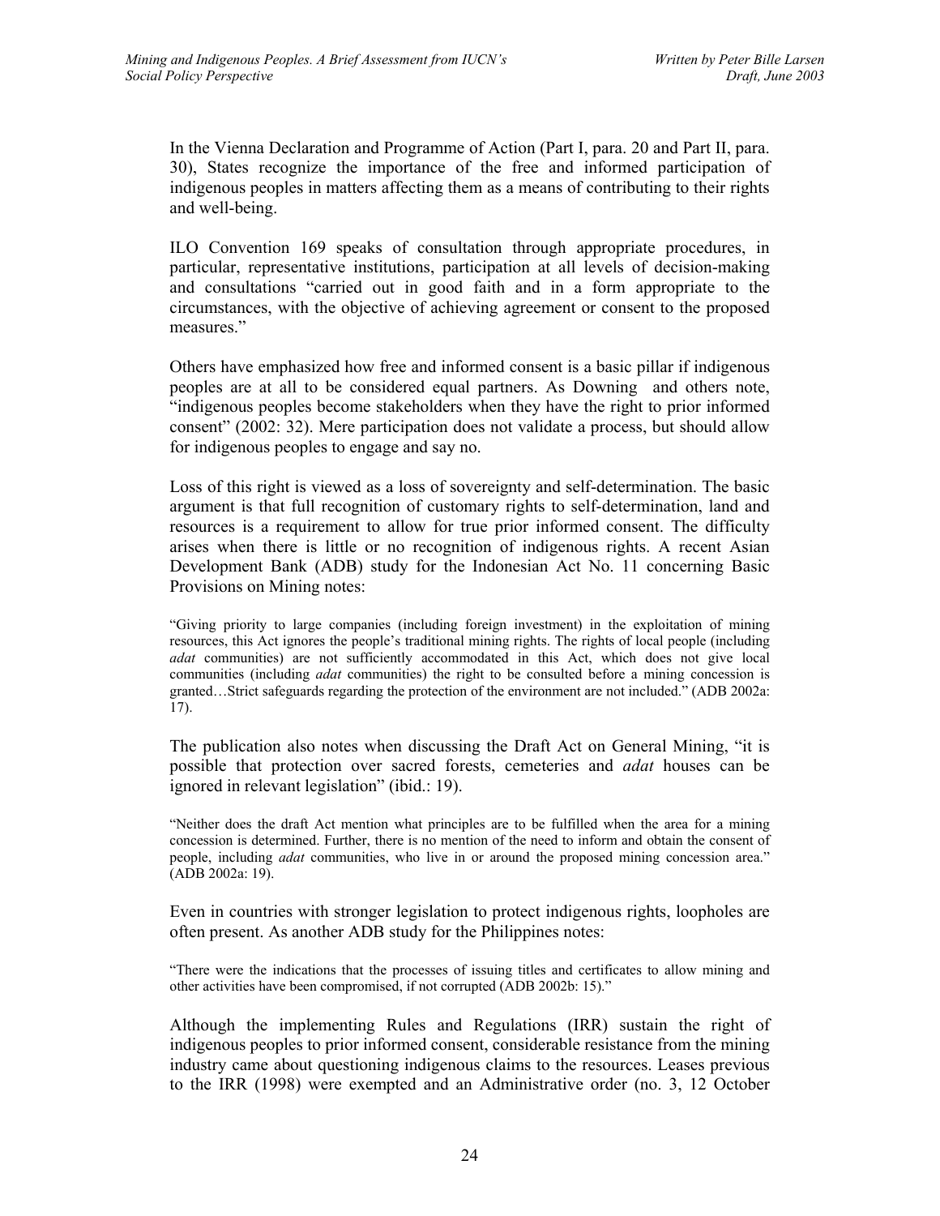In the Vienna Declaration and Programme of Action (Part I, para. 20 and Part II, para. 30), States recognize the importance of the free and informed participation of indigenous peoples in matters affecting them as a means of contributing to their rights and well-being.

ILO Convention 169 speaks of consultation through appropriate procedures, in particular, representative institutions, participation at all levels of decision-making and consultations "carried out in good faith and in a form appropriate to the circumstances, with the objective of achieving agreement or consent to the proposed measures."

Others have emphasized how free and informed consent is a basic pillar if indigenous peoples are at all to be considered equal partners. As Downing and others note, "indigenous peoples become stakeholders when they have the right to prior informed consent" (2002: 32). Mere participation does not validate a process, but should allow for indigenous peoples to engage and say no.

Loss of this right is viewed as a loss of sovereignty and self-determination. The basic argument is that full recognition of customary rights to self-determination, land and resources is a requirement to allow for true prior informed consent. The difficulty arises when there is little or no recognition of indigenous rights. A recent Asian Development Bank (ADB) study for the Indonesian Act No. 11 concerning Basic Provisions on Mining notes:

> "Giving priority to large companies (including foreign investment) in the exploitation of mining resources, this Act ignores the people's traditional mining rights. The rights of local people (including *adat* communities) are not sufficiently accommodated in this Act, which does not give local communities (including *adat* communities) the right to be consulted before a mining concession is granted…Strict safeguards regarding the protection of the environment are not included." (ADB 2002a: 17).

The publication also notes when discussing the Draft Act on General Mining, "it is possible that protection over sacred forests, cemeteries and *adat* houses can be ignored in relevant legislation" (ibid.: 19).

> "Neither does the draft Act mention what principles are to be fulfilled when the area for a mining concession is determined. Further, there is no mention of the need to inform and obtain the consent of people, including *adat* communities, who live in or around the proposed mining concession area." (ADB 2002a: 19).

Even in countries with stronger legislation to protect indigenous rights, loopholes are often present. As another ADB study for the Philippines notes:

> "There were the indications that the processes of issuing titles and certificates to allow mining and other activities have been compromised, if not corrupted (ADB 2002b: 15)."

Although the implementing Rules and Regulations (IRR) sustain the right of indigenous peoples to prior informed consent, considerable resistance from the mining industry came about questioning indigenous claims to the resources. Leases previous to the IRR (1998) were exempted and an Administrative order (no. 3, 12 October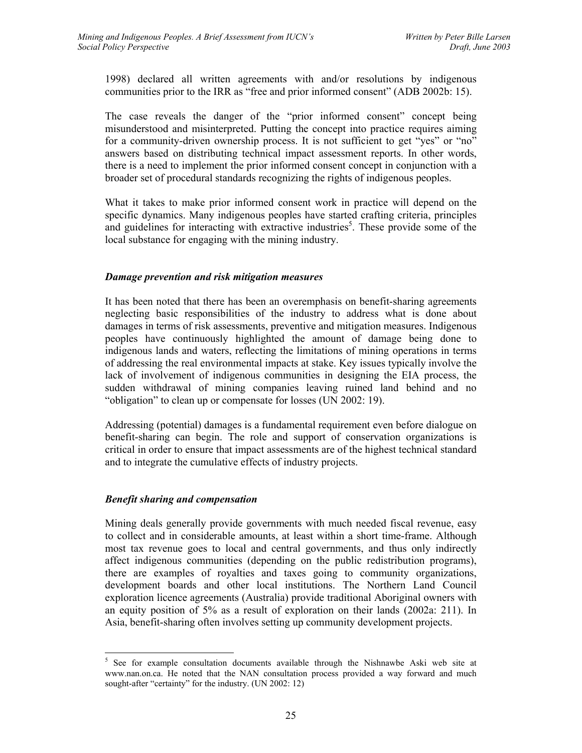1998) declared all written agreements with and/or resolutions by indigenous communities prior to the IRR as "free and prior informed consent" (ADB 2002b: 15).

The case reveals the danger of the "prior informed consent" concept being misunderstood and misinterpreted. Putting the concept into practice requires aiming for a community-driven ownership process. It is not sufficient to get "yes" or "no" answers based on distributing technical impact assessment reports. In other words, there is a need to implement the prior informed consent concept in conjunction with a broader set of procedural standards recognizing the rights of indigenous peoples.

What it takes to make prior informed consent work in practice will depend on the specific dynamics. Many indigenous peoples have started crafting criteria, principles and guidelines for interacting with extractive industries[5]. These provide some of the local substance for engaging with the mining industry.

### *Damage prevention and risk mitigation measures*

It has been noted that there has been an overemphasis on benefit-sharing agreements neglecting basic responsibilities of the industry to address what is done about damages in terms of risk assessments, preventive and mitigation measures. Indigenous peoples have continuously highlighted the amount of damage being done to indigenous lands and waters, reflecting the limitations of mining operations in terms of addressing the real environmental impacts at stake. Key issues typically involve the lack of involvement of indigenous communities in designing the EIA process, the sudden withdrawal of mining companies leaving ruined land behind and no "obligation" to clean up or compensate for losses (UN 2002: 19).

Addressing (potential) damages is a fundamental requirement even before dialogue on benefit-sharing can begin. The role and support of conservation organizations is critical in order to ensure that impact assessments are of the highest technical standard and to integrate the cumulative effects of industry projects.

### *Benefit sharing and compensation*

Mining deals generally provide governments with much needed fiscal revenue, easy to collect and in considerable amounts, at least within a short time-frame. Although most tax revenue goes to local and central governments, and thus only indirectly affect indigenous communities (depending on the public redistribution programs), there are examples of royalties and taxes going to community organizations, development boards and other local institutions. The Northern Land Council exploration licence agreements (Australia) provide traditional Aboriginal owners with an equity position of 5% as a result of exploration on their lands (2002a: 211). In Asia, benefit-sharing often involves setting up community development projects.

---

[5] See for example consultation documents available through the Nishnawbe Aski web site at www.nan.on.ca. He noted that the NAN consultation process provided a way forward and much sought-after "certainty" for the industry. (UN 2002: 12)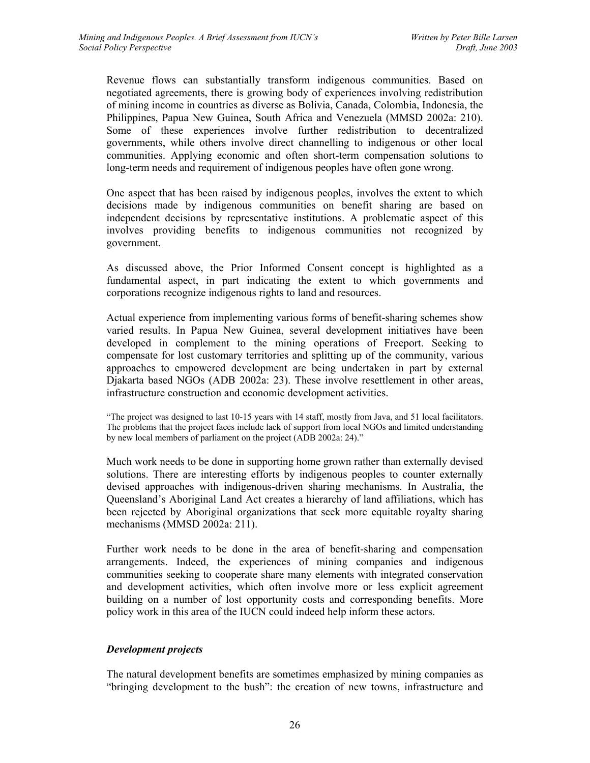Revenue flows can substantially transform indigenous communities. Based on negotiated agreements, there is growing body of experiences involving redistribution of mining income in countries as diverse as Bolivia, Canada, Colombia, Indonesia, the Philippines, Papua New Guinea, South Africa and Venezuela (MMSD 2002a: 210). Some of these experiences involve further redistribution to decentralized governments, while others involve direct channelling to indigenous or other local communities. Applying economic and often short-term compensation solutions to long-term needs and requirement of indigenous peoples have often gone wrong.

One aspect that has been raised by indigenous peoples, involves the extent to which decisions made by indigenous communities on benefit sharing are based on independent decisions by representative institutions. A problematic aspect of this involves providing benefits to indigenous communities not recognized by government.

As discussed above, the Prior Informed Consent concept is highlighted as a fundamental aspect, in part indicating the extent to which governments and corporations recognize indigenous rights to land and resources.

Actual experience from implementing various forms of benefit-sharing schemes show varied results. In Papua New Guinea, several development initiatives have been developed in complement to the mining operations of Freeport. Seeking to compensate for lost customary territories and splitting up of the community, various approaches to empowered development are being undertaken in part by external Djakarta based NGOs (ADB 2002a: 23). These involve resettlement in other areas, infrastructure construction and economic development activities.

> "The project was designed to last 10-15 years with 14 staff, mostly from Java, and 51 local facilitators. The problems that the project faces include lack of support from local NGOs and limited understanding by new local members of parliament on the project (ADB 2002a: 24)."

Much work needs to be done in supporting home grown rather than externally devised solutions. There are interesting efforts by indigenous peoples to counter externally devised approaches with indigenous-driven sharing mechanisms. In Australia, the Queensland's Aboriginal Land Act creates a hierarchy of land affiliations, which has been rejected by Aboriginal organizations that seek more equitable royalty sharing mechanisms (MMSD 2002a: 211).

Further work needs to be done in the area of benefit-sharing and compensation arrangements. Indeed, the experiences of mining companies and indigenous communities seeking to cooperate share many elements with integrated conservation and development activities, which often involve more or less explicit agreement building on a number of lost opportunity costs and corresponding benefits. More policy work in this area of the IUCN could indeed help inform these actors.

### *Development projects*

The natural development benefits are sometimes emphasized by mining companies as "bringing development to the bush": the creation of new towns, infrastructure and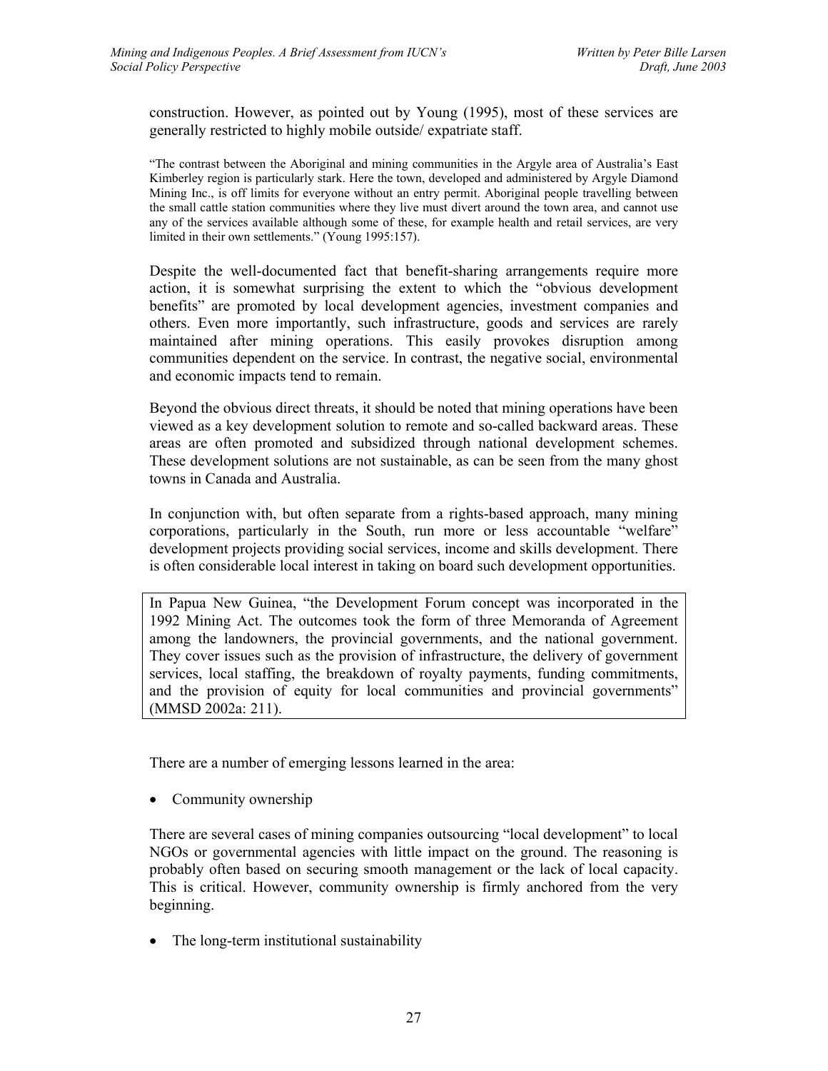construction. However, as pointed out by Young (1995), most of these services are generally restricted to highly mobile outside/ expatriate staff.

> "The contrast between the Aboriginal and mining communities in the Argyle area of Australia's East Kimberley region is particularly stark. Here the town, developed and administered by Argyle Diamond Mining Inc., is off limits for everyone without an entry permit. Aboriginal people travelling between the small cattle station communities where they live must divert around the town area, and cannot use any of the services available although some of these, for example health and retail services, are very limited in their own settlements." (Young 1995:157).

Despite the well-documented fact that benefit-sharing arrangements require more action, it is somewhat surprising the extent to which the "obvious development benefits" are promoted by local development agencies, investment companies and others. Even more importantly, such infrastructure, goods and services are rarely maintained after mining operations. This easily provokes disruption among communities dependent on the service. In contrast, the negative social, environmental and economic impacts tend to remain.

Beyond the obvious direct threats, it should be noted that mining operations have been viewed as a key development solution to remote and so-called backward areas. These areas are often promoted and subsidized through national development schemes. These development solutions are not sustainable, as can be seen from the many ghost towns in Canada and Australia.

In conjunction with, but often separate from a rights-based approach, many mining corporations, particularly in the South, run more or less accountable "welfare" development projects providing social services, income and skills development. There is often considerable local interest in taking on board such development opportunities.

> In Papua New Guinea, "the Development Forum concept was incorporated in the 1992 Mining Act. The outcomes took the form of three Memoranda of Agreement among the landowners, the provincial governments, and the national government. They cover issues such as the provision of infrastructure, the delivery of government services, local staffing, the breakdown of royalty payments, funding commitments, and the provision of equity for local communities and provincial governments" (MMSD 2002a: 211).

There are a number of emerging lessons learned in the area:

- Community ownership

There are several cases of mining companies outsourcing "local development" to local NGOs or governmental agencies with little impact on the ground. The reasoning is probably often based on securing smooth management or the lack of local capacity. This is critical. However, community ownership is firmly anchored from the very beginning.

- The long-term institutional sustainability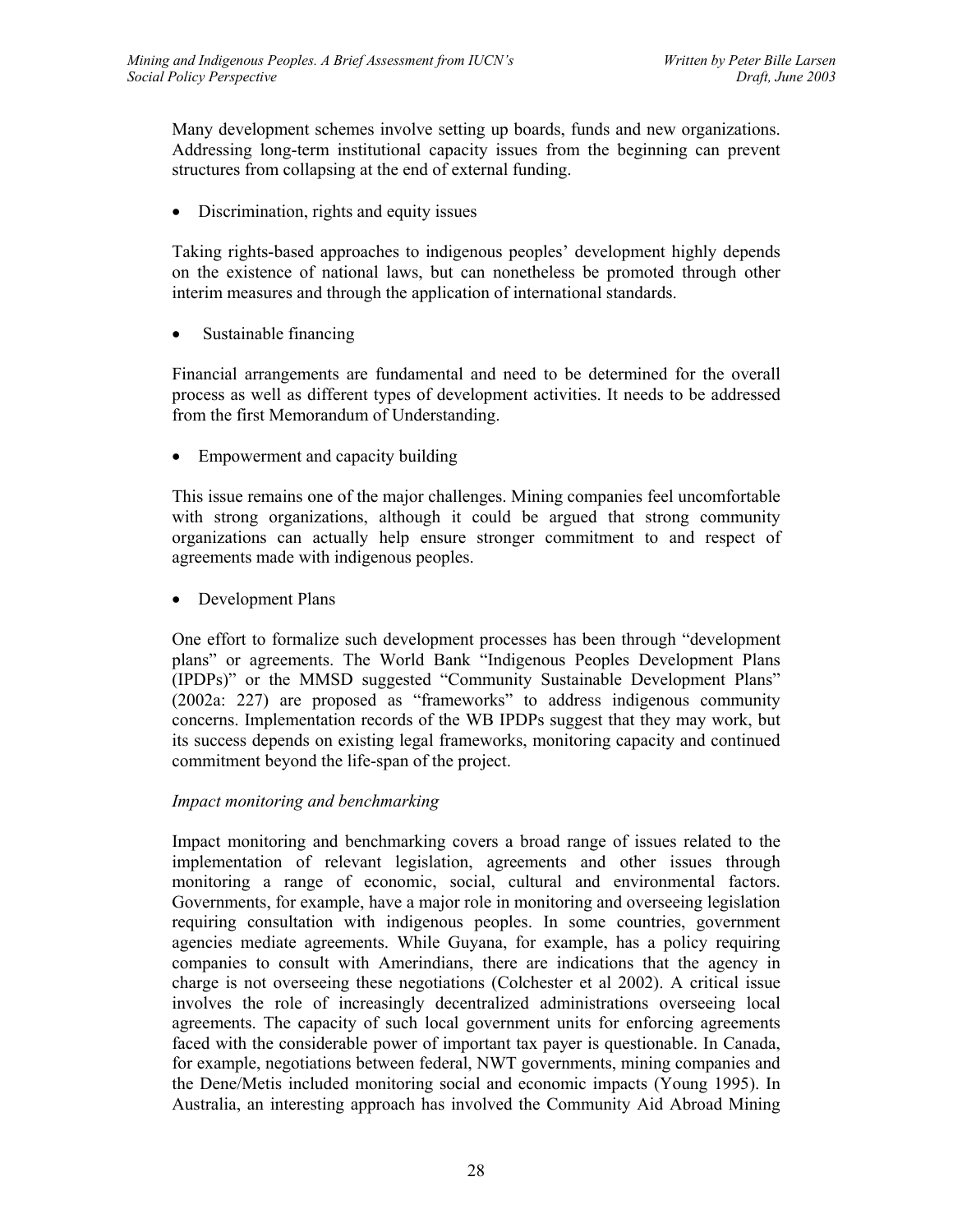Many development schemes involve setting up boards, funds and new organizations. Addressing long-term institutional capacity issues from the beginning can prevent structures from collapsing at the end of external funding.

- Discrimination, rights and equity issues

Taking rights-based approaches to indigenous peoples' development highly depends on the existence of national laws, but can nonetheless be promoted through other interim measures and through the application of international standards.

- Sustainable financing

Financial arrangements are fundamental and need to be determined for the overall process as well as different types of development activities. It needs to be addressed from the first Memorandum of Understanding.

- Empowerment and capacity building

This issue remains one of the major challenges. Mining companies feel uncomfortable with strong organizations, although it could be argued that strong community organizations can actually help ensure stronger commitment to and respect of agreements made with indigenous peoples.

- Development Plans

One effort to formalize such development processes has been through "development plans" or agreements. The World Bank "Indigenous Peoples Development Plans (IPDPs)" or the MMSD suggested "Community Sustainable Development Plans" (2002a: 227) are proposed as "frameworks" to address indigenous community concerns. Implementation records of the WB IPDPs suggest that they may work, but its success depends on existing legal frameworks, monitoring capacity and continued commitment beyond the life-span of the project.

*Impact monitoring and benchmarking*

Impact monitoring and benchmarking covers a broad range of issues related to the implementation of relevant legislation, agreements and other issues through monitoring a range of economic, social, cultural and environmental factors. Governments, for example, have a major role in monitoring and overseeing legislation requiring consultation with indigenous peoples. In some countries, government agencies mediate agreements. While Guyana, for example, has a policy requiring companies to consult with Amerindians, there are indications that the agency in charge is not overseeing these negotiations (Colchester et al 2002). A critical issue involves the role of increasingly decentralized administrations overseeing local agreements. The capacity of such local government units for enforcing agreements faced with the considerable power of important tax payer is questionable. In Canada, for example, negotiations between federal, NWT governments, mining companies and the Dene/Metis included monitoring social and economic impacts (Young 1995). In Australia, an interesting approach has involved the Community Aid Abroad Mining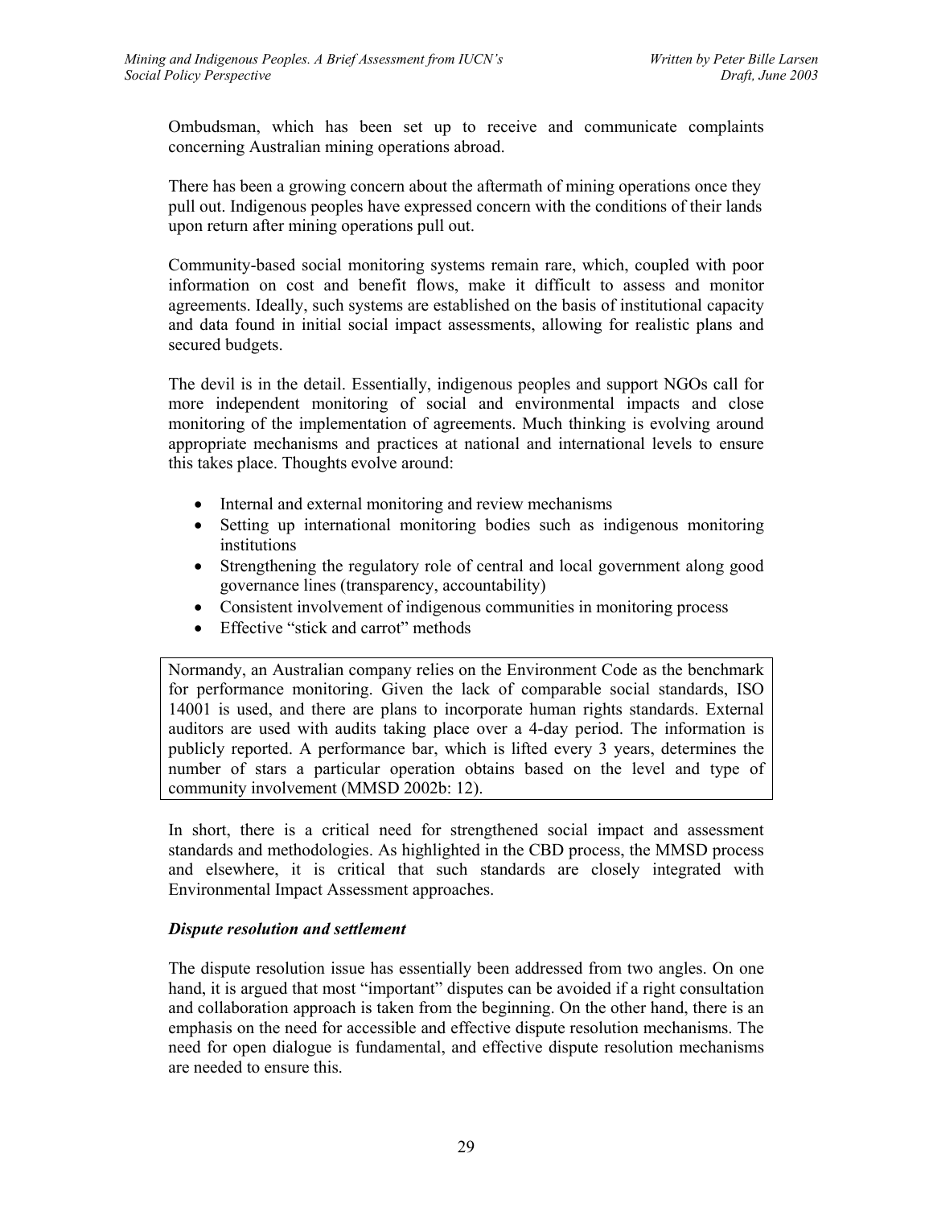Ombudsman, which has been set up to receive and communicate complaints concerning Australian mining operations abroad.

There has been a growing concern about the aftermath of mining operations once they pull out. Indigenous peoples have expressed concern with the conditions of their lands upon return after mining operations pull out.

Community-based social monitoring systems remain rare, which, coupled with poor information on cost and benefit flows, make it difficult to assess and monitor agreements. Ideally, such systems are established on the basis of institutional capacity and data found in initial social impact assessments, allowing for realistic plans and secured budgets.

The devil is in the detail. Essentially, indigenous peoples and support NGOs call for more independent monitoring of social and environmental impacts and close monitoring of the implementation of agreements. Much thinking is evolving around appropriate mechanisms and practices at national and international levels to ensure this takes place. Thoughts evolve around:

- Internal and external monitoring and review mechanisms
- Setting up international monitoring bodies such as indigenous monitoring institutions
- Strengthening the regulatory role of central and local government along good governance lines (transparency, accountability)
- Consistent involvement of indigenous communities in monitoring process
- Effective "stick and carrot" methods

> Normandy, an Australian company relies on the Environment Code as the benchmark for performance monitoring. Given the lack of comparable social standards, ISO 14001 is used, and there are plans to incorporate human rights standards. External auditors are used with audits taking place over a 4-day period. The information is publicly reported. A performance bar, which is lifted every 3 years, determines the number of stars a particular operation obtains based on the level and type of community involvement (MMSD 2002b: 12).

In short, there is a critical need for strengthened social impact and assessment standards and methodologies. As highlighted in the CBD process, the MMSD process and elsewhere, it is critical that such standards are closely integrated with Environmental Impact Assessment approaches.

***Dispute resolution and settlement***

The dispute resolution issue has essentially been addressed from two angles. On one hand, it is argued that most "important" disputes can be avoided if a right consultation and collaboration approach is taken from the beginning. On the other hand, there is an emphasis on the need for accessible and effective dispute resolution mechanisms. The need for open dialogue is fundamental, and effective dispute resolution mechanisms are needed to ensure this.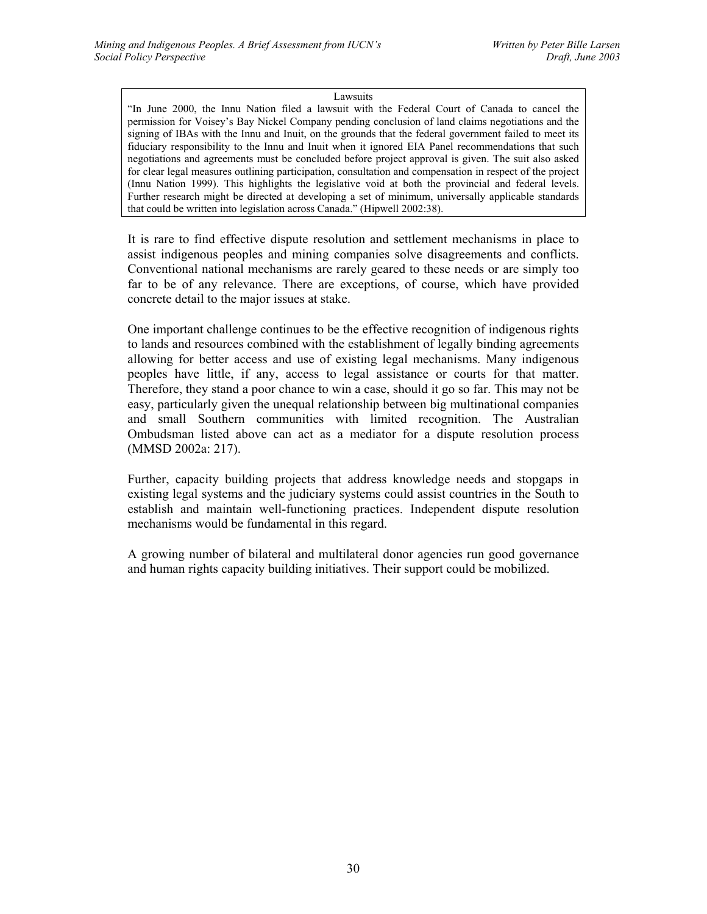> **Lawsuits**
>
> "In June 2000, the Innu Nation filed a lawsuit with the Federal Court of Canada to cancel the permission for Voisey's Bay Nickel Company pending conclusion of land claims negotiations and the signing of IBAs with the Innu and Inuit, on the grounds that the federal government failed to meet its fiduciary responsibility to the Innu and Inuit when it ignored EIA Panel recommendations that such negotiations and agreements must be concluded before project approval is given. The suit also asked for clear legal measures outlining participation, consultation and compensation in respect of the project (Innu Nation 1999). This highlights the legislative void at both the provincial and federal levels. Further research might be directed at developing a set of minimum, universally applicable standards that could be written into legislation across Canada." (Hipwell 2002:38).

It is rare to find effective dispute resolution and settlement mechanisms in place to assist indigenous peoples and mining companies solve disagreements and conflicts. Conventional national mechanisms are rarely geared to these needs or are simply too far to be of any relevance. There are exceptions, of course, which have provided concrete detail to the major issues at stake.

One important challenge continues to be the effective recognition of indigenous rights to lands and resources combined with the establishment of legally binding agreements allowing for better access and use of existing legal mechanisms. Many indigenous peoples have little, if any, access to legal assistance or courts for that matter. Therefore, they stand a poor chance to win a case, should it go so far. This may not be easy, particularly given the unequal relationship between big multinational companies and small Southern communities with limited recognition. The Australian Ombudsman listed above can act as a mediator for a dispute resolution process (MMSD 2002a: 217).

Further, capacity building projects that address knowledge needs and stopgaps in existing legal systems and the judiciary systems could assist countries in the South to establish and maintain well-functioning practices. Independent dispute resolution mechanisms would be fundamental in this regard.

A growing number of bilateral and multilateral donor agencies run good governance and human rights capacity building initiatives. Their support could be mobilized.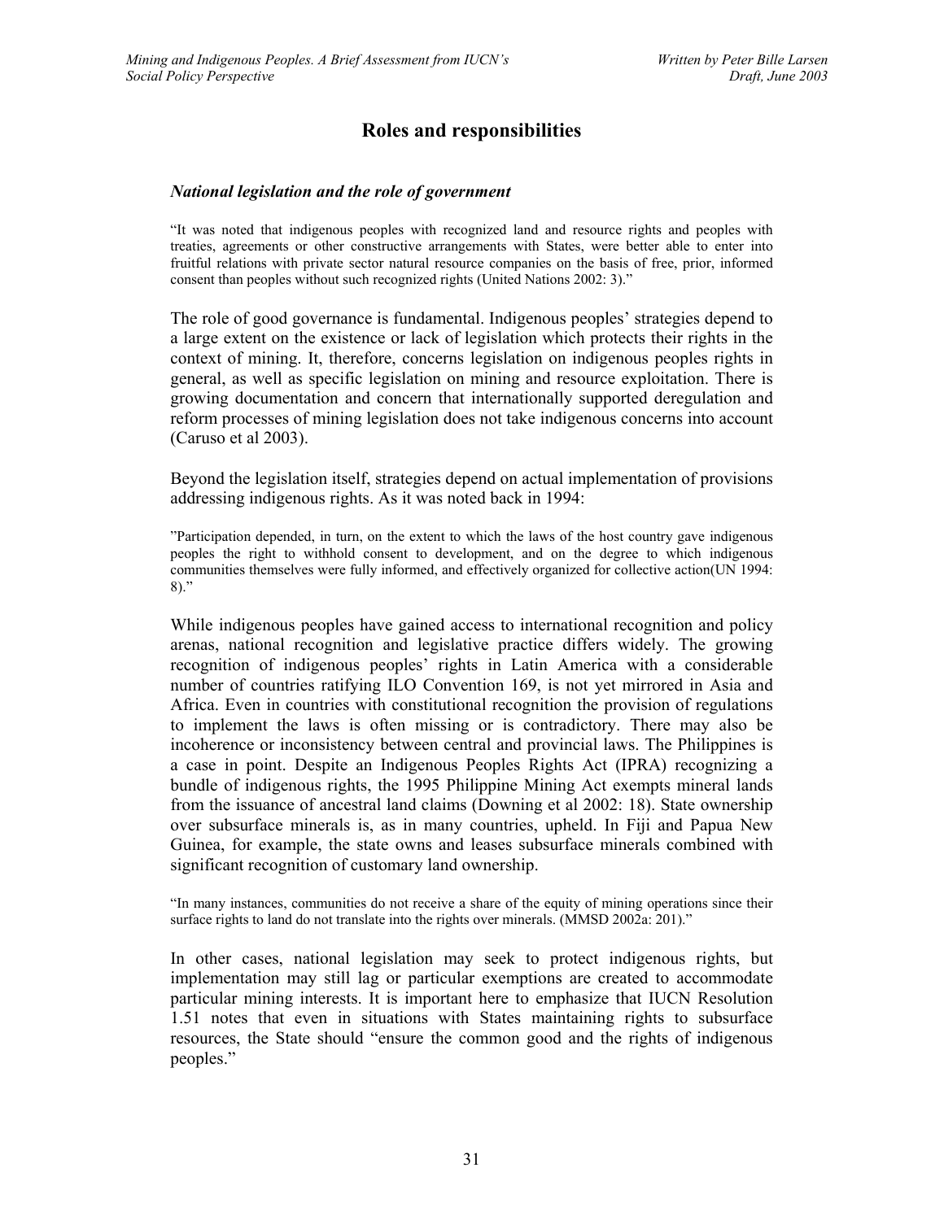# Roles and responsibilities

### *National legislation and the role of government*

"It was noted that indigenous peoples with recognized land and resource rights and peoples with treaties, agreements or other constructive arrangements with States, were better able to enter into fruitful relations with private sector natural resource companies on the basis of free, prior, informed consent than peoples without such recognized rights (United Nations 2002: 3)."

The role of good governance is fundamental. Indigenous peoples' strategies depend to a large extent on the existence or lack of legislation which protects their rights in the context of mining. It, therefore, concerns legislation on indigenous peoples rights in general, as well as specific legislation on mining and resource exploitation. There is growing documentation and concern that internationally supported deregulation and reform processes of mining legislation does not take indigenous concerns into account (Caruso et al 2003).

Beyond the legislation itself, strategies depend on actual implementation of provisions addressing indigenous rights. As it was noted back in 1994:

"Participation depended, in turn, on the extent to which the laws of the host country gave indigenous peoples the right to withhold consent to development, and on the degree to which indigenous communities themselves were fully informed, and effectively organized for collective action(UN 1994: 8)."

While indigenous peoples have gained access to international recognition and policy arenas, national recognition and legislative practice differs widely. The growing recognition of indigenous peoples' rights in Latin America with a considerable number of countries ratifying ILO Convention 169, is not yet mirrored in Asia and Africa. Even in countries with constitutional recognition the provision of regulations to implement the laws is often missing or is contradictory. There may also be incoherence or inconsistency between central and provincial laws. The Philippines is a case in point. Despite an Indigenous Peoples Rights Act (IPRA) recognizing a bundle of indigenous rights, the 1995 Philippine Mining Act exempts mineral lands from the issuance of ancestral land claims (Downing et al 2002: 18). State ownership over subsurface minerals is, as in many countries, upheld. In Fiji and Papua New Guinea, for example, the state owns and leases subsurface minerals combined with significant recognition of customary land ownership.

"In many instances, communities do not receive a share of the equity of mining operations since their surface rights to land do not translate into the rights over minerals. (MMSD 2002a: 201)."

In other cases, national legislation may seek to protect indigenous rights, but implementation may still lag or particular exemptions are created to accommodate particular mining interests. It is important here to emphasize that IUCN Resolution 1.51 notes that even in situations with States maintaining rights to subsurface resources, the State should "ensure the common good and the rights of indigenous peoples."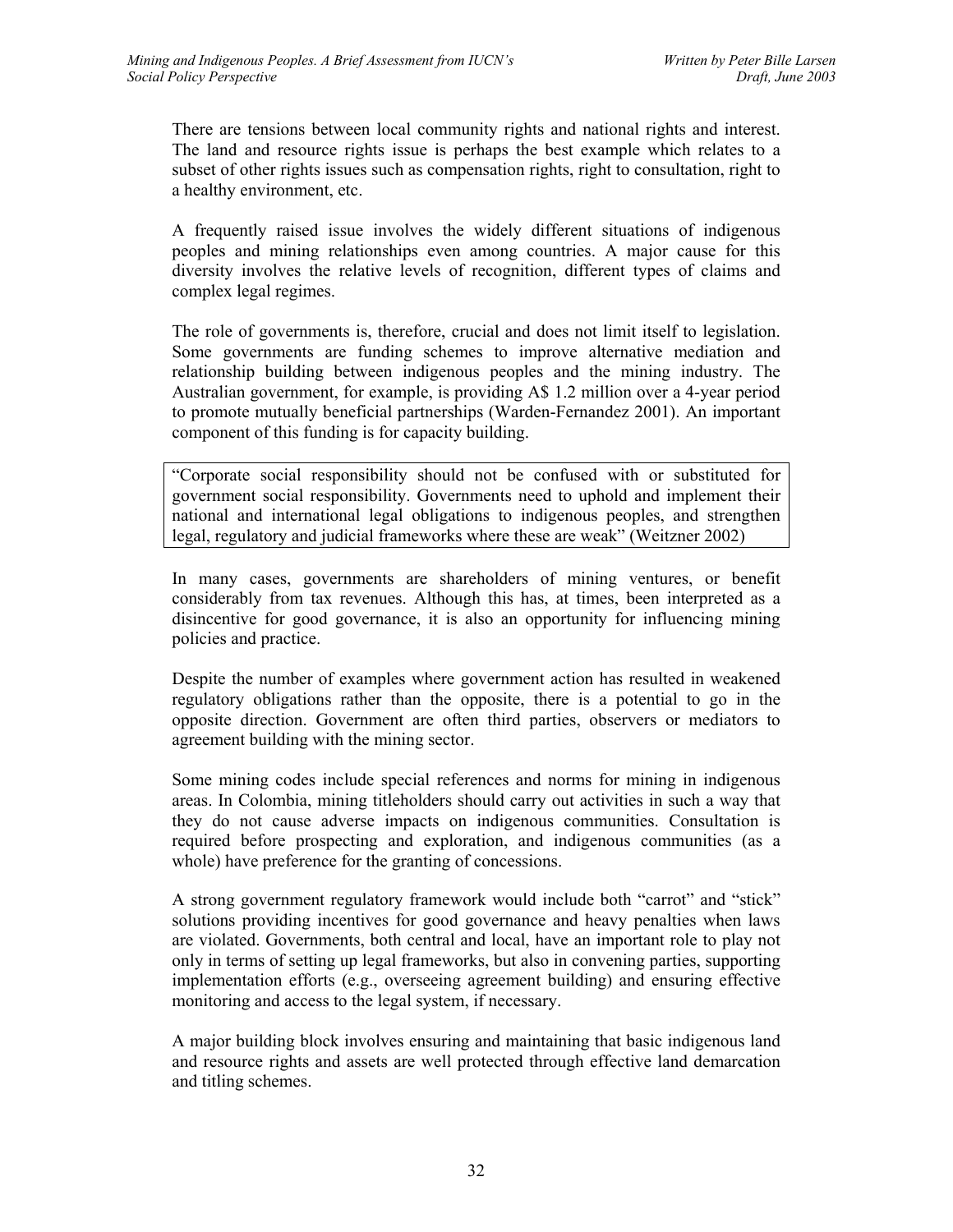There are tensions between local community rights and national rights and interest. The land and resource rights issue is perhaps the best example which relates to a subset of other rights issues such as compensation rights, right to consultation, right to a healthy environment, etc.

A frequently raised issue involves the widely different situations of indigenous peoples and mining relationships even among countries. A major cause for this diversity involves the relative levels of recognition, different types of claims and complex legal regimes.

The role of governments is, therefore, crucial and does not limit itself to legislation. Some governments are funding schemes to improve alternative mediation and relationship building between indigenous peoples and the mining industry. The Australian government, for example, is providing A$ 1.2 million over a 4-year period to promote mutually beneficial partnerships (Warden-Fernandez 2001). An important component of this funding is for capacity building.

> "Corporate social responsibility should not be confused with or substituted for government social responsibility. Governments need to uphold and implement their national and international legal obligations to indigenous peoples, and strengthen legal, regulatory and judicial frameworks where these are weak" (Weitzner 2002)

In many cases, governments are shareholders of mining ventures, or benefit considerably from tax revenues. Although this has, at times, been interpreted as a disincentive for good governance, it is also an opportunity for influencing mining policies and practice.

Despite the number of examples where government action has resulted in weakened regulatory obligations rather than the opposite, there is a potential to go in the opposite direction. Government are often third parties, observers or mediators to agreement building with the mining sector.

Some mining codes include special references and norms for mining in indigenous areas. In Colombia, mining titleholders should carry out activities in such a way that they do not cause adverse impacts on indigenous communities. Consultation is required before prospecting and exploration, and indigenous communities (as a whole) have preference for the granting of concessions.

A strong government regulatory framework would include both "carrot" and "stick" solutions providing incentives for good governance and heavy penalties when laws are violated. Governments, both central and local, have an important role to play not only in terms of setting up legal frameworks, but also in convening parties, supporting implementation efforts (e.g., overseeing agreement building) and ensuring effective monitoring and access to the legal system, if necessary.

A major building block involves ensuring and maintaining that basic indigenous land and resource rights and assets are well protected through effective land demarcation and titling schemes.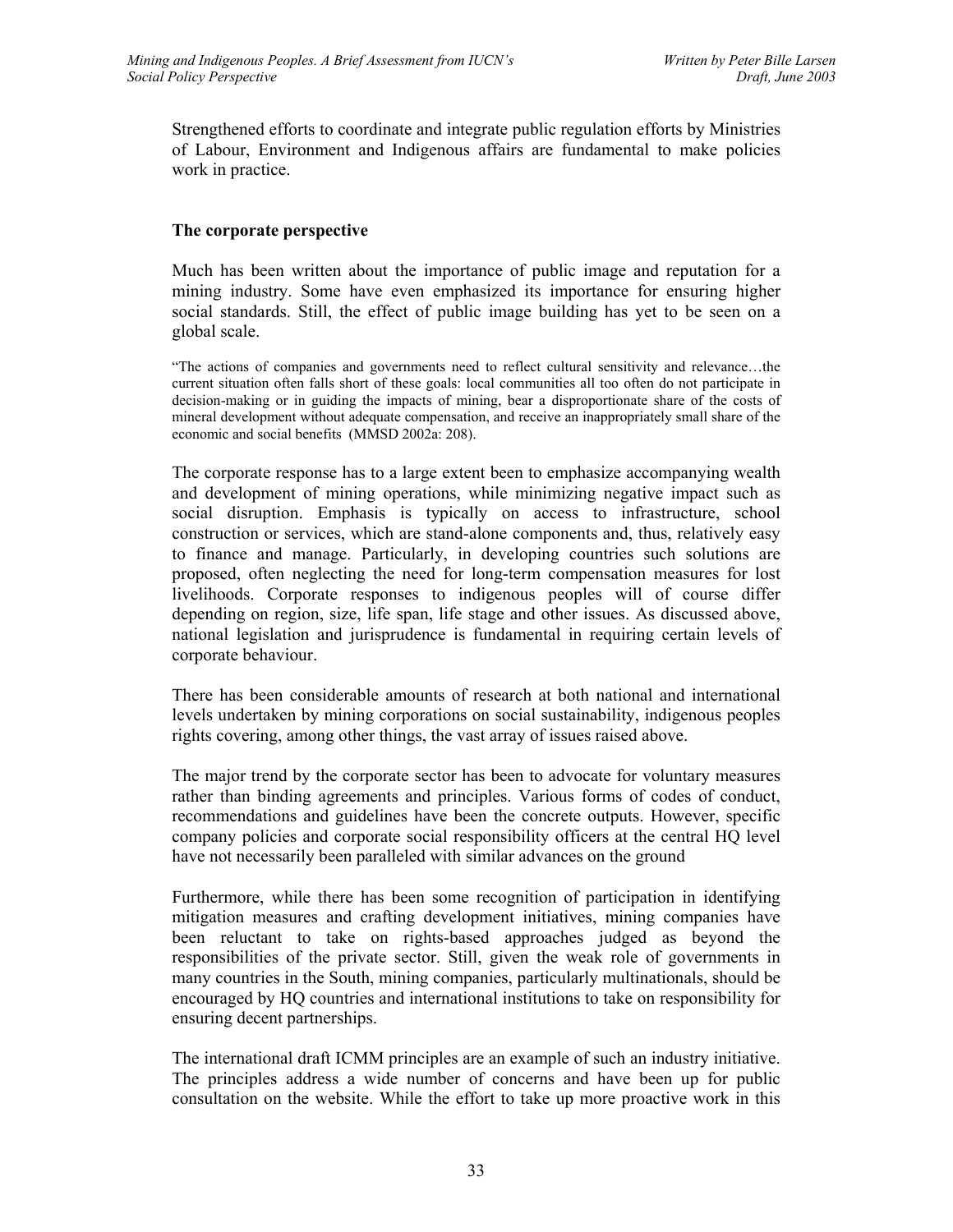Strengthened efforts to coordinate and integrate public regulation efforts by Ministries of Labour, Environment and Indigenous affairs are fundamental to make policies work in practice.

**The corporate perspective**

Much has been written about the importance of public image and reputation for a mining industry. Some have even emphasized its importance for ensuring higher social standards. Still, the effect of public image building has yet to be seen on a global scale.

> "The actions of companies and governments need to reflect cultural sensitivity and relevance…the current situation often falls short of these goals: local communities all too often do not participate in decision-making or in guiding the impacts of mining, bear a disproportionate share of the costs of mineral development without adequate compensation, and receive an inappropriately small share of the economic and social benefits (MMSD 2002a: 208).

The corporate response has to a large extent been to emphasize accompanying wealth and development of mining operations, while minimizing negative impact such as social disruption. Emphasis is typically on access to infrastructure, school construction or services, which are stand-alone components and, thus, relatively easy to finance and manage. Particularly, in developing countries such solutions are proposed, often neglecting the need for long-term compensation measures for lost livelihoods. Corporate responses to indigenous peoples will of course differ depending on region, size, life span, life stage and other issues. As discussed above, national legislation and jurisprudence is fundamental in requiring certain levels of corporate behaviour.

There has been considerable amounts of research at both national and international levels undertaken by mining corporations on social sustainability, indigenous peoples rights covering, among other things, the vast array of issues raised above.

The major trend by the corporate sector has been to advocate for voluntary measures rather than binding agreements and principles. Various forms of codes of conduct, recommendations and guidelines have been the concrete outputs. However, specific company policies and corporate social responsibility officers at the central HQ level have not necessarily been paralleled with similar advances on the ground

Furthermore, while there has been some recognition of participation in identifying mitigation measures and crafting development initiatives, mining companies have been reluctant to take on rights-based approaches judged as beyond the responsibilities of the private sector. Still, given the weak role of governments in many countries in the South, mining companies, particularly multinationals, should be encouraged by HQ countries and international institutions to take on responsibility for ensuring decent partnerships.

The international draft ICMM principles are an example of such an industry initiative. The principles address a wide number of concerns and have been up for public consultation on the website. While the effort to take up more proactive work in this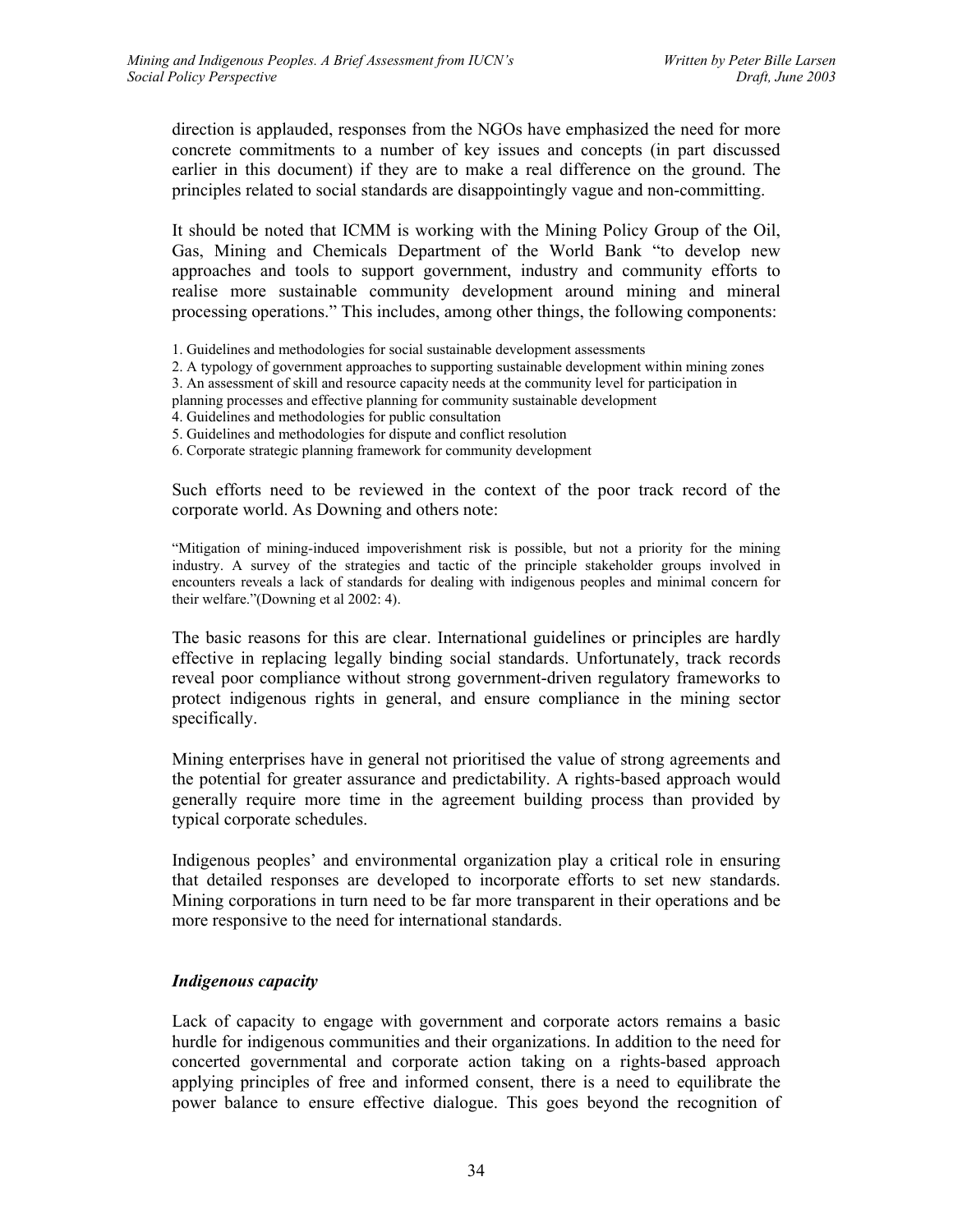direction is applauded, responses from the NGOs have emphasized the need for more concrete commitments to a number of key issues and concepts (in part discussed earlier in this document) if they are to make a real difference on the ground. The principles related to social standards are disappointingly vague and non-committing.

It should be noted that ICMM is working with the Mining Policy Group of the Oil, Gas, Mining and Chemicals Department of the World Bank "to develop new approaches and tools to support government, industry and community efforts to realise more sustainable community development around mining and mineral processing operations." This includes, among other things, the following components:

1. Guidelines and methodologies for social sustainable development assessments
2. A typology of government approaches to supporting sustainable development within mining zones
3. An assessment of skill and resource capacity needs at the community level for participation in planning processes and effective planning for community sustainable development
4. Guidelines and methodologies for public consultation
5. Guidelines and methodologies for dispute and conflict resolution
6. Corporate strategic planning framework for community development

Such efforts need to be reviewed in the context of the poor track record of the corporate world. As Downing and others note:

"Mitigation of mining-induced impoverishment risk is possible, but not a priority for the mining industry. A survey of the strategies and tactic of the principle stakeholder groups involved in encounters reveals a lack of standards for dealing with indigenous peoples and minimal concern for their welfare."(Downing et al 2002: 4).

The basic reasons for this are clear. International guidelines or principles are hardly effective in replacing legally binding social standards. Unfortunately, track records reveal poor compliance without strong government-driven regulatory frameworks to protect indigenous rights in general, and ensure compliance in the mining sector specifically.

Mining enterprises have in general not prioritised the value of strong agreements and the potential for greater assurance and predictability. A rights-based approach would generally require more time in the agreement building process than provided by typical corporate schedules.

Indigenous peoples' and environmental organization play a critical role in ensuring that detailed responses are developed to incorporate efforts to set new standards. Mining corporations in turn need to be far more transparent in their operations and be more responsive to the need for international standards.

### *Indigenous capacity*

Lack of capacity to engage with government and corporate actors remains a basic hurdle for indigenous communities and their organizations. In addition to the need for concerted governmental and corporate action taking on a rights-based approach applying principles of free and informed consent, there is a need to equilibrate the power balance to ensure effective dialogue. This goes beyond the recognition of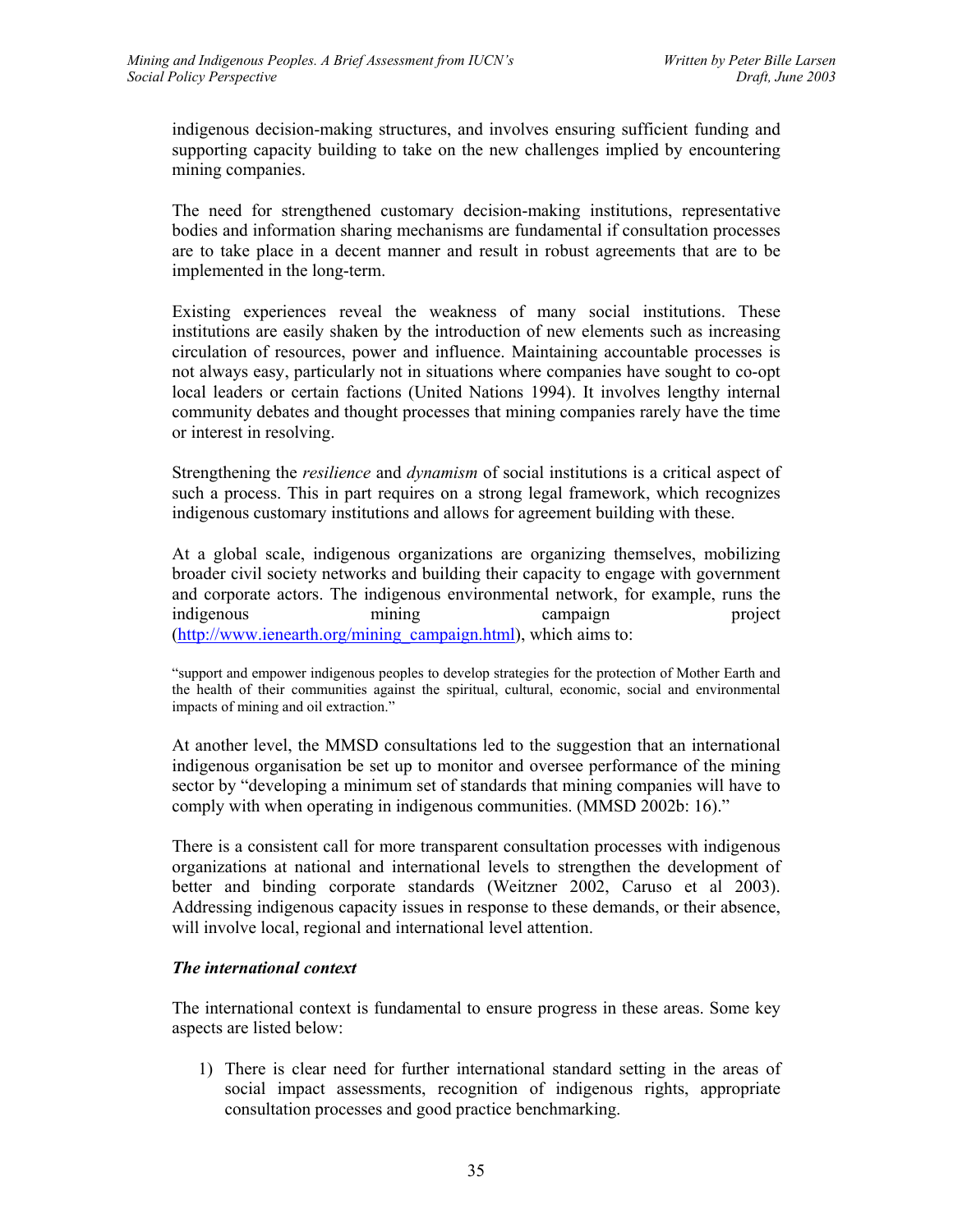indigenous decision-making structures, and involves ensuring sufficient funding and supporting capacity building to take on the new challenges implied by encountering mining companies.

The need for strengthened customary decision-making institutions, representative bodies and information sharing mechanisms are fundamental if consultation processes are to take place in a decent manner and result in robust agreements that are to be implemented in the long-term.

Existing experiences reveal the weakness of many social institutions. These institutions are easily shaken by the introduction of new elements such as increasing circulation of resources, power and influence. Maintaining accountable processes is not always easy, particularly not in situations where companies have sought to co-opt local leaders or certain factions (United Nations 1994). It involves lengthy internal community debates and thought processes that mining companies rarely have the time or interest in resolving.

Strengthening the *resilience* and *dynamism* of social institutions is a critical aspect of such a process. This in part requires on a strong legal framework, which recognizes indigenous customary institutions and allows for agreement building with these.

At a global scale, indigenous organizations are organizing themselves, mobilizing broader civil society networks and building their capacity to engage with government and corporate actors. The indigenous environmental network, for example, runs the indigenous mining campaign project (http://www.ienearth.org/mining_campaign.html), which aims to:

> "support and empower indigenous peoples to develop strategies for the protection of Mother Earth and the health of their communities against the spiritual, cultural, economic, social and environmental impacts of mining and oil extraction."

At another level, the MMSD consultations led to the suggestion that an international indigenous organisation be set up to monitor and oversee performance of the mining sector by "developing a minimum set of standards that mining companies will have to comply with when operating in indigenous communities. (MMSD 2002b: 16)."

There is a consistent call for more transparent consultation processes with indigenous organizations at national and international levels to strengthen the development of better and binding corporate standards (Weitzner 2002, Caruso et al 2003). Addressing indigenous capacity issues in response to these demands, or their absence, will involve local, regional and international level attention.

### *The international context*

The international context is fundamental to ensure progress in these areas. Some key aspects are listed below:

1) There is clear need for further international standard setting in the areas of social impact assessments, recognition of indigenous rights, appropriate consultation processes and good practice benchmarking.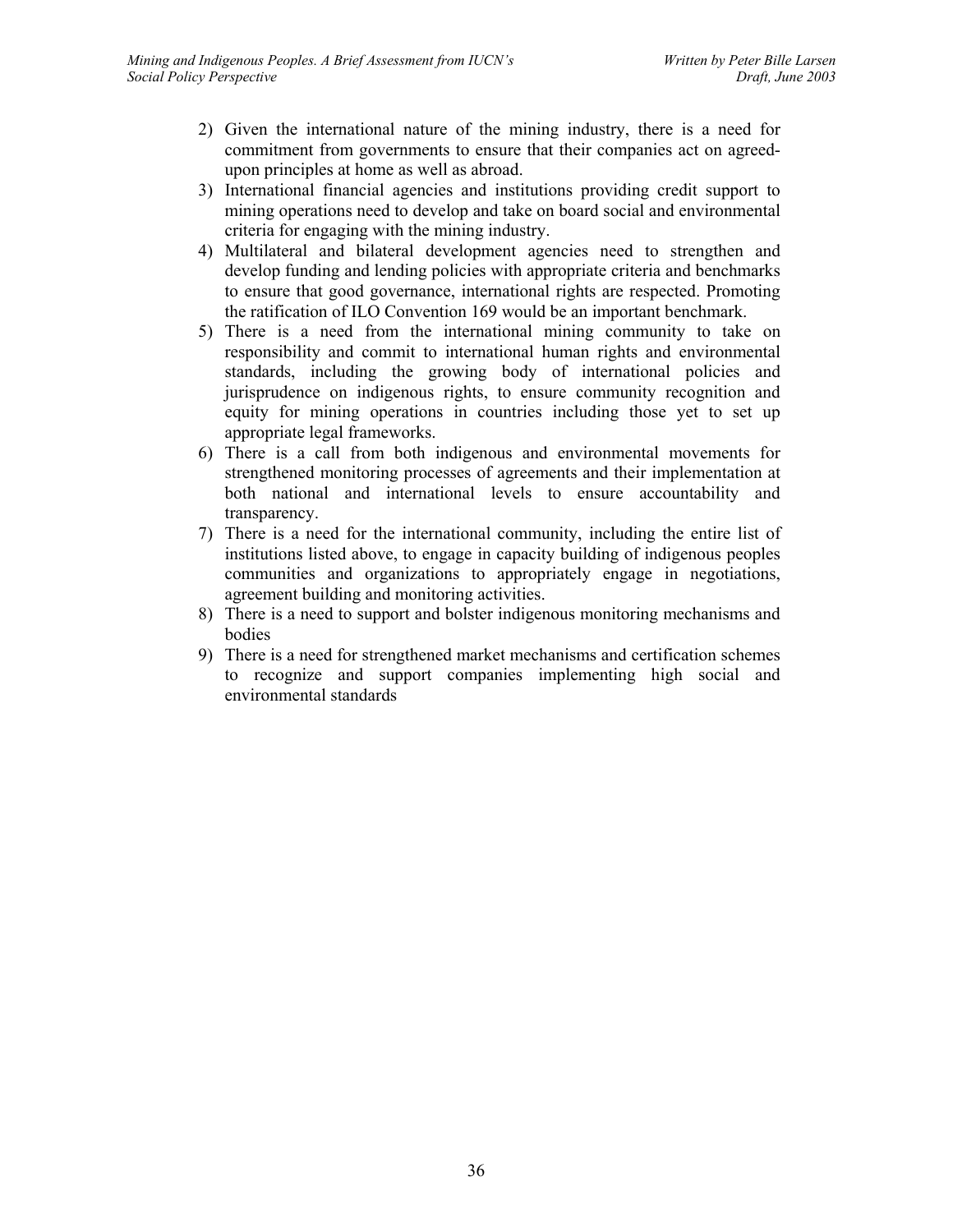2) Given the international nature of the mining industry, there is a need for commitment from governments to ensure that their companies act on agreed-upon principles at home as well as abroad.
3) International financial agencies and institutions providing credit support to mining operations need to develop and take on board social and environmental criteria for engaging with the mining industry.
4) Multilateral and bilateral development agencies need to strengthen and develop funding and lending policies with appropriate criteria and benchmarks to ensure that good governance, international rights are respected. Promoting the ratification of ILO Convention 169 would be an important benchmark.
5) There is a need from the international mining community to take on responsibility and commit to international human rights and environmental standards, including the growing body of international policies and jurisprudence on indigenous rights, to ensure community recognition and equity for mining operations in countries including those yet to set up appropriate legal frameworks.
6) There is a call from both indigenous and environmental movements for strengthened monitoring processes of agreements and their implementation at both national and international levels to ensure accountability and transparency.
7) There is a need for the international community, including the entire list of institutions listed above, to engage in capacity building of indigenous peoples communities and organizations to appropriately engage in negotiations, agreement building and monitoring activities.
8) There is a need to support and bolster indigenous monitoring mechanisms and bodies
9) There is a need for strengthened market mechanisms and certification schemes to recognize and support companies implementing high social and environmental standards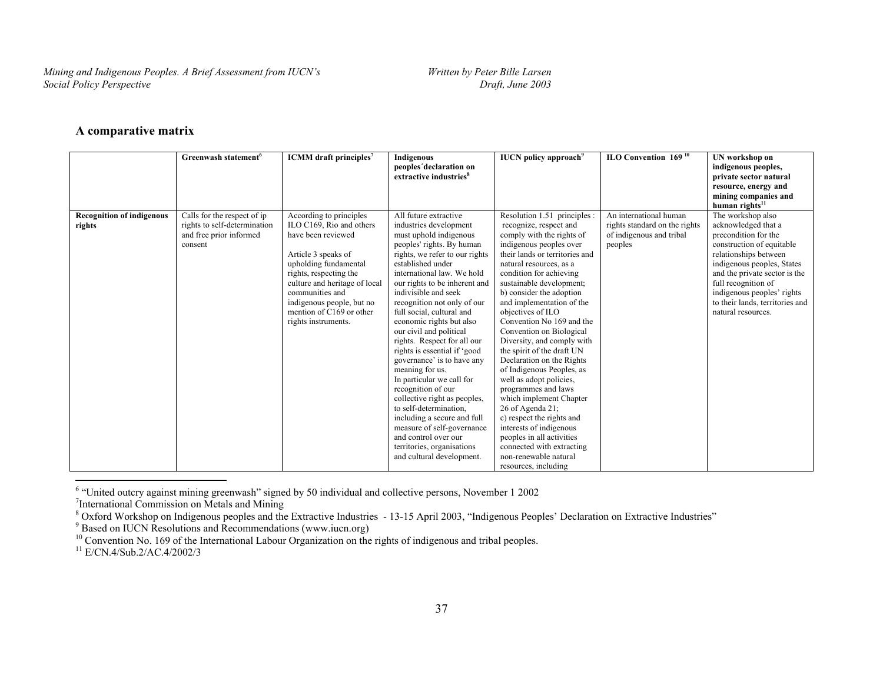## A comparative matrix

| | Greenwash statement[6] | ICMM draft principles[7] | Indigenous peoples´declaration on extractive industries[8] | IUCN policy approach[9] | ILO Convention 169 [10] | UN workshop on indigenous peoples, private sector natural resource, energy and mining companies and human rights[11] |
|---|---|---|---|---|---|---|
| **Recognition of indigenous rights** | Calls for the respect of ip rights to self-determination and free prior informed consent | According to principles ILO C169, Rio and others have been reviewed<br><br>Article 3 speaks of upholding fundamental rights, respecting the culture and heritage of local communities and indigenous people, but no mention of C169 or other rights instruments. | All future extractive industries development must uphold indigenous peoples' rights. By human rights, we refer to our rights established under international law. We hold our rights to be inherent and indivisible and seek recognition not only of our full social, cultural and economic rights but also our civil and political rights. Respect for all our rights is essential if 'good governance' is to have any meaning for us.<br>In particular we call for recognition of our collective right as peoples, to self-determination, including a secure and full measure of self-governance and control over our territories, organisations and cultural development. | Resolution 1.51 principles : recognize, respect and comply with the rights of indigenous peoples over their lands or territories and natural resources, as a condition for achieving sustainable development;<br>b) consider the adoption and implementation of the objectives of ILO Convention No 169 and the Convention on Biological Diversity, and comply with the spirit of the draft UN Declaration on the Rights of Indigenous Peoples, as well as adopt policies, programmes and laws which implement Chapter 26 of Agenda 21;<br>c) respect the rights and interests of indigenous peoples in all activities connected with extracting non-renewable natural resources, including | An international human rights standard on the rights of indigenous and tribal peoples | The workshop also acknowledged that a precondition for the construction of equitable relationships between indigenous peoples, States and the private sector is the full recognition of indigenous peoples' rights to their lands, territories and natural resources. |

[6] "United outcry against mining greenwash" signed by 50 individual and collective persons, November 1 2002

[7] International Commission on Metals and Mining

[8] Oxford Workshop on Indigenous peoples and the Extractive Industries - 13-15 April 2003, "Indigenous Peoples' Declaration on Extractive Industries"

[9] Based on IUCN Resolutions and Recommendations (www.iucn.org)

[10] Convention No. 169 of the International Labour Organization on the rights of indigenous and tribal peoples.

[11] E/CN.4/Sub.2/AC.4/2002/3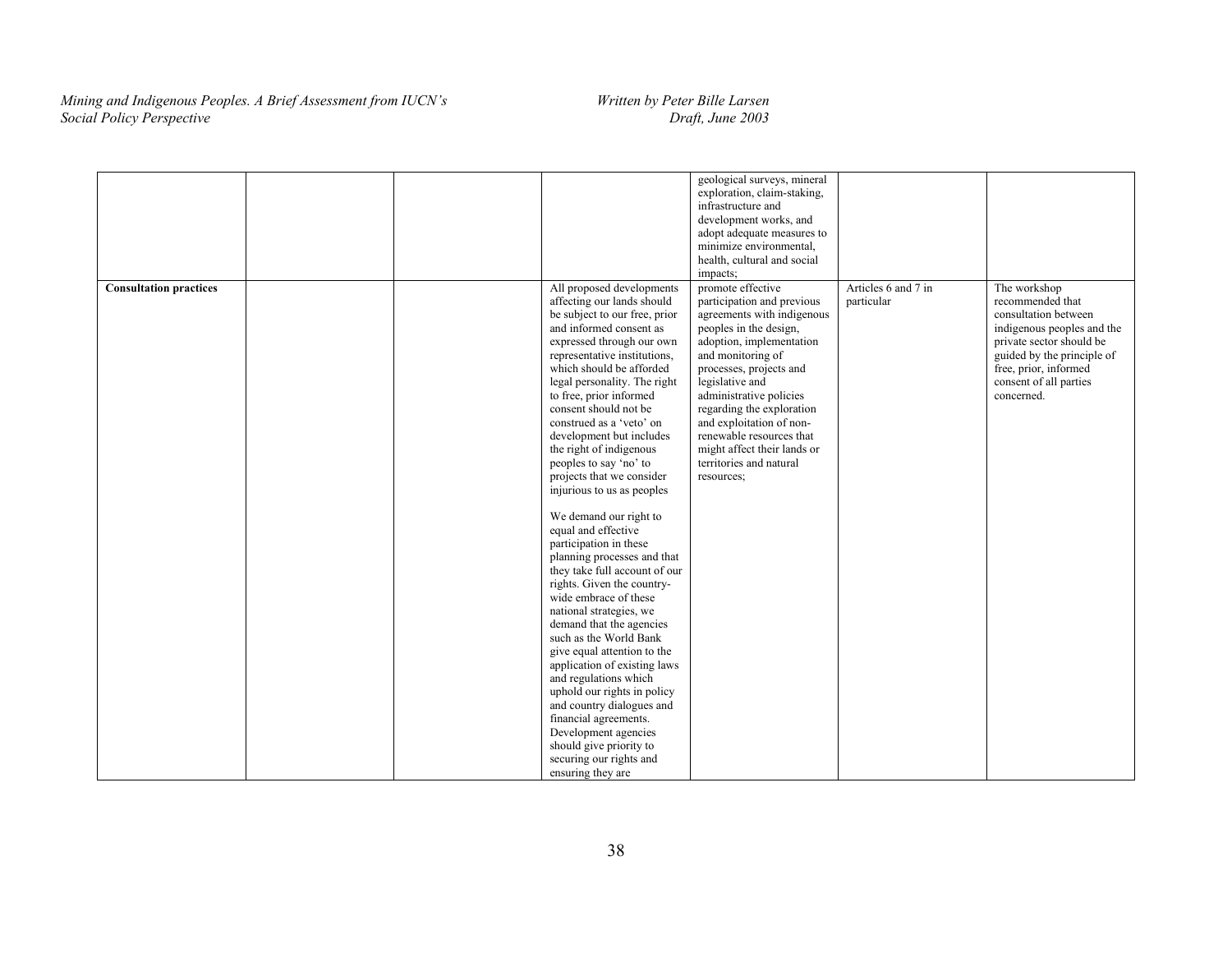| | | | | | | |
|---|---|---|---|---|---|---|
| | | | | geological surveys, mineral exploration, claim-staking, infrastructure and development works, and adopt adequate measures to minimize environmental, health, cultural and social impacts; | | |
| **Consultation practices** | | | All proposed developments affecting our lands should be subject to our free, prior and informed consent as expressed through our own representative institutions, which should be afforded legal personality. The right to free, prior informed consent should not be construed as a 'veto' on development but includes the right of indigenous peoples to say 'no' to projects that we consider injurious to us as peoples<br><br>We demand our right to equal and effective participation in these planning processes and that they take full account of our rights. Given the country-wide embrace of these national strategies, we demand that the agencies such as the World Bank give equal attention to the application of existing laws and regulations which uphold our rights in policy and country dialogues and financial agreements. Development agencies should give priority to securing our rights and ensuring they are | promote effective participation and previous agreements with indigenous peoples in the design, adoption, implementation and monitoring of processes, projects and legislative and administrative policies regarding the exploration and exploitation of non-renewable resources that might affect their lands or territories and natural resources; | Articles 6 and 7 in particular | The workshop recommended that consultation between indigenous peoples and the private sector should be guided by the principle of free, prior, informed consent of all parties concerned. |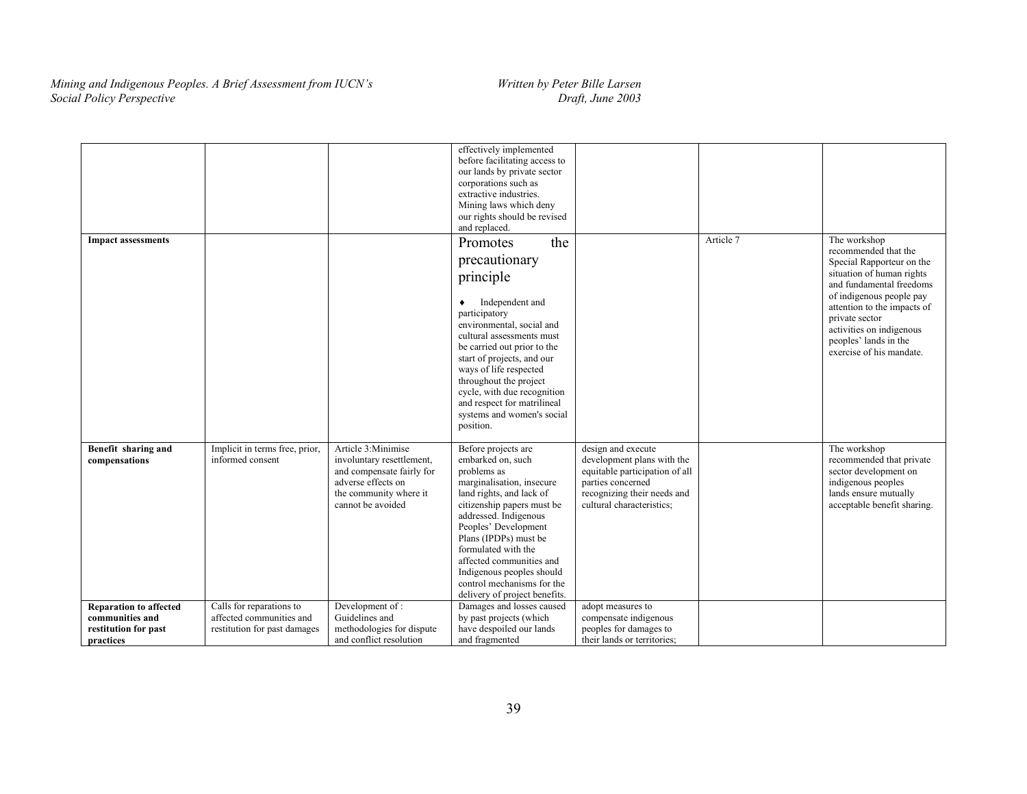| | | | | | | |
|---|---|---|---|---|---|---|
| | | | effectively implemented before facilitating access to our lands by private sector corporations such as extractive industries. Mining laws which deny our rights should be revised and replaced. | | | |
| **Impact assessments** | | | Promotes the precautionary principle<br><br>♦ Independent and participatory environmental, social and cultural assessments must be carried out prior to the start of projects, and our ways of life respected throughout the project cycle, with due recognition and respect for matrilineal systems and women's social position. | | Article 7 | The workshop recommended that the Special Rapporteur on the situation of human rights and fundamental freedoms of indigenous people pay attention to the impacts of private sector activities on indigenous peoples' lands in the exercise of his mandate. |
| **Benefit sharing and compensations** | Implicit in terms free, prior, informed consent | Article 3:Minimise involuntary resettlement, and compensate fairly for adverse effects on the community where it cannot be avoided | Before projects are embarked on, such problems as marginalisation, insecure land rights, and lack of citizenship papers must be addressed. Indigenous Peoples' Development Plans (IPDPs) must be formulated with the affected communities and Indigenous peoples should control mechanisms for the delivery of project benefits. | design and execute development plans with the equitable participation of all parties concerned recognizing their needs and cultural characteristics; | | The workshop recommended that private sector development on indigenous peoples lands ensure mutually acceptable benefit sharing. |
| **Reparation to affected communities and restitution for past practices** | Calls for reparations to affected communities and restitution for past damages | Development of : Guidelines and methodologies for dispute and conflict resolution | Damages and losses caused by past projects (which have despoiled our lands and fragmented | adopt measures to compensate indigenous peoples for damages to their lands or territories; | | |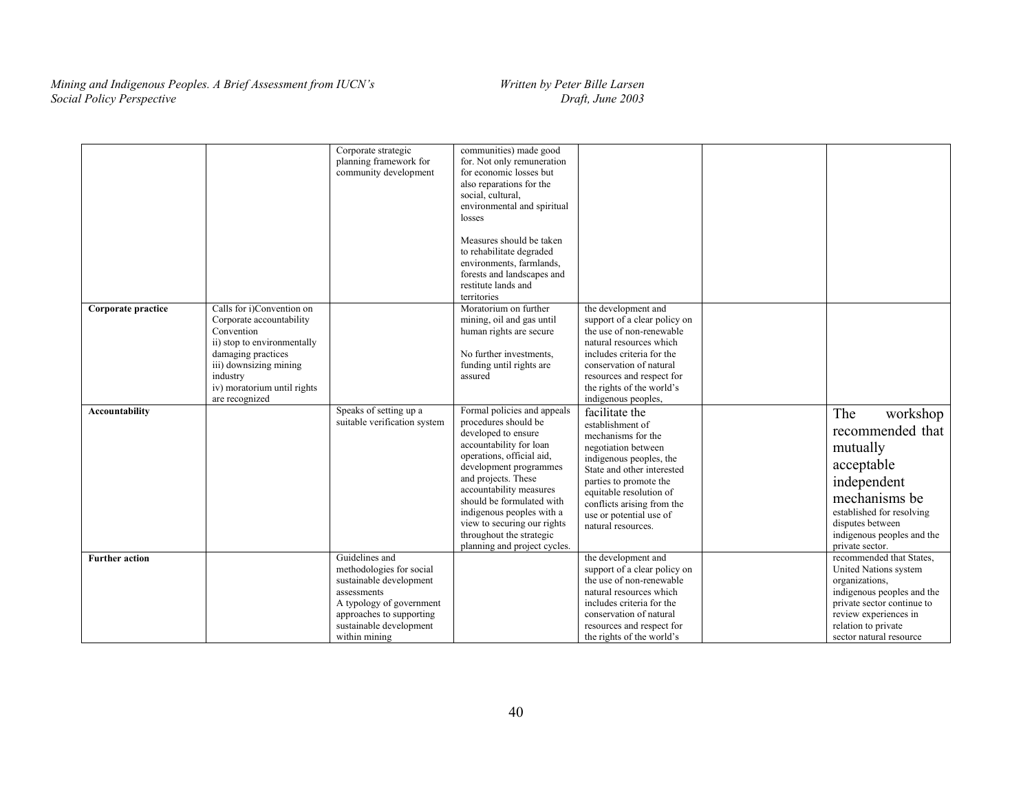| | | | | | | |
|---|---|---|---|---|---|---|
| | | Corporate strategic planning framework for community development | communities) made good for. Not only remuneration for economic losses but also reparations for the social, cultural, environmental and spiritual losses<br><br>Measures should be taken to rehabilitate degraded environments, farmlands, forests and landscapes and restitute lands and territories | | | |
| **Corporate practice** | Calls for i)Convention on Corporate accountability Convention<br>ii) stop to environmentally damaging practices<br>iii) downsizing mining industry<br>iv) moratorium until rights are recognized | | Moratorium on further mining, oil and gas until human rights are secure<br><br>No further investments, funding until rights are assured | the development and support of a clear policy on the use of non-renewable natural resources which includes criteria for the conservation of natural resources and respect for the rights of the world's indigenous peoples, | | |
| **Accountability** | | Speaks of setting up a suitable verification system | Formal policies and appeals procedures should be developed to ensure accountability for loan operations, official aid, development programmes and projects. These accountability measures should be formulated with indigenous peoples with a view to securing our rights throughout the strategic planning and project cycles. | facilitate the establishment of mechanisms for the negotiation between indigenous peoples, the State and other interested parties to promote the equitable resolution of conflicts arising from the use or potential use of natural resources. | | The workshop recommended that mutually acceptable independent mechanisms be established for resolving disputes between indigenous peoples and the private sector. |
| **Further action** | | Guidelines and methodologies for social sustainable development assessments<br>A typology of government approaches to supporting sustainable development within mining | | the development and support of a clear policy on the use of non-renewable natural resources which includes criteria for the conservation of natural resources and respect for the rights of the world's | | recommended that States, United Nations system organizations, indigenous peoples and the private sector continue to review experiences in relation to private sector natural resource |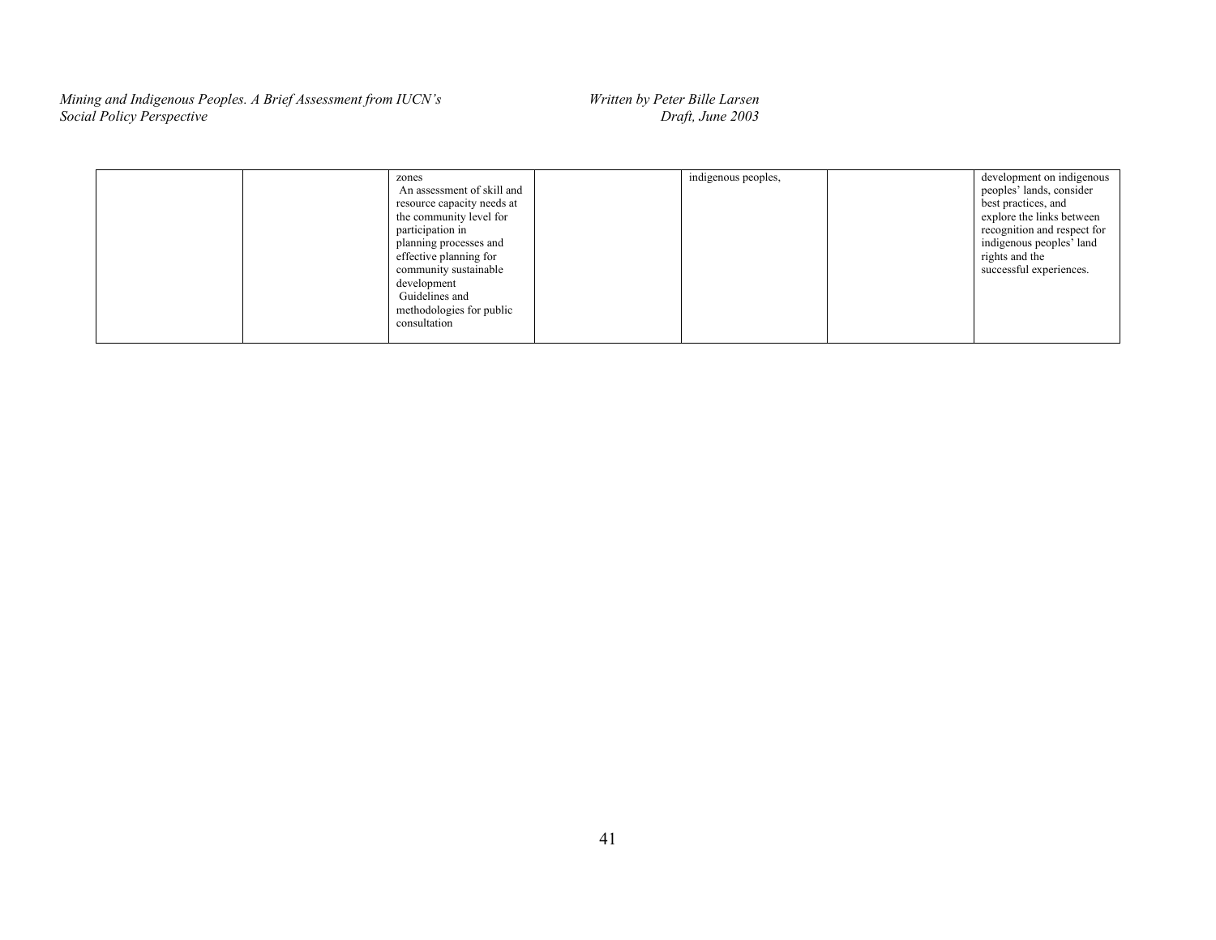| | | | | | | |
|---|---|---|---|---|---|---|
| | | zones<br>An assessment of skill and resource capacity needs at the community level for participation in planning processes and effective planning for community sustainable development<br>Guidelines and methodologies for public consultation | | indigenous peoples, | | development on indigenous peoples' lands, consider best practices, and explore the links between recognition and respect for indigenous peoples' land rights and the successful experiences. |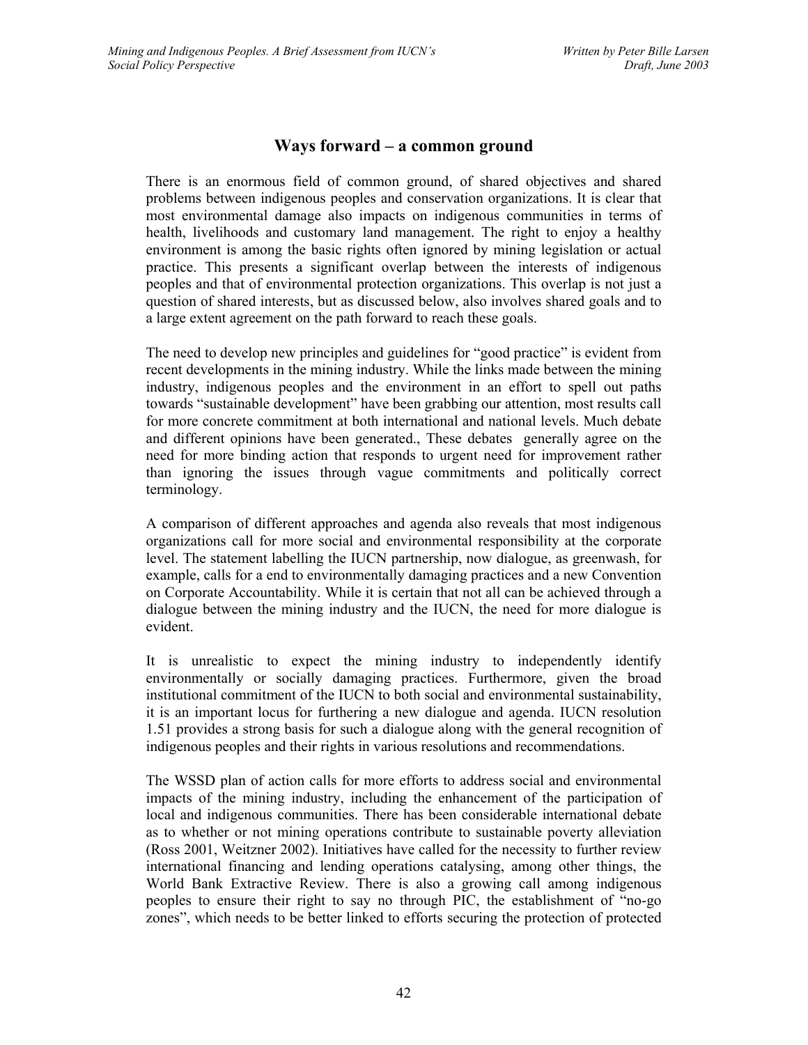## Ways forward – a common ground

There is an enormous field of common ground, of shared objectives and shared problems between indigenous peoples and conservation organizations. It is clear that most environmental damage also impacts on indigenous communities in terms of health, livelihoods and customary land management. The right to enjoy a healthy environment is among the basic rights often ignored by mining legislation or actual practice. This presents a significant overlap between the interests of indigenous peoples and that of environmental protection organizations. This overlap is not just a question of shared interests, but as discussed below, also involves shared goals and to a large extent agreement on the path forward to reach these goals.

The need to develop new principles and guidelines for "good practice" is evident from recent developments in the mining industry. While the links made between the mining industry, indigenous peoples and the environment in an effort to spell out paths towards "sustainable development" have been grabbing our attention, most results call for more concrete commitment at both international and national levels. Much debate and different opinions have been generated., These debates generally agree on the need for more binding action that responds to urgent need for improvement rather than ignoring the issues through vague commitments and politically correct terminology.

A comparison of different approaches and agenda also reveals that most indigenous organizations call for more social and environmental responsibility at the corporate level. The statement labelling the IUCN partnership, now dialogue, as greenwash, for example, calls for a end to environmentally damaging practices and a new Convention on Corporate Accountability. While it is certain that not all can be achieved through a dialogue between the mining industry and the IUCN, the need for more dialogue is evident.

It is unrealistic to expect the mining industry to independently identify environmentally or socially damaging practices. Furthermore, given the broad institutional commitment of the IUCN to both social and environmental sustainability, it is an important locus for furthering a new dialogue and agenda. IUCN resolution 1.51 provides a strong basis for such a dialogue along with the general recognition of indigenous peoples and their rights in various resolutions and recommendations.

The WSSD plan of action calls for more efforts to address social and environmental impacts of the mining industry, including the enhancement of the participation of local and indigenous communities. There has been considerable international debate as to whether or not mining operations contribute to sustainable poverty alleviation (Ross 2001, Weitzner 2002). Initiatives have called for the necessity to further review international financing and lending operations catalysing, among other things, the World Bank Extractive Review. There is also a growing call among indigenous peoples to ensure their right to say no through PIC, the establishment of "no-go zones", which needs to be better linked to efforts securing the protection of protected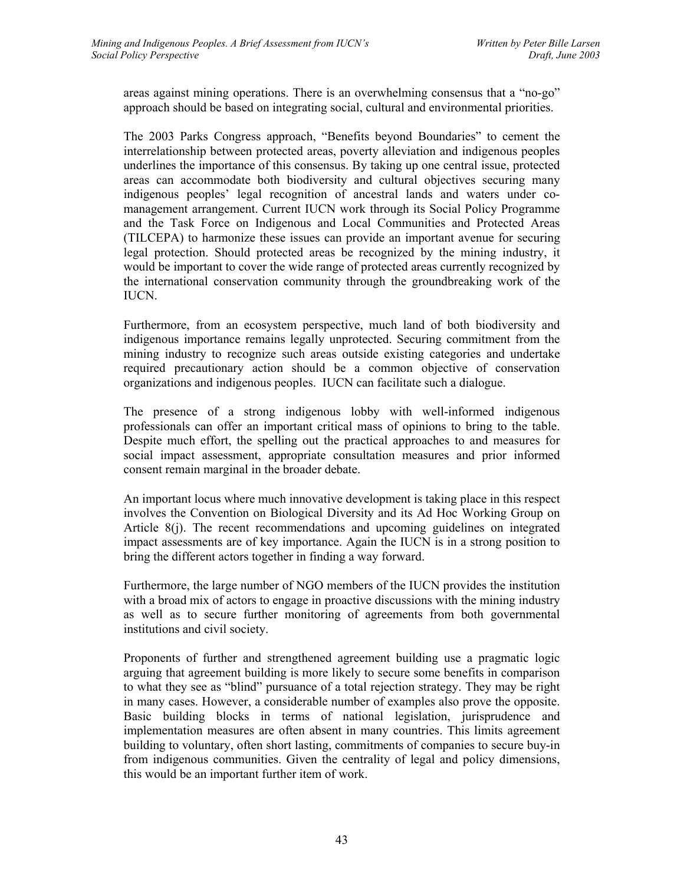areas against mining operations. There is an overwhelming consensus that a "no-go" approach should be based on integrating social, cultural and environmental priorities.

The 2003 Parks Congress approach, "Benefits beyond Boundaries" to cement the interrelationship between protected areas, poverty alleviation and indigenous peoples underlines the importance of this consensus. By taking up one central issue, protected areas can accommodate both biodiversity and cultural objectives securing many indigenous peoples' legal recognition of ancestral lands and waters under co-management arrangement. Current IUCN work through its Social Policy Programme and the Task Force on Indigenous and Local Communities and Protected Areas (TILCEPA) to harmonize these issues can provide an important avenue for securing legal protection. Should protected areas be recognized by the mining industry, it would be important to cover the wide range of protected areas currently recognized by the international conservation community through the groundbreaking work of the IUCN.

Furthermore, from an ecosystem perspective, much land of both biodiversity and indigenous importance remains legally unprotected. Securing commitment from the mining industry to recognize such areas outside existing categories and undertake required precautionary action should be a common objective of conservation organizations and indigenous peoples. IUCN can facilitate such a dialogue.

The presence of a strong indigenous lobby with well-informed indigenous professionals can offer an important critical mass of opinions to bring to the table. Despite much effort, the spelling out the practical approaches to and measures for social impact assessment, appropriate consultation measures and prior informed consent remain marginal in the broader debate.

An important locus where much innovative development is taking place in this respect involves the Convention on Biological Diversity and its Ad Hoc Working Group on Article 8(j). The recent recommendations and upcoming guidelines on integrated impact assessments are of key importance. Again the IUCN is in a strong position to bring the different actors together in finding a way forward.

Furthermore, the large number of NGO members of the IUCN provides the institution with a broad mix of actors to engage in proactive discussions with the mining industry as well as to secure further monitoring of agreements from both governmental institutions and civil society.

Proponents of further and strengthened agreement building use a pragmatic logic arguing that agreement building is more likely to secure some benefits in comparison to what they see as "blind" pursuance of a total rejection strategy. They may be right in many cases. However, a considerable number of examples also prove the opposite. Basic building blocks in terms of national legislation, jurisprudence and implementation measures are often absent in many countries. This limits agreement building to voluntary, often short lasting, commitments of companies to secure buy-in from indigenous communities. Given the centrality of legal and policy dimensions, this would be an important further item of work.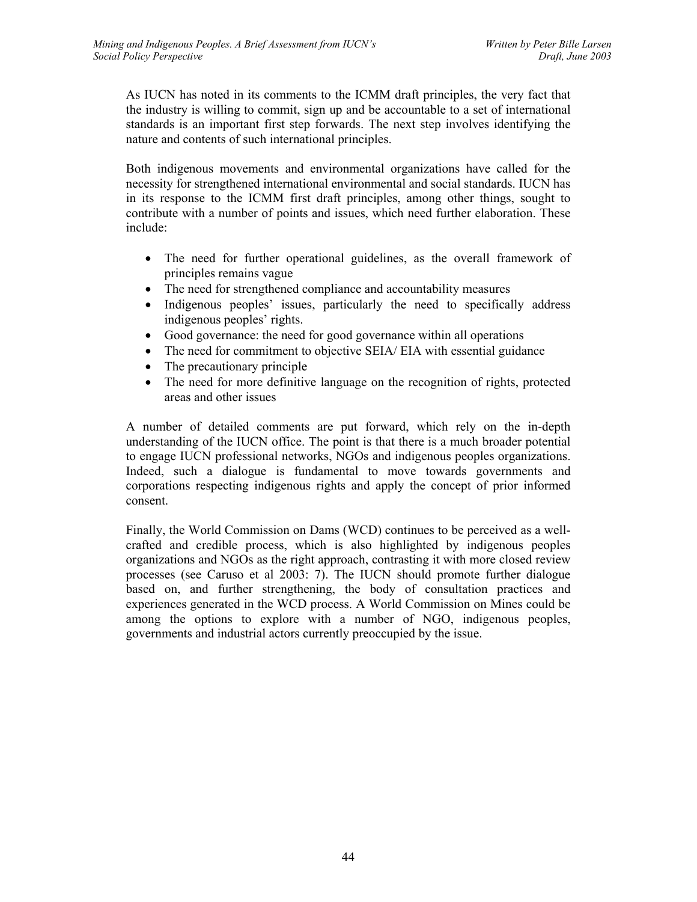As IUCN has noted in its comments to the ICMM draft principles, the very fact that the industry is willing to commit, sign up and be accountable to a set of international standards is an important first step forwards. The next step involves identifying the nature and contents of such international principles.

Both indigenous movements and environmental organizations have called for the necessity for strengthened international environmental and social standards. IUCN has in its response to the ICMM first draft principles, among other things, sought to contribute with a number of points and issues, which need further elaboration. These include:

- The need for further operational guidelines, as the overall framework of principles remains vague
- The need for strengthened compliance and accountability measures
- Indigenous peoples' issues, particularly the need to specifically address indigenous peoples' rights.
- Good governance: the need for good governance within all operations
- The need for commitment to objective SEIA/ EIA with essential guidance
- The precautionary principle
- The need for more definitive language on the recognition of rights, protected areas and other issues

A number of detailed comments are put forward, which rely on the in-depth understanding of the IUCN office. The point is that there is a much broader potential to engage IUCN professional networks, NGOs and indigenous peoples organizations. Indeed, such a dialogue is fundamental to move towards governments and corporations respecting indigenous rights and apply the concept of prior informed consent.

Finally, the World Commission on Dams (WCD) continues to be perceived as a well-crafted and credible process, which is also highlighted by indigenous peoples organizations and NGOs as the right approach, contrasting it with more closed review processes (see Caruso et al 2003: 7). The IUCN should promote further dialogue based on, and further strengthening, the body of consultation practices and experiences generated in the WCD process. A World Commission on Mines could be among the options to explore with a number of NGO, indigenous peoples, governments and industrial actors currently preoccupied by the issue.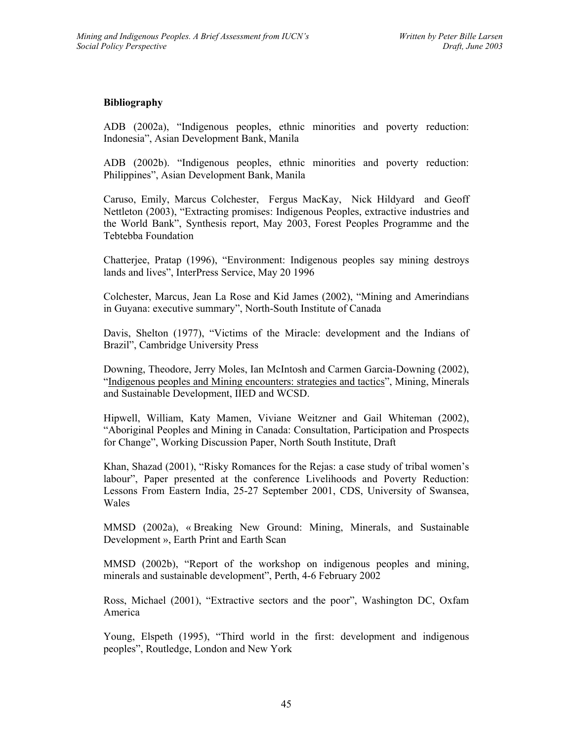**Bibliography**

ADB (2002a), "Indigenous peoples, ethnic minorities and poverty reduction: Indonesia", Asian Development Bank, Manila

ADB (2002b). "Indigenous peoples, ethnic minorities and poverty reduction: Philippines", Asian Development Bank, Manila

Caruso, Emily, Marcus Colchester, Fergus MacKay, Nick Hildyard and Geoff Nettleton (2003), "Extracting promises: Indigenous Peoples, extractive industries and the World Bank", Synthesis report, May 2003, Forest Peoples Programme and the Tebtebba Foundation

Chatterjee, Pratap (1996), "Environment: Indigenous peoples say mining destroys lands and lives", InterPress Service, May 20 1996

Colchester, Marcus, Jean La Rose and Kid James (2002), "Mining and Amerindians in Guyana: executive summary", North-South Institute of Canada

Davis, Shelton (1977), "Victims of the Miracle: development and the Indians of Brazil", Cambridge University Press

Downing, Theodore, Jerry Moles, Ian McIntosh and Carmen Garcia-Downing (2002), "Indigenous peoples and Mining encounters: strategies and tactics", Mining, Minerals and Sustainable Development, IIED and WCSD.

Hipwell, William, Katy Mamen, Viviane Weitzner and Gail Whiteman (2002), "Aboriginal Peoples and Mining in Canada: Consultation, Participation and Prospects for Change", Working Discussion Paper, North South Institute, Draft

Khan, Shazad (2001), "Risky Romances for the Rejas: a case study of tribal women's labour", Paper presented at the conference Livelihoods and Poverty Reduction: Lessons From Eastern India, 25-27 September 2001, CDS, University of Swansea, Wales

MMSD (2002a), « Breaking New Ground: Mining, Minerals, and Sustainable Development », Earth Print and Earth Scan

MMSD (2002b), "Report of the workshop on indigenous peoples and mining, minerals and sustainable development", Perth, 4-6 February 2002

Ross, Michael (2001), "Extractive sectors and the poor", Washington DC, Oxfam America

Young, Elspeth (1995), "Third world in the first: development and indigenous peoples", Routledge, London and New York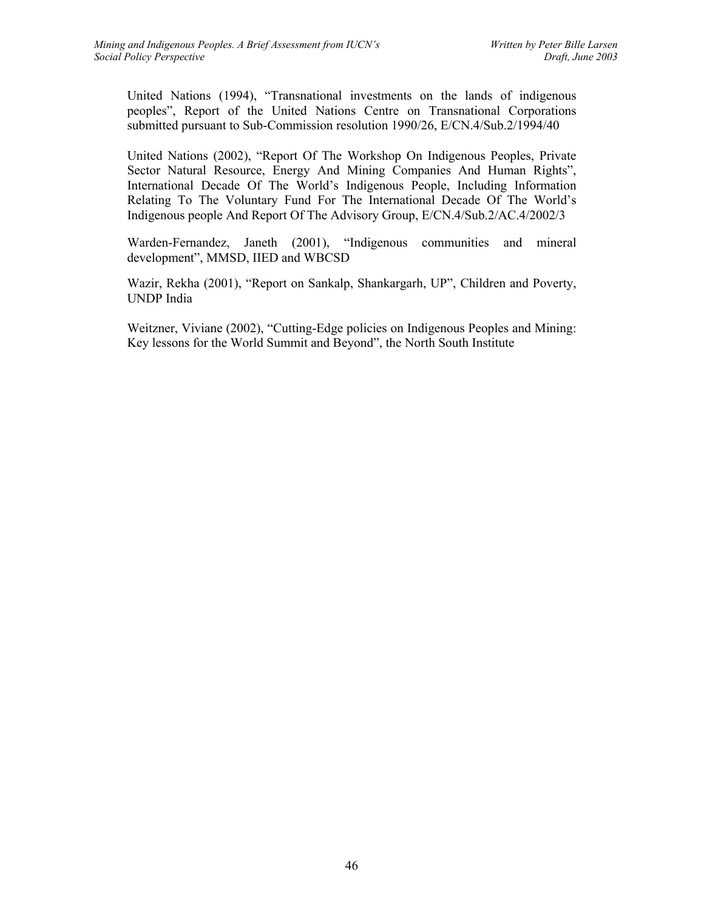United Nations (1994), "Transnational investments on the lands of indigenous peoples", Report of the United Nations Centre on Transnational Corporations submitted pursuant to Sub-Commission resolution 1990/26, E/CN.4/Sub.2/1994/40

United Nations (2002), "Report Of The Workshop On Indigenous Peoples, Private Sector Natural Resource, Energy And Mining Companies And Human Rights", International Decade Of The World's Indigenous People, Including Information Relating To The Voluntary Fund For The International Decade Of The World's Indigenous people And Report Of The Advisory Group, E/CN.4/Sub.2/AC.4/2002/3

Warden-Fernandez, Janeth (2001), "Indigenous communities and mineral development", MMSD, IIED and WBCSD

Wazir, Rekha (2001), "Report on Sankalp, Shankargarh, UP", Children and Poverty, UNDP India

Weitzner, Viviane (2002), "Cutting-Edge policies on Indigenous Peoples and Mining: Key lessons for the World Summit and Beyond", the North South Institute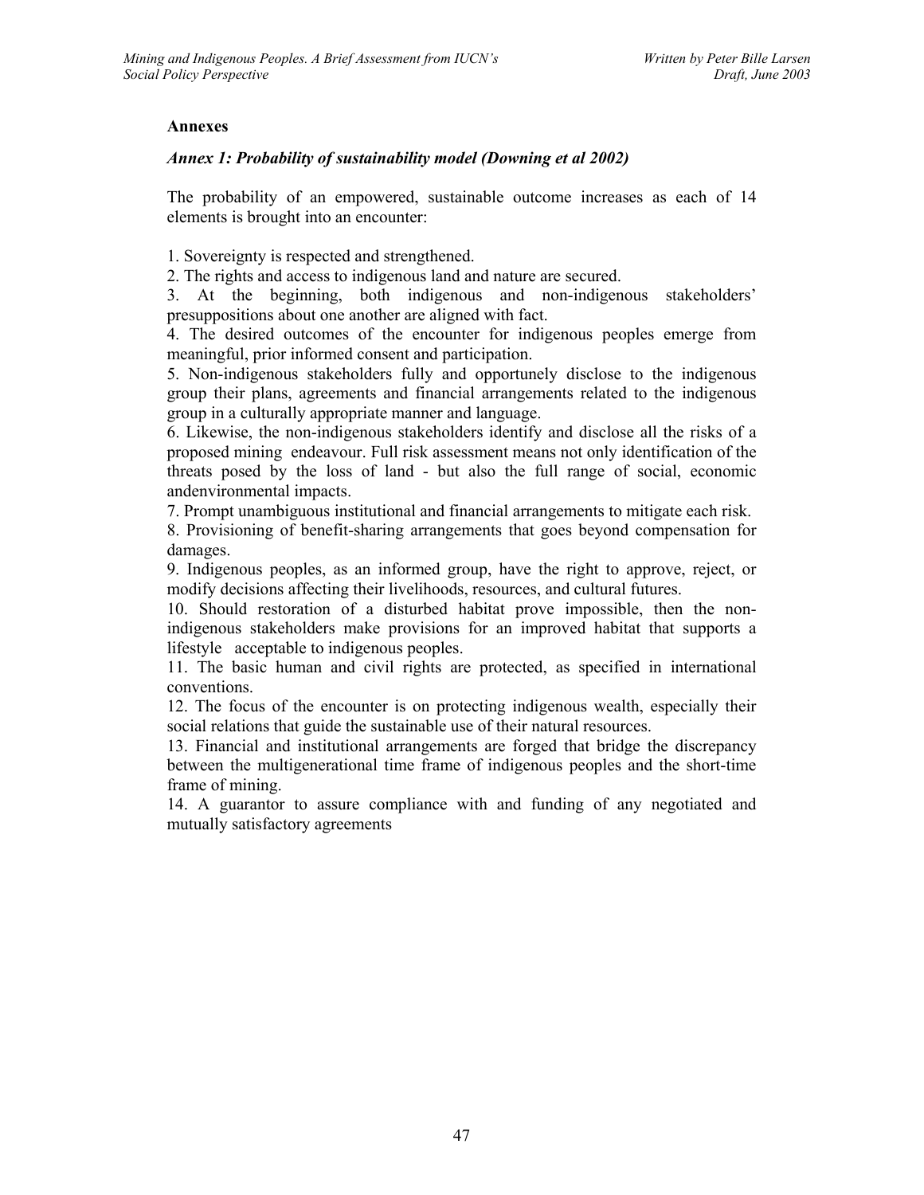## Annexes

### *Annex 1: Probability of sustainability model (Downing et al 2002)*

The probability of an empowered, sustainable outcome increases as each of 14 elements is brought into an encounter:

1. Sovereignty is respected and strengthened.
2. The rights and access to indigenous land and nature are secured.
3. At the beginning, both indigenous and non-indigenous stakeholders' presuppositions about one another are aligned with fact.
4. The desired outcomes of the encounter for indigenous peoples emerge from meaningful, prior informed consent and participation.
5. Non-indigenous stakeholders fully and opportunely disclose to the indigenous group their plans, agreements and financial arrangements related to the indigenous group in a culturally appropriate manner and language.
6. Likewise, the non-indigenous stakeholders identify and disclose all the risks of a proposed mining endeavour. Full risk assessment means not only identification of the threats posed by the loss of land - but also the full range of social, economic andenvironmental impacts.
7. Prompt unambiguous institutional and financial arrangements to mitigate each risk.
8. Provisioning of benefit-sharing arrangements that goes beyond compensation for damages.
9. Indigenous peoples, as an informed group, have the right to approve, reject, or modify decisions affecting their livelihoods, resources, and cultural futures.
10. Should restoration of a disturbed habitat prove impossible, then the non-indigenous stakeholders make provisions for an improved habitat that supports a lifestyle acceptable to indigenous peoples.
11. The basic human and civil rights are protected, as specified in international conventions.
12. The focus of the encounter is on protecting indigenous wealth, especially their social relations that guide the sustainable use of their natural resources.
13. Financial and institutional arrangements are forged that bridge the discrepancy between the multigenerational time frame of indigenous peoples and the short-time frame of mining.
14. A guarantor to assure compliance with and funding of any negotiated and mutually satisfactory agreements